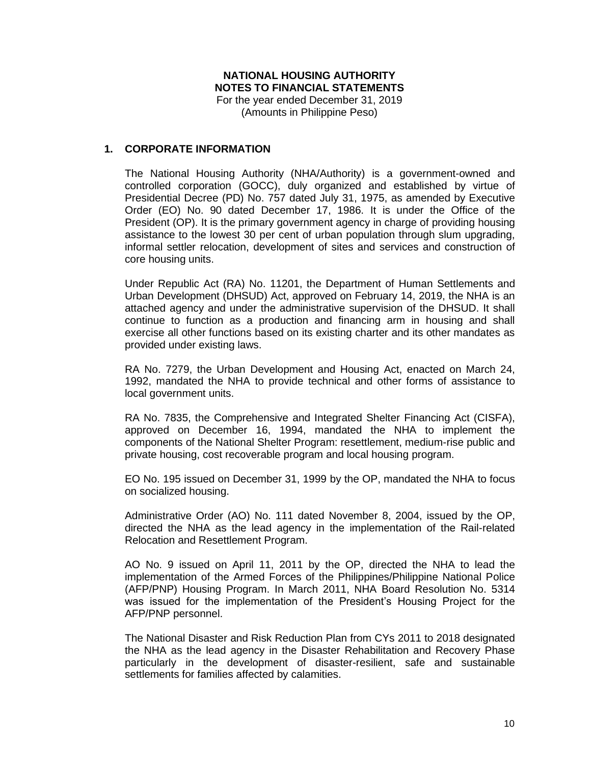**NATIONAL HOUSING AUTHORITY**
**NOTES TO FINANCIAL STATEMENTS**
For the year ended December 31, 2019
(Amounts in Philippine Peso)

## 1. CORPORATE INFORMATION

The National Housing Authority (NHA/Authority) is a government-owned and controlled corporation (GOCC), duly organized and established by virtue of Presidential Decree (PD) No. 757 dated July 31, 1975, as amended by Executive Order (EO) No. 90 dated December 17, 1986. It is under the Office of the President (OP). It is the primary government agency in charge of providing housing assistance to the lowest 30 per cent of urban population through slum upgrading, informal settler relocation, development of sites and services and construction of core housing units.

Under Republic Act (RA) No. 11201, the Department of Human Settlements and Urban Development (DHSUD) Act, approved on February 14, 2019, the NHA is an attached agency and under the administrative supervision of the DHSUD. It shall continue to function as a production and financing arm in housing and shall exercise all other functions based on its existing charter and its other mandates as provided under existing laws.

RA No. 7279, the Urban Development and Housing Act, enacted on March 24, 1992, mandated the NHA to provide technical and other forms of assistance to local government units.

RA No. 7835, the Comprehensive and Integrated Shelter Financing Act (CISFA), approved on December 16, 1994, mandated the NHA to implement the components of the National Shelter Program: resettlement, medium-rise public and private housing, cost recoverable program and local housing program.

EO No. 195 issued on December 31, 1999 by the OP, mandated the NHA to focus on socialized housing.

Administrative Order (AO) No. 111 dated November 8, 2004, issued by the OP, directed the NHA as the lead agency in the implementation of the Rail-related Relocation and Resettlement Program.

AO No. 9 issued on April 11, 2011 by the OP, directed the NHA to lead the implementation of the Armed Forces of the Philippines/Philippine National Police (AFP/PNP) Housing Program. In March 2011, NHA Board Resolution No. 5314 was issued for the implementation of the President's Housing Project for the AFP/PNP personnel.

The National Disaster and Risk Reduction Plan from CYs 2011 to 2018 designated the NHA as the lead agency in the Disaster Rehabilitation and Recovery Phase particularly in the development of disaster-resilient, safe and sustainable settlements for families affected by calamities.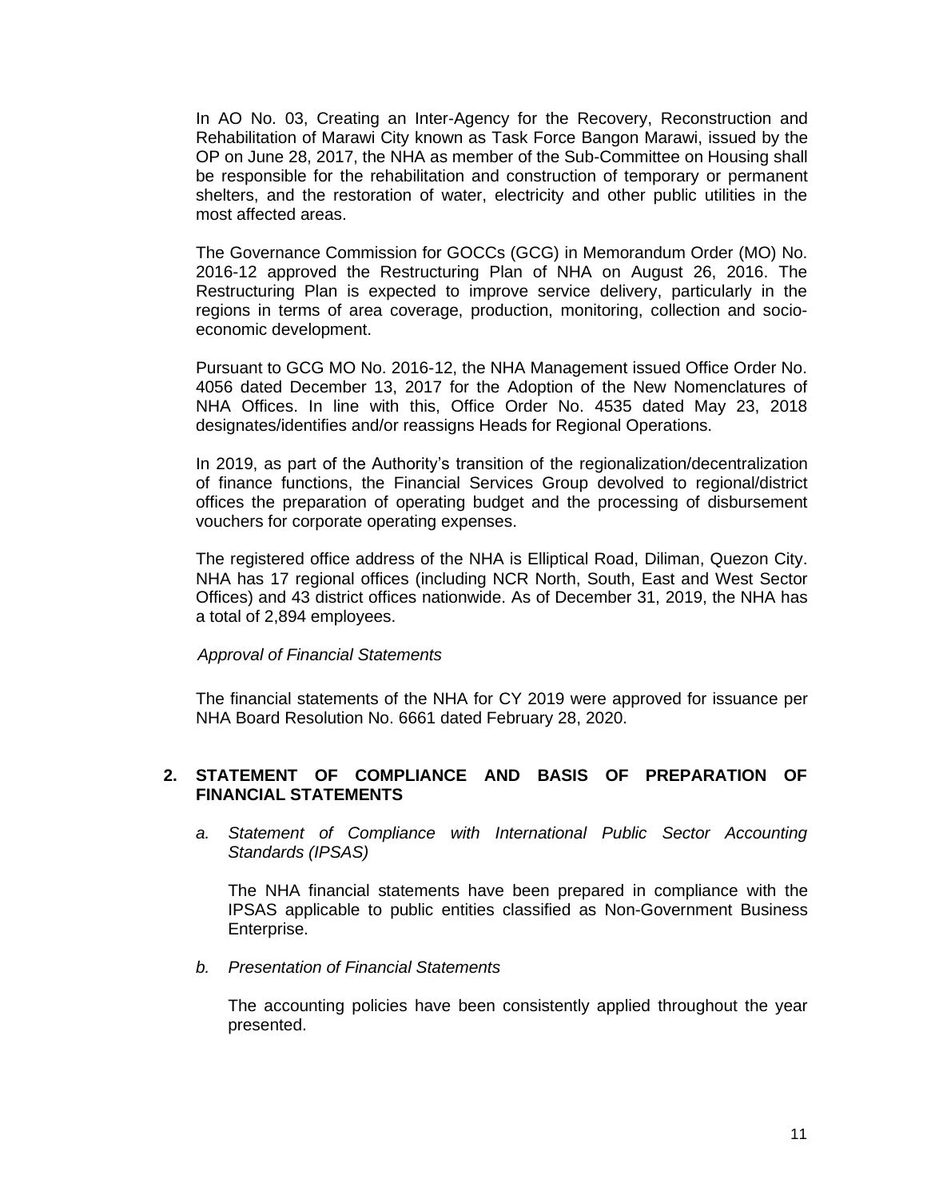In AO No. 03, Creating an Inter-Agency for the Recovery, Reconstruction and Rehabilitation of Marawi City known as Task Force Bangon Marawi, issued by the OP on June 28, 2017, the NHA as member of the Sub-Committee on Housing shall be responsible for the rehabilitation and construction of temporary or permanent shelters, and the restoration of water, electricity and other public utilities in the most affected areas.

The Governance Commission for GOCCs (GCG) in Memorandum Order (MO) No. 2016-12 approved the Restructuring Plan of NHA on August 26, 2016. The Restructuring Plan is expected to improve service delivery, particularly in the regions in terms of area coverage, production, monitoring, collection and socio-economic development.

Pursuant to GCG MO No. 2016-12, the NHA Management issued Office Order No. 4056 dated December 13, 2017 for the Adoption of the New Nomenclatures of NHA Offices. In line with this, Office Order No. 4535 dated May 23, 2018 designates/identifies and/or reassigns Heads for Regional Operations.

In 2019, as part of the Authority's transition of the regionalization/decentralization of finance functions, the Financial Services Group devolved to regional/district offices the preparation of operating budget and the processing of disbursement vouchers for corporate operating expenses.

The registered office address of the NHA is Elliptical Road, Diliman, Quezon City. NHA has 17 regional offices (including NCR North, South, East and West Sector Offices) and 43 district offices nationwide. As of December 31, 2019, the NHA has a total of 2,894 employees.

*Approval of Financial Statements*

The financial statements of the NHA for CY 2019 were approved for issuance per NHA Board Resolution No. 6661 dated February 28, 2020.

## 2. STATEMENT OF COMPLIANCE AND BASIS OF PREPARATION OF FINANCIAL STATEMENTS

*a. Statement of Compliance with International Public Sector Accounting Standards (IPSAS)*

The NHA financial statements have been prepared in compliance with the IPSAS applicable to public entities classified as Non-Government Business Enterprise.

*b. Presentation of Financial Statements*

The accounting policies have been consistently applied throughout the year presented.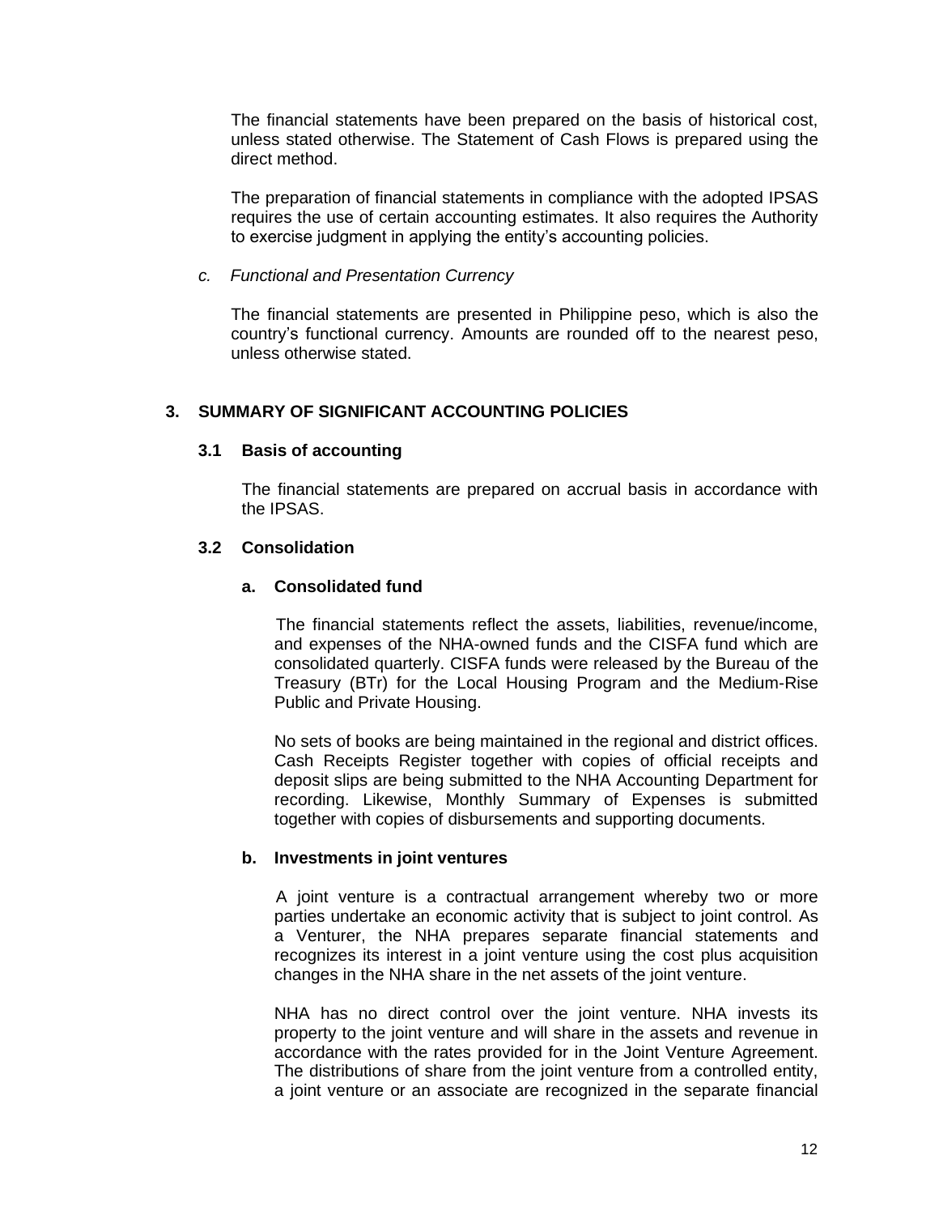The financial statements have been prepared on the basis of historical cost, unless stated otherwise. The Statement of Cash Flows is prepared using the direct method.

The preparation of financial statements in compliance with the adopted IPSAS requires the use of certain accounting estimates. It also requires the Authority to exercise judgment in applying the entity's accounting policies.

*c. Functional and Presentation Currency*

The financial statements are presented in Philippine peso, which is also the country's functional currency. Amounts are rounded off to the nearest peso, unless otherwise stated.

## 3. SUMMARY OF SIGNIFICANT ACCOUNTING POLICIES

### 3.1 Basis of accounting

The financial statements are prepared on accrual basis in accordance with the IPSAS.

### 3.2 Consolidation

#### a. Consolidated fund

The financial statements reflect the assets, liabilities, revenue/income, and expenses of the NHA-owned funds and the CISFA fund which are consolidated quarterly. CISFA funds were released by the Bureau of the Treasury (BTr) for the Local Housing Program and the Medium-Rise Public and Private Housing.

No sets of books are being maintained in the regional and district offices. Cash Receipts Register together with copies of official receipts and deposit slips are being submitted to the NHA Accounting Department for recording. Likewise, Monthly Summary of Expenses is submitted together with copies of disbursements and supporting documents.

#### b. Investments in joint ventures

A joint venture is a contractual arrangement whereby two or more parties undertake an economic activity that is subject to joint control. As a Venturer, the NHA prepares separate financial statements and recognizes its interest in a joint venture using the cost plus acquisition changes in the NHA share in the net assets of the joint venture.

NHA has no direct control over the joint venture. NHA invests its property to the joint venture and will share in the assets and revenue in accordance with the rates provided for in the Joint Venture Agreement. The distributions of share from the joint venture from a controlled entity, a joint venture or an associate are recognized in the separate financial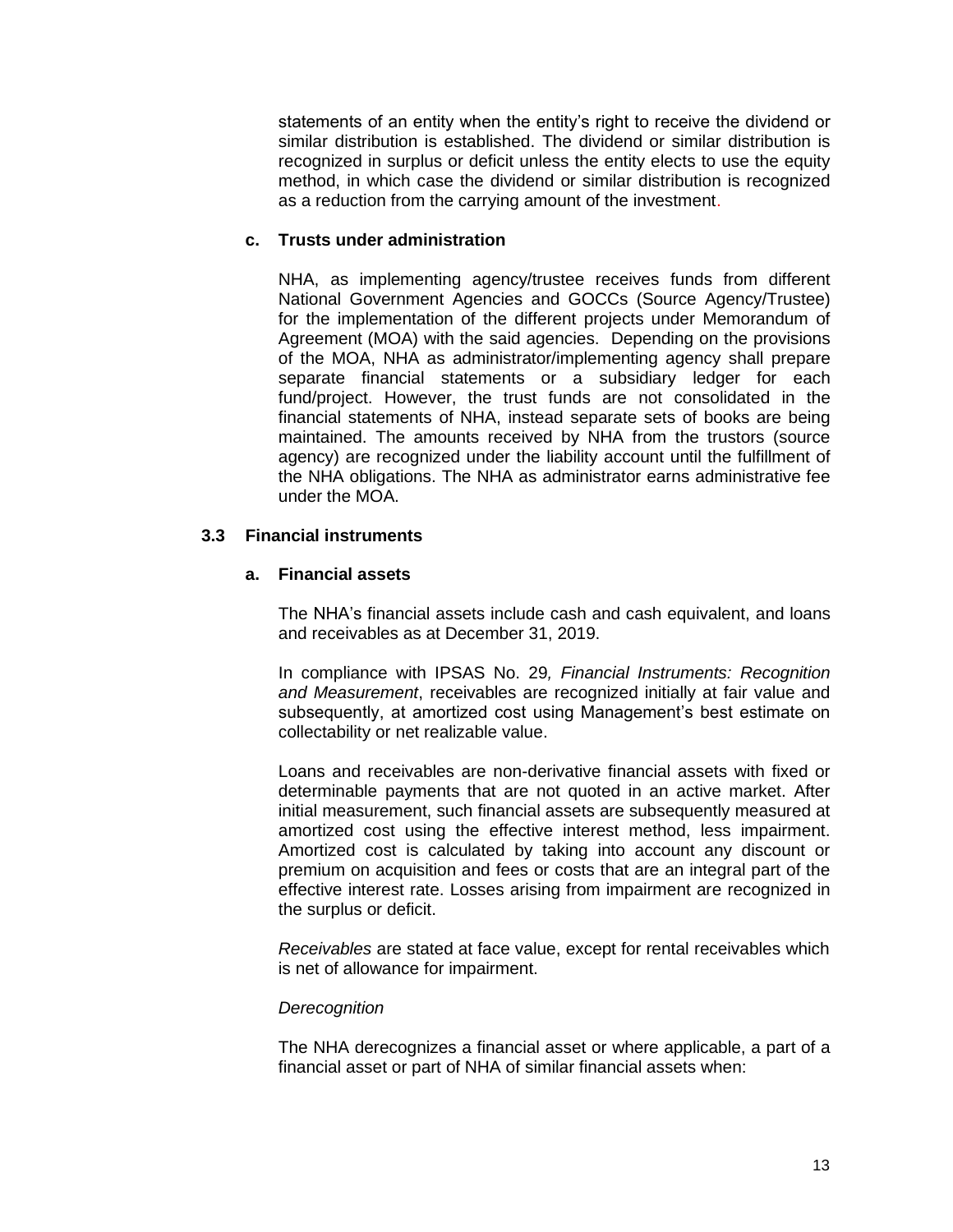statements of an entity when the entity's right to receive the dividend or similar distribution is established. The dividend or similar distribution is recognized in surplus or deficit unless the entity elects to use the equity method, in which case the dividend or similar distribution is recognized as a reduction from the carrying amount of the investment.

#### c. Trusts under administration

NHA, as implementing agency/trustee receives funds from different National Government Agencies and GOCCs (Source Agency/Trustee) for the implementation of the different projects under Memorandum of Agreement (MOA) with the said agencies. Depending on the provisions of the MOA, NHA as administrator/implementing agency shall prepare separate financial statements or a subsidiary ledger for each fund/project. However, the trust funds are not consolidated in the financial statements of NHA, instead separate sets of books are being maintained. The amounts received by NHA from the trustors (source agency) are recognized under the liability account until the fulfillment of the NHA obligations. The NHA as administrator earns administrative fee under the MOA.

### 3.3 Financial instruments

#### a. Financial assets

The NHA's financial assets include cash and cash equivalent, and loans and receivables as at December 31, 2019.

In compliance with IPSAS No. 29*, Financial Instruments: Recognition and Measurement*, receivables are recognized initially at fair value and subsequently, at amortized cost using Management's best estimate on collectability or net realizable value.

Loans and receivables are non-derivative financial assets with fixed or determinable payments that are not quoted in an active market. After initial measurement, such financial assets are subsequently measured at amortized cost using the effective interest method, less impairment. Amortized cost is calculated by taking into account any discount or premium on acquisition and fees or costs that are an integral part of the effective interest rate. Losses arising from impairment are recognized in the surplus or deficit.

*Receivables* are stated at face value, except for rental receivables which is net of allowance for impairment.

*Derecognition*

The NHA derecognizes a financial asset or where applicable, a part of a financial asset or part of NHA of similar financial assets when: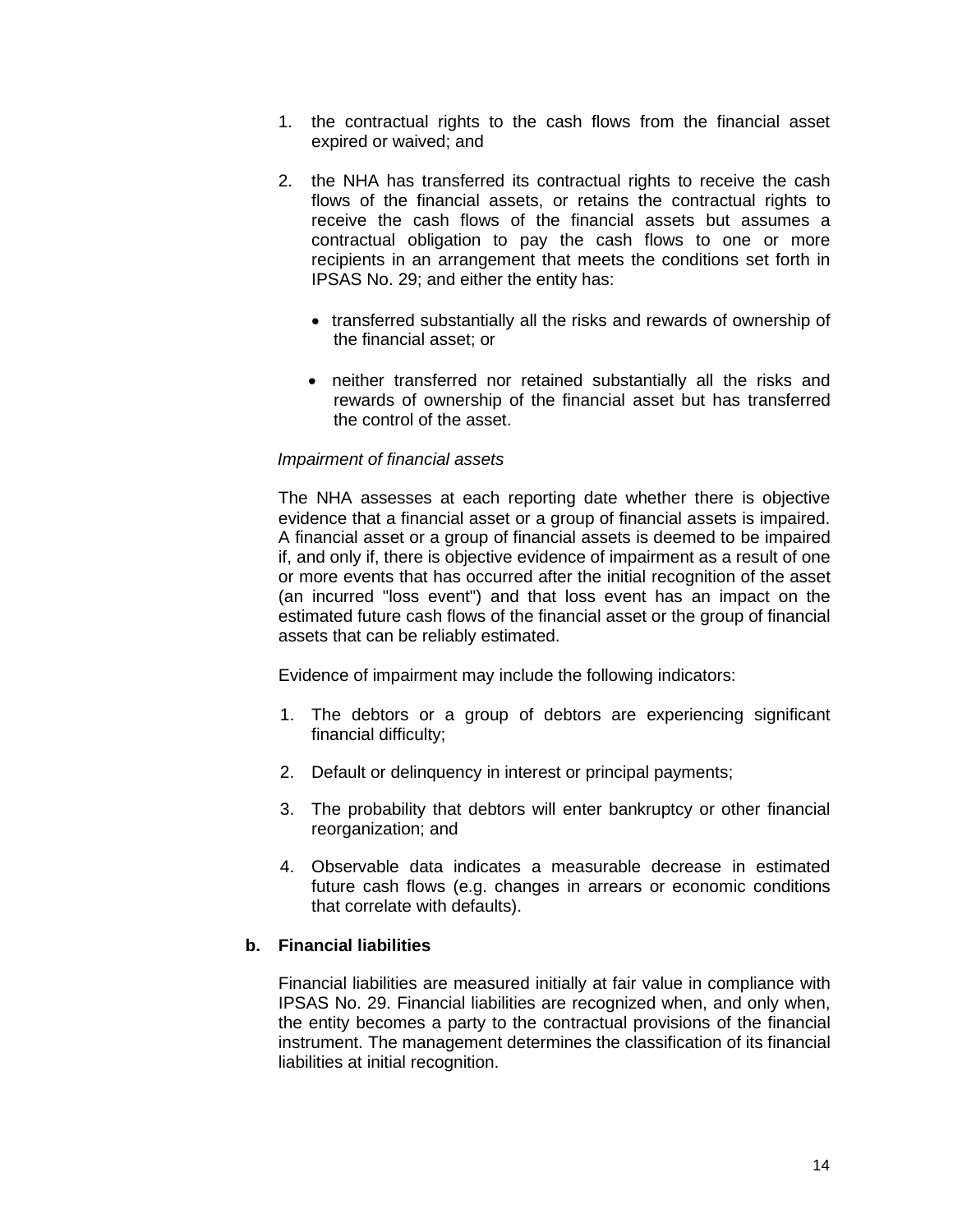1. the contractual rights to the cash flows from the financial asset expired or waived; and

2. the NHA has transferred its contractual rights to receive the cash flows of the financial assets, or retains the contractual rights to receive the cash flows of the financial assets but assumes a contractual obligation to pay the cash flows to one or more recipients in an arrangement that meets the conditions set forth in IPSAS No. 29; and either the entity has:

   - transferred substantially all the risks and rewards of ownership of the financial asset; or

   - neither transferred nor retained substantially all the risks and rewards of ownership of the financial asset but has transferred the control of the asset.

*Impairment of financial assets*

The NHA assesses at each reporting date whether there is objective evidence that a financial asset or a group of financial assets is impaired. A financial asset or a group of financial assets is deemed to be impaired if, and only if, there is objective evidence of impairment as a result of one or more events that has occurred after the initial recognition of the asset (an incurred "loss event") and that loss event has an impact on the estimated future cash flows of the financial asset or the group of financial assets that can be reliably estimated.

Evidence of impairment may include the following indicators:

1. The debtors or a group of debtors are experiencing significant financial difficulty;

2. Default or delinquency in interest or principal payments;

3. The probability that debtors will enter bankruptcy or other financial reorganization; and

4. Observable data indicates a measurable decrease in estimated future cash flows (e.g. changes in arrears or economic conditions that correlate with defaults).

**b. Financial liabilities**

Financial liabilities are measured initially at fair value in compliance with IPSAS No. 29. Financial liabilities are recognized when, and only when, the entity becomes a party to the contractual provisions of the financial instrument. The management determines the classification of its financial liabilities at initial recognition.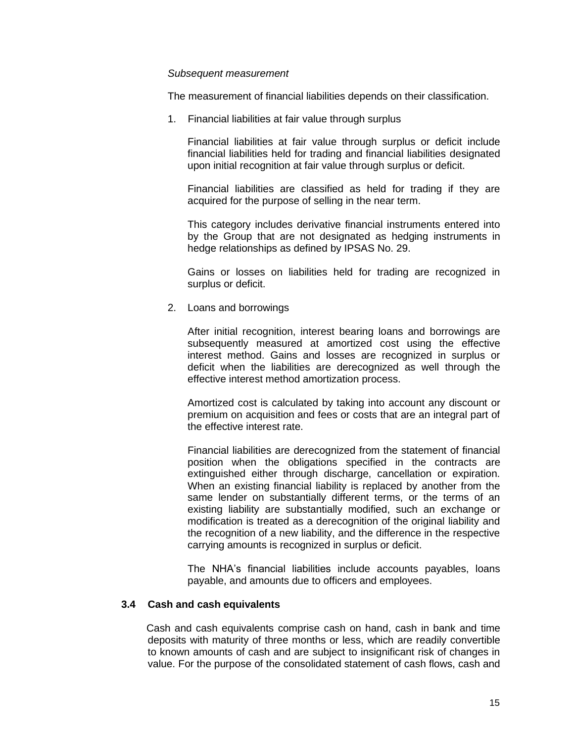*Subsequent measurement*

The measurement of financial liabilities depends on their classification.

1. Financial liabilities at fair value through surplus

   Financial liabilities at fair value through surplus or deficit include financial liabilities held for trading and financial liabilities designated upon initial recognition at fair value through surplus or deficit.

   Financial liabilities are classified as held for trading if they are acquired for the purpose of selling in the near term.

   This category includes derivative financial instruments entered into by the Group that are not designated as hedging instruments in hedge relationships as defined by IPSAS No. 29.

   Gains or losses on liabilities held for trading are recognized in surplus or deficit.

2. Loans and borrowings

   After initial recognition, interest bearing loans and borrowings are subsequently measured at amortized cost using the effective interest method. Gains and losses are recognized in surplus or deficit when the liabilities are derecognized as well through the effective interest method amortization process.

   Amortized cost is calculated by taking into account any discount or premium on acquisition and fees or costs that are an integral part of the effective interest rate.

   Financial liabilities are derecognized from the statement of financial position when the obligations specified in the contracts are extinguished either through discharge, cancellation or expiration. When an existing financial liability is replaced by another from the same lender on substantially different terms, or the terms of an existing liability are substantially modified, such an exchange or modification is treated as a derecognition of the original liability and the recognition of a new liability, and the difference in the respective carrying amounts is recognized in surplus or deficit.

   The NHA's financial liabilities include accounts payables, loans payable, and amounts due to officers and employees.

### 3.4 Cash and cash equivalents

Cash and cash equivalents comprise cash on hand, cash in bank and time deposits with maturity of three months or less, which are readily convertible to known amounts of cash and are subject to insignificant risk of changes in value. For the purpose of the consolidated statement of cash flows, cash and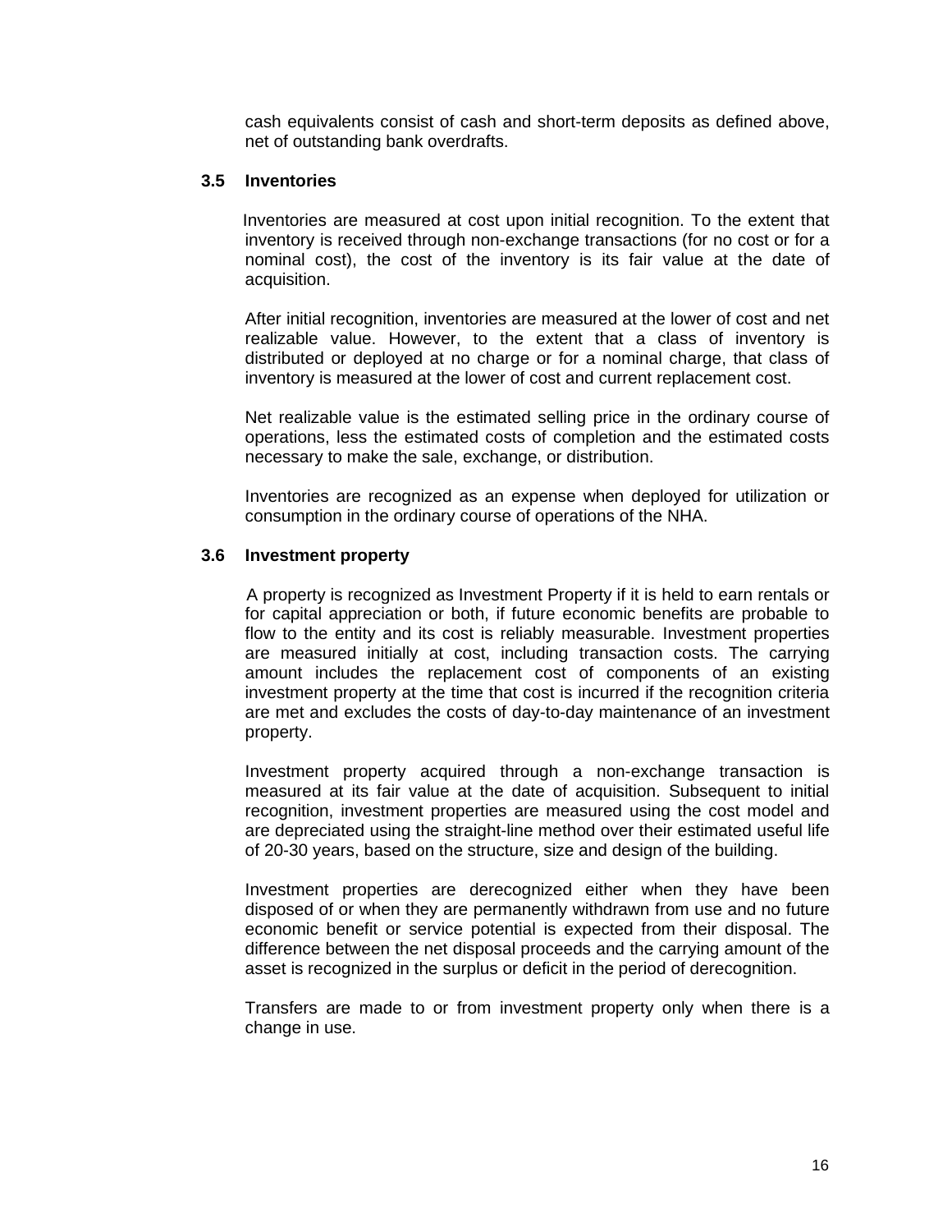cash equivalents consist of cash and short-term deposits as defined above, net of outstanding bank overdrafts.

### 3.5 Inventories

Inventories are measured at cost upon initial recognition. To the extent that inventory is received through non-exchange transactions (for no cost or for a nominal cost), the cost of the inventory is its fair value at the date of acquisition.

After initial recognition, inventories are measured at the lower of cost and net realizable value. However, to the extent that a class of inventory is distributed or deployed at no charge or for a nominal charge, that class of inventory is measured at the lower of cost and current replacement cost.

Net realizable value is the estimated selling price in the ordinary course of operations, less the estimated costs of completion and the estimated costs necessary to make the sale, exchange, or distribution.

Inventories are recognized as an expense when deployed for utilization or consumption in the ordinary course of operations of the NHA.

### 3.6 Investment property

A property is recognized as Investment Property if it is held to earn rentals or for capital appreciation or both, if future economic benefits are probable to flow to the entity and its cost is reliably measurable. Investment properties are measured initially at cost, including transaction costs. The carrying amount includes the replacement cost of components of an existing investment property at the time that cost is incurred if the recognition criteria are met and excludes the costs of day-to-day maintenance of an investment property.

Investment property acquired through a non-exchange transaction is measured at its fair value at the date of acquisition. Subsequent to initial recognition, investment properties are measured using the cost model and are depreciated using the straight-line method over their estimated useful life of 20-30 years, based on the structure, size and design of the building.

Investment properties are derecognized either when they have been disposed of or when they are permanently withdrawn from use and no future economic benefit or service potential is expected from their disposal. The difference between the net disposal proceeds and the carrying amount of the asset is recognized in the surplus or deficit in the period of derecognition.

Transfers are made to or from investment property only when there is a change in use.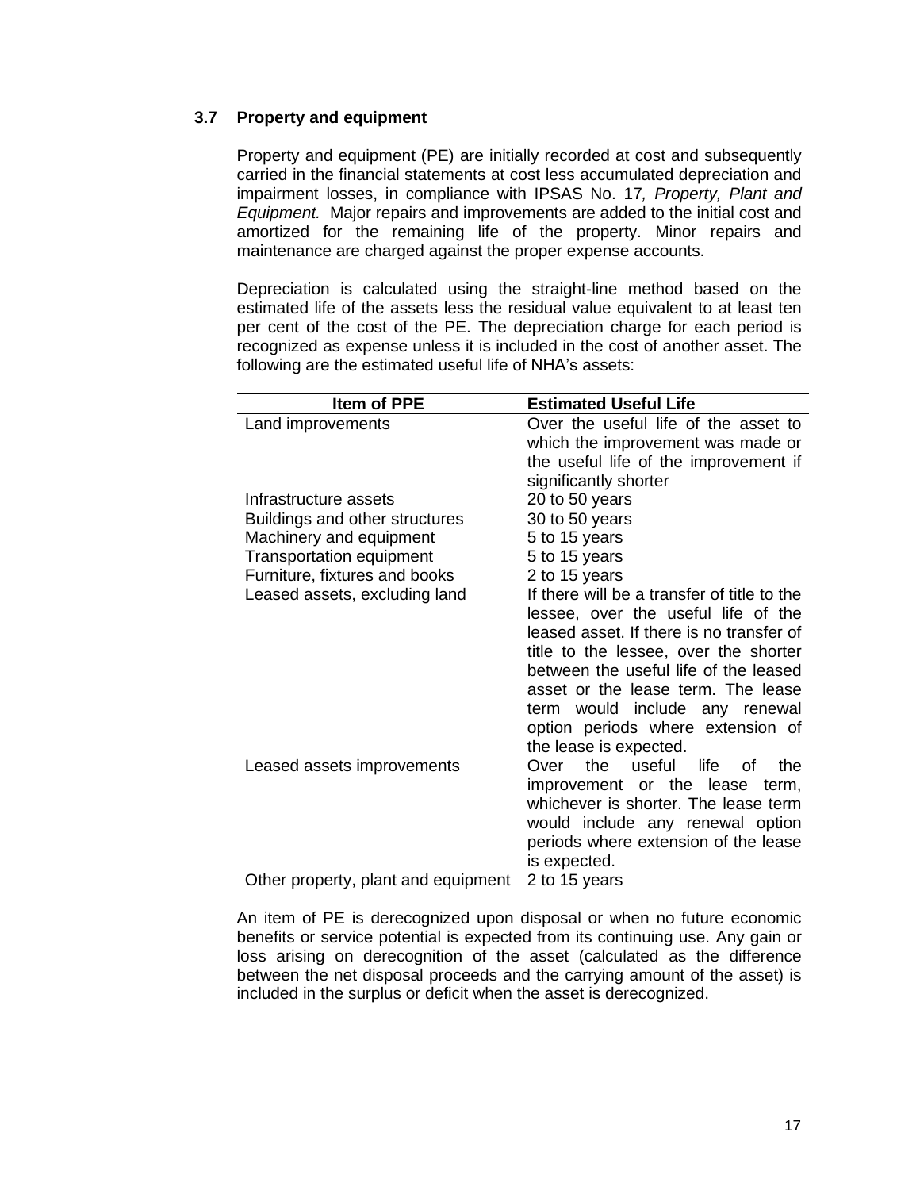### 3.7 Property and equipment

Property and equipment (PE) are initially recorded at cost and subsequently carried in the financial statements at cost less accumulated depreciation and impairment losses, in compliance with IPSAS No. 17*, Property, Plant and Equipment.* Major repairs and improvements are added to the initial cost and amortized for the remaining life of the property. Minor repairs and maintenance are charged against the proper expense accounts.

Depreciation is calculated using the straight-line method based on the estimated life of the assets less the residual value equivalent to at least ten per cent of the cost of the PE. The depreciation charge for each period is recognized as expense unless it is included in the cost of another asset. The following are the estimated useful life of NHA's assets:

| Item of PPE | Estimated Useful Life |
|---|---|
| Land improvements | Over the useful life of the asset to which the improvement was made or the useful life of the improvement if significantly shorter |
| Infrastructure assets | 20 to 50 years |
| Buildings and other structures | 30 to 50 years |
| Machinery and equipment | 5 to 15 years |
| Transportation equipment | 5 to 15 years |
| Furniture, fixtures and books | 2 to 15 years |
| Leased assets, excluding land | If there will be a transfer of title to the lessee, over the useful life of the leased asset. If there is no transfer of title to the lessee, over the shorter between the useful life of the leased asset or the lease term. The lease term would include any renewal option periods where extension of the lease is expected. |
| Leased assets improvements | Over the useful life of the improvement or the lease term, whichever is shorter. The lease term would include any renewal option periods where extension of the lease is expected. |
| Other property, plant and equipment | 2 to 15 years |

An item of PE is derecognized upon disposal or when no future economic benefits or service potential is expected from its continuing use. Any gain or loss arising on derecognition of the asset (calculated as the difference between the net disposal proceeds and the carrying amount of the asset) is included in the surplus or deficit when the asset is derecognized.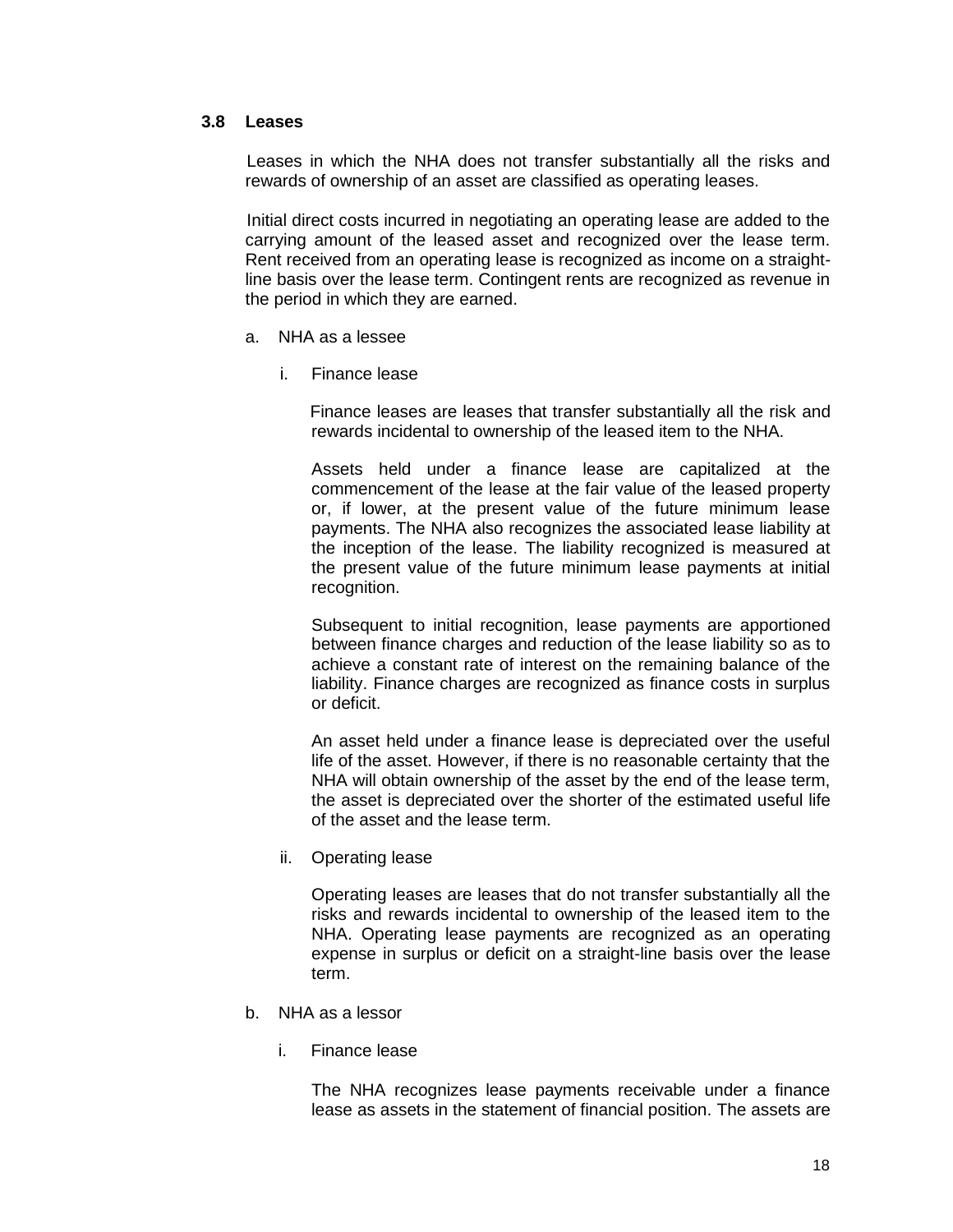### 3.8 Leases

Leases in which the NHA does not transfer substantially all the risks and rewards of ownership of an asset are classified as operating leases.

Initial direct costs incurred in negotiating an operating lease are added to the carrying amount of the leased asset and recognized over the lease term. Rent received from an operating lease is recognized as income on a straight-line basis over the lease term. Contingent rents are recognized as revenue in the period in which they are earned.

a. NHA as a lessee

i. Finance lease

Finance leases are leases that transfer substantially all the risk and rewards incidental to ownership of the leased item to the NHA.

Assets held under a finance lease are capitalized at the commencement of the lease at the fair value of the leased property or, if lower, at the present value of the future minimum lease payments. The NHA also recognizes the associated lease liability at the inception of the lease. The liability recognized is measured at the present value of the future minimum lease payments at initial recognition.

Subsequent to initial recognition, lease payments are apportioned between finance charges and reduction of the lease liability so as to achieve a constant rate of interest on the remaining balance of the liability. Finance charges are recognized as finance costs in surplus or deficit.

An asset held under a finance lease is depreciated over the useful life of the asset. However, if there is no reasonable certainty that the NHA will obtain ownership of the asset by the end of the lease term, the asset is depreciated over the shorter of the estimated useful life of the asset and the lease term.

ii. Operating lease

Operating leases are leases that do not transfer substantially all the risks and rewards incidental to ownership of the leased item to the NHA. Operating lease payments are recognized as an operating expense in surplus or deficit on a straight-line basis over the lease term.

b. NHA as a lessor

i. Finance lease

The NHA recognizes lease payments receivable under a finance lease as assets in the statement of financial position. The assets are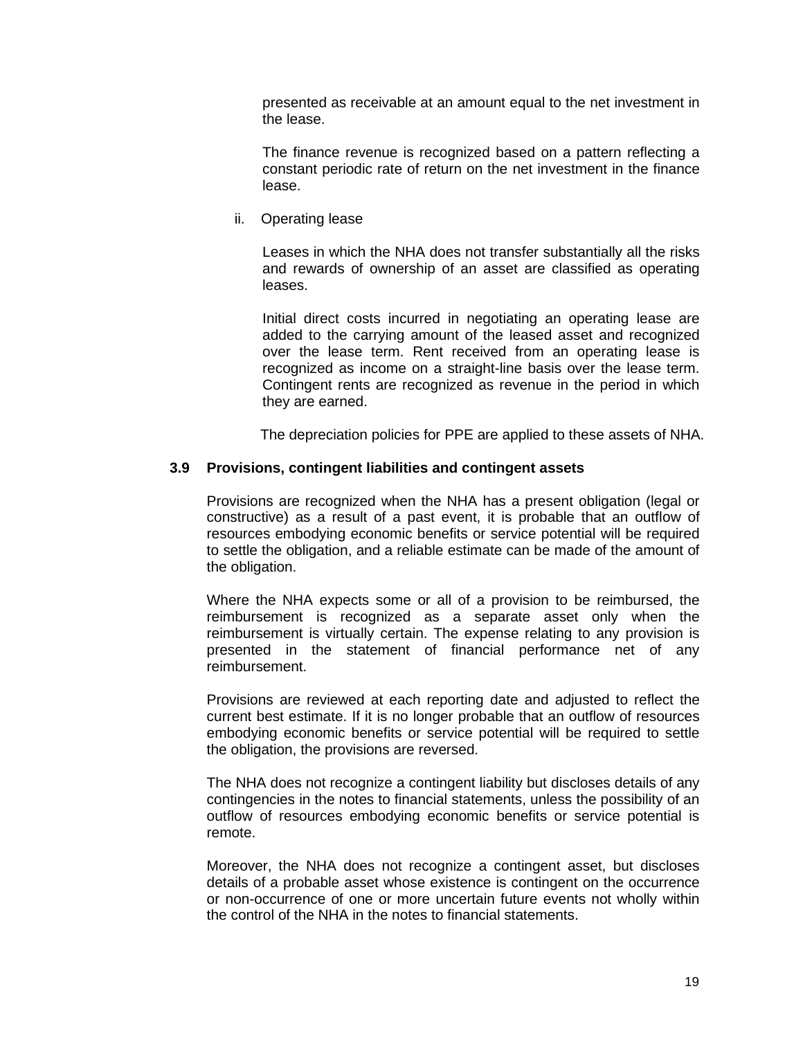presented as receivable at an amount equal to the net investment in the lease.

The finance revenue is recognized based on a pattern reflecting a constant periodic rate of return on the net investment in the finance lease.

ii. Operating lease

Leases in which the NHA does not transfer substantially all the risks and rewards of ownership of an asset are classified as operating leases.

Initial direct costs incurred in negotiating an operating lease are added to the carrying amount of the leased asset and recognized over the lease term. Rent received from an operating lease is recognized as income on a straight-line basis over the lease term. Contingent rents are recognized as revenue in the period in which they are earned.

The depreciation policies for PPE are applied to these assets of NHA.

### 3.9 Provisions, contingent liabilities and contingent assets

Provisions are recognized when the NHA has a present obligation (legal or constructive) as a result of a past event, it is probable that an outflow of resources embodying economic benefits or service potential will be required to settle the obligation, and a reliable estimate can be made of the amount of the obligation.

Where the NHA expects some or all of a provision to be reimbursed, the reimbursement is recognized as a separate asset only when the reimbursement is virtually certain. The expense relating to any provision is presented in the statement of financial performance net of any reimbursement.

Provisions are reviewed at each reporting date and adjusted to reflect the current best estimate. If it is no longer probable that an outflow of resources embodying economic benefits or service potential will be required to settle the obligation, the provisions are reversed.

The NHA does not recognize a contingent liability but discloses details of any contingencies in the notes to financial statements, unless the possibility of an outflow of resources embodying economic benefits or service potential is remote.

Moreover, the NHA does not recognize a contingent asset, but discloses details of a probable asset whose existence is contingent on the occurrence or non-occurrence of one or more uncertain future events not wholly within the control of the NHA in the notes to financial statements.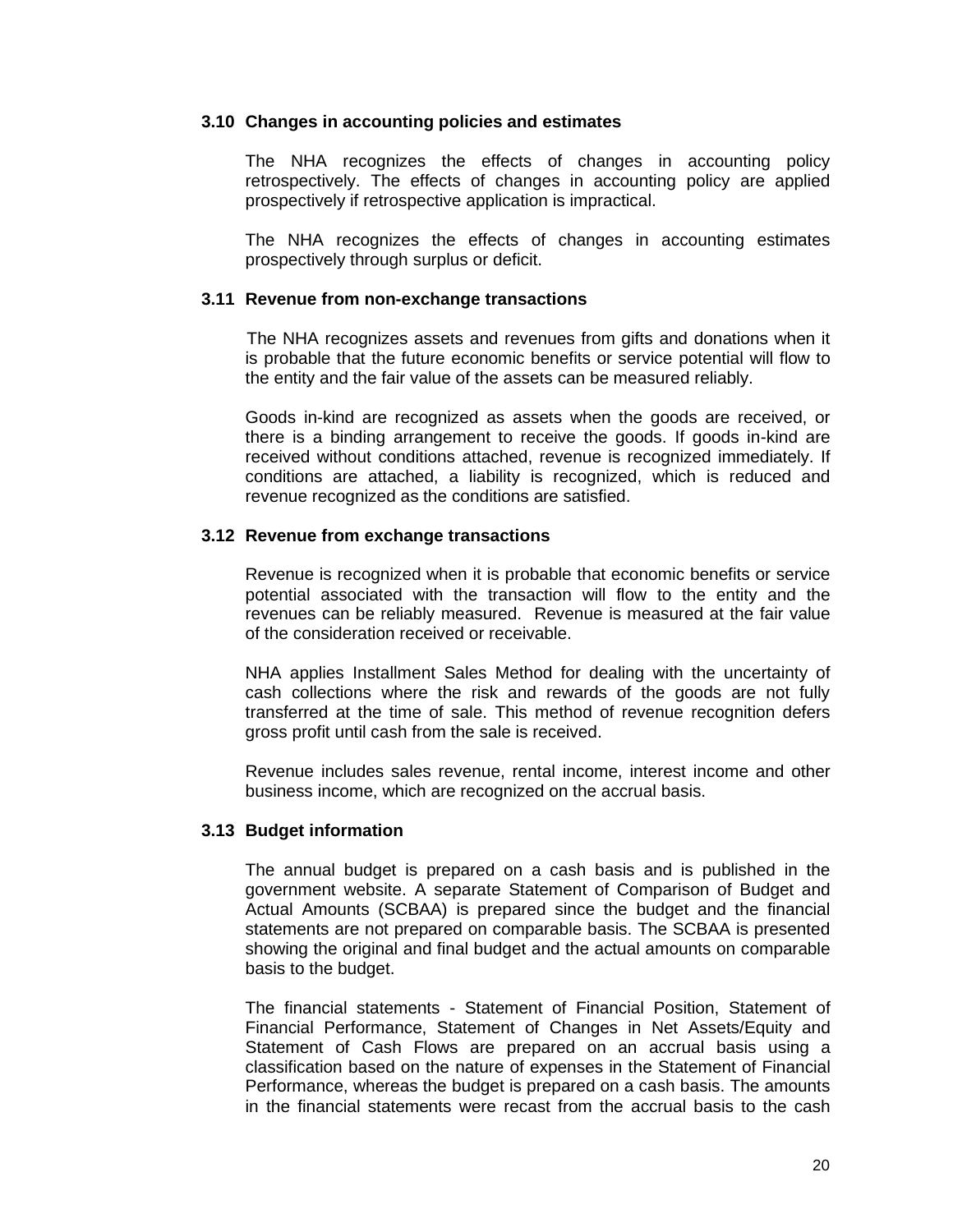### 3.10 Changes in accounting policies and estimates

The NHA recognizes the effects of changes in accounting policy retrospectively. The effects of changes in accounting policy are applied prospectively if retrospective application is impractical.

The NHA recognizes the effects of changes in accounting estimates prospectively through surplus or deficit.

### 3.11 Revenue from non-exchange transactions

The NHA recognizes assets and revenues from gifts and donations when it is probable that the future economic benefits or service potential will flow to the entity and the fair value of the assets can be measured reliably.

Goods in-kind are recognized as assets when the goods are received, or there is a binding arrangement to receive the goods. If goods in-kind are received without conditions attached, revenue is recognized immediately. If conditions are attached, a liability is recognized, which is reduced and revenue recognized as the conditions are satisfied.

### 3.12 Revenue from exchange transactions

Revenue is recognized when it is probable that economic benefits or service potential associated with the transaction will flow to the entity and the revenues can be reliably measured. Revenue is measured at the fair value of the consideration received or receivable.

NHA applies Installment Sales Method for dealing with the uncertainty of cash collections where the risk and rewards of the goods are not fully transferred at the time of sale. This method of revenue recognition defers gross profit until cash from the sale is received.

Revenue includes sales revenue, rental income, interest income and other business income, which are recognized on the accrual basis.

### 3.13 Budget information

The annual budget is prepared on a cash basis and is published in the government website. A separate Statement of Comparison of Budget and Actual Amounts (SCBAA) is prepared since the budget and the financial statements are not prepared on comparable basis. The SCBAA is presented showing the original and final budget and the actual amounts on comparable basis to the budget.

The financial statements - Statement of Financial Position, Statement of Financial Performance, Statement of Changes in Net Assets/Equity and Statement of Cash Flows are prepared on an accrual basis using a classification based on the nature of expenses in the Statement of Financial Performance, whereas the budget is prepared on a cash basis. The amounts in the financial statements were recast from the accrual basis to the cash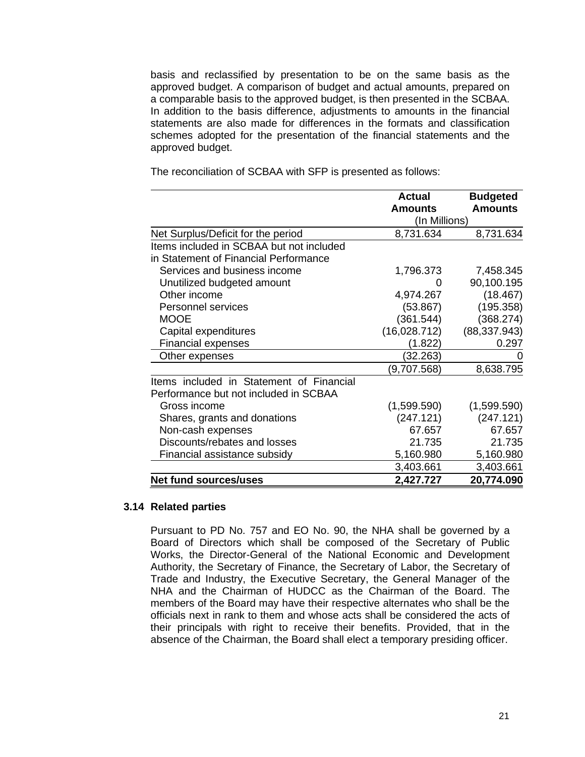basis and reclassified by presentation to be on the same basis as the approved budget. A comparison of budget and actual amounts, prepared on a comparable basis to the approved budget, is then presented in the SCBAA. In addition to the basis difference, adjustments to amounts in the financial statements are also made for differences in the formats and classification schemes adopted for the presentation of the financial statements and the approved budget.

The reconciliation of SCBAA with SFP is presented as follows:

| | Actual Amounts | Budgeted Amounts |
|---|---|---|
| | (In Millions) | |
| Net Surplus/Deficit for the period | 8,731.634 | 8,731.634 |
| Items included in SCBAA but not included in Statement of Financial Performance | | |
| Services and business income | 1,796.373 | 7,458.345 |
| Unutilized budgeted amount | 0 | 90,100.195 |
| Other income | 4,974.267 | (18.467) |
| Personnel services | (53.867) | (195.358) |
| MOOE | (361.544) | (368.274) |
| Capital expenditures | (16,028.712) | (88,337.943) |
| Financial expenses | (1.822) | 0.297 |
| Other expenses | (32.263) | 0 |
| | (9,707.568) | 8,638.795 |
| Items included in Statement of Financial Performance but not included in SCBAA | | |
| Gross income | (1,599.590) | (1,599.590) |
| Shares, grants and donations | (247.121) | (247.121) |
| Non-cash expenses | 67.657 | 67.657 |
| Discounts/rebates and losses | 21.735 | 21.735 |
| Financial assistance subsidy | 5,160.980 | 5,160.980 |
| | 3,403.661 | 3,403.661 |
| **Net fund sources/uses** | **2,427.727** | **20,774.090** |

### 3.14 Related parties

Pursuant to PD No. 757 and EO No. 90, the NHA shall be governed by a Board of Directors which shall be composed of the Secretary of Public Works, the Director-General of the National Economic and Development Authority, the Secretary of Finance, the Secretary of Labor, the Secretary of Trade and Industry, the Executive Secretary, the General Manager of the NHA and the Chairman of HUDCC as the Chairman of the Board. The members of the Board may have their respective alternates who shall be the officials next in rank to them and whose acts shall be considered the acts of their principals with right to receive their benefits. Provided, that in the absence of the Chairman, the Board shall elect a temporary presiding officer.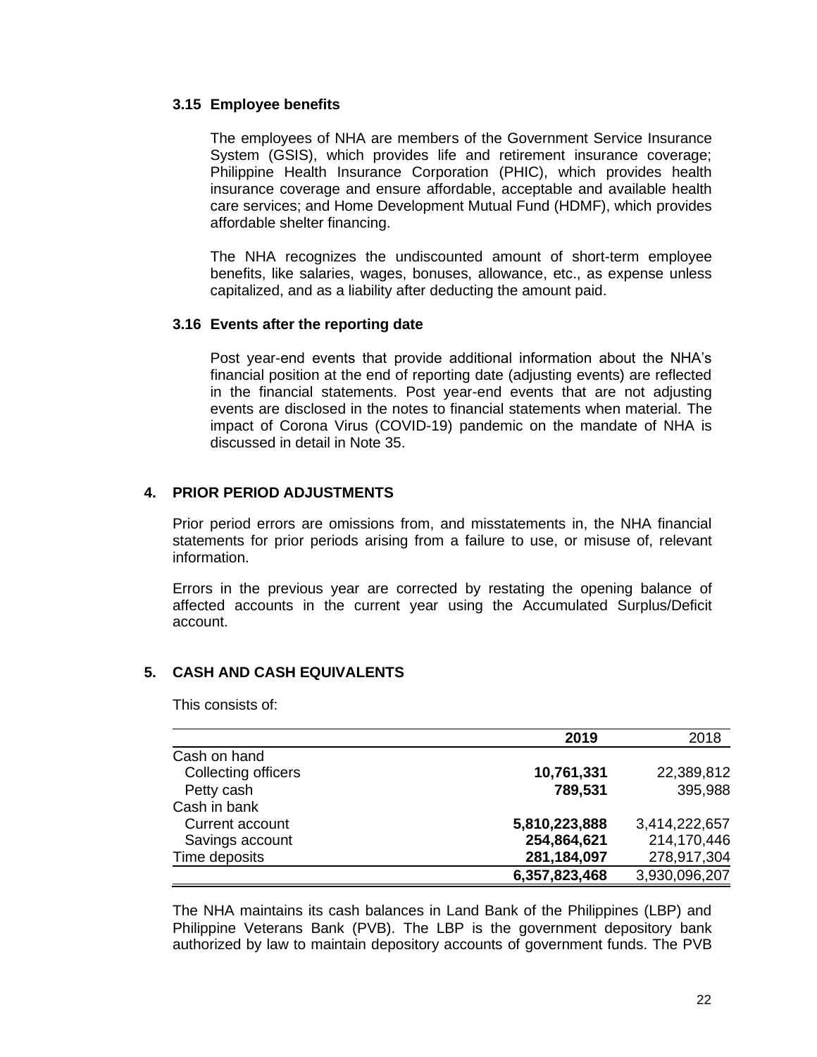### 3.15 Employee benefits

The employees of NHA are members of the Government Service Insurance System (GSIS), which provides life and retirement insurance coverage; Philippine Health Insurance Corporation (PHIC), which provides health insurance coverage and ensure affordable, acceptable and available health care services; and Home Development Mutual Fund (HDMF), which provides affordable shelter financing.

The NHA recognizes the undiscounted amount of short-term employee benefits, like salaries, wages, bonuses, allowance, etc., as expense unless capitalized, and as a liability after deducting the amount paid.

### 3.16 Events after the reporting date

Post year-end events that provide additional information about the NHA's financial position at the end of reporting date (adjusting events) are reflected in the financial statements. Post year-end events that are not adjusting events are disclosed in the notes to financial statements when material. The impact of Corona Virus (COVID-19) pandemic on the mandate of NHA is discussed in detail in Note 35.

## 4. PRIOR PERIOD ADJUSTMENTS

Prior period errors are omissions from, and misstatements in, the NHA financial statements for prior periods arising from a failure to use, or misuse of, relevant information.

Errors in the previous year are corrected by restating the opening balance of affected accounts in the current year using the Accumulated Surplus/Deficit account.

## 5. CASH AND CASH EQUIVALENTS

This consists of:

| | 2019 | 2018 |
|---|---|---|
| Cash on hand | | |
| Collecting officers | **10,761,331** | 22,389,812 |
| Petty cash | **789,531** | 395,988 |
| Cash in bank | | |
| Current account | **5,810,223,888** | 3,414,222,657 |
| Savings account | **254,864,621** | 214,170,446 |
| Time deposits | **281,184,097** | 278,917,304 |
| | **6,357,823,468** | 3,930,096,207 |

The NHA maintains its cash balances in Land Bank of the Philippines (LBP) and Philippine Veterans Bank (PVB). The LBP is the government depository bank authorized by law to maintain depository accounts of government funds. The PVB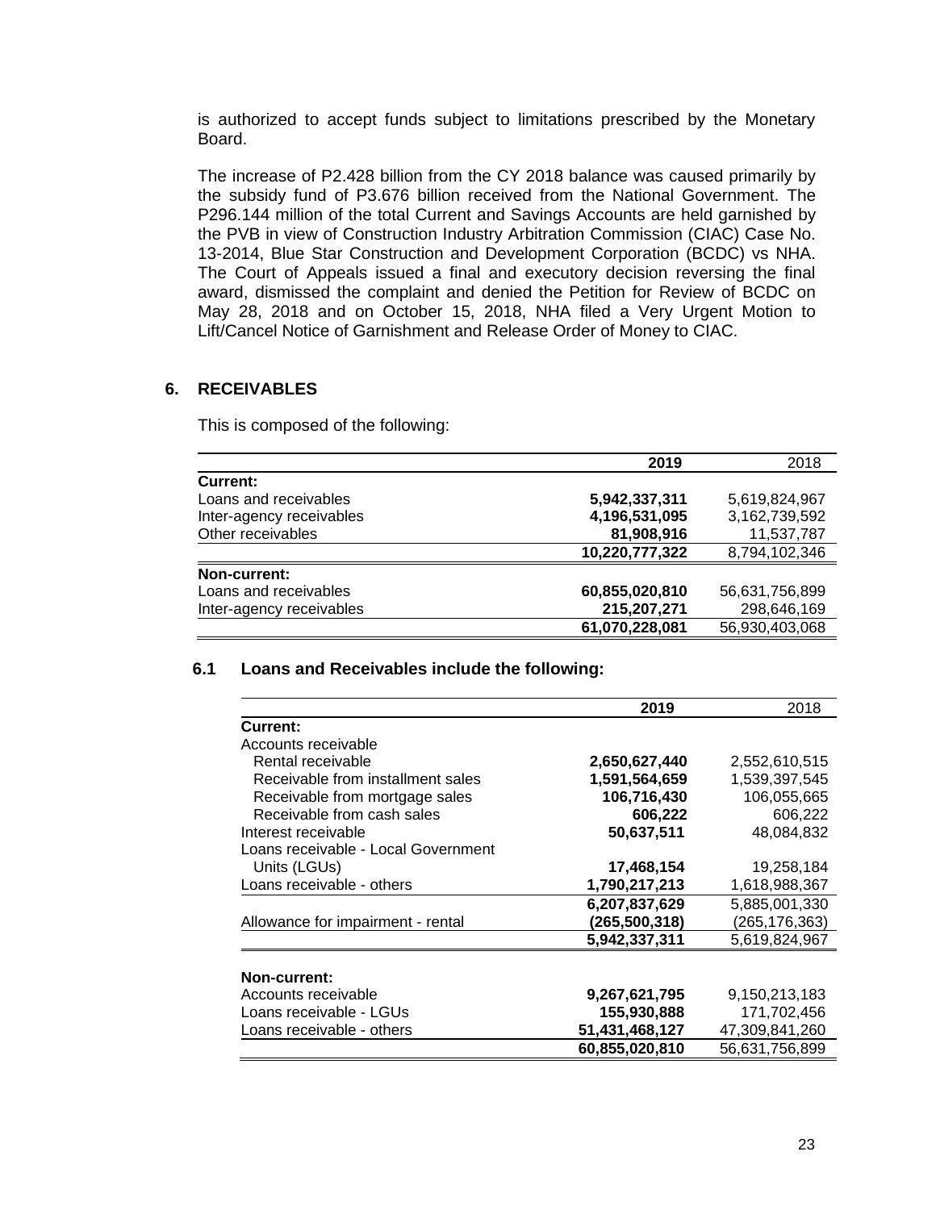is authorized to accept funds subject to limitations prescribed by the Monetary Board.

The increase of P2.428 billion from the CY 2018 balance was caused primarily by the subsidy fund of P3.676 billion received from the National Government. The P296.144 million of the total Current and Savings Accounts are held garnished by the PVB in view of Construction Industry Arbitration Commission (CIAC) Case No. 13-2014, Blue Star Construction and Development Corporation (BCDC) vs NHA. The Court of Appeals issued a final and executory decision reversing the final award, dismissed the complaint and denied the Petition for Review of BCDC on May 28, 2018 and on October 15, 2018, NHA filed a Very Urgent Motion to Lift/Cancel Notice of Garnishment and Release Order of Money to CIAC.

## 6. RECEIVABLES

This is composed of the following:

| | **2019** | 2018 |
|---|---|---|
| **Current:** | | |
| Loans and receivables | **5,942,337,311** | 5,619,824,967 |
| Inter-agency receivables | **4,196,531,095** | 3,162,739,592 |
| Other receivables | **81,908,916** | 11,537,787 |
| | **10,220,777,322** | 8,794,102,346 |
| **Non-current:** | | |
| Loans and receivables | **60,855,020,810** | 56,631,756,899 |
| Inter-agency receivables | **215,207,271** | 298,646,169 |
| | **61,070,228,081** | 56,930,403,068 |

### 6.1 Loans and Receivables include the following:

| | **2019** | 2018 |
|---|---|---|
| **Current:** | | |
| Accounts receivable | | |
| Rental receivable | **2,650,627,440** | 2,552,610,515 |
| Receivable from installment sales | **1,591,564,659** | 1,539,397,545 |
| Receivable from mortgage sales | **106,716,430** | 106,055,665 |
| Receivable from cash sales | **606,222** | 606,222 |
| Interest receivable | **50,637,511** | 48,084,832 |
| Loans receivable - Local Government Units (LGUs) | **17,468,154** | 19,258,184 |
| Loans receivable - others | **1,790,217,213** | 1,618,988,367 |
| | **6,207,837,629** | 5,885,001,330 |
| Allowance for impairment - rental | **(265,500,318)** | (265,176,363) |
| | **5,942,337,311** | 5,619,824,967 |
| **Non-current:** | | |
| Accounts receivable | **9,267,621,795** | 9,150,213,183 |
| Loans receivable - LGUs | **155,930,888** | 171,702,456 |
| Loans receivable - others | **51,431,468,127** | 47,309,841,260 |
| | **60,855,020,810** | 56,631,756,899 |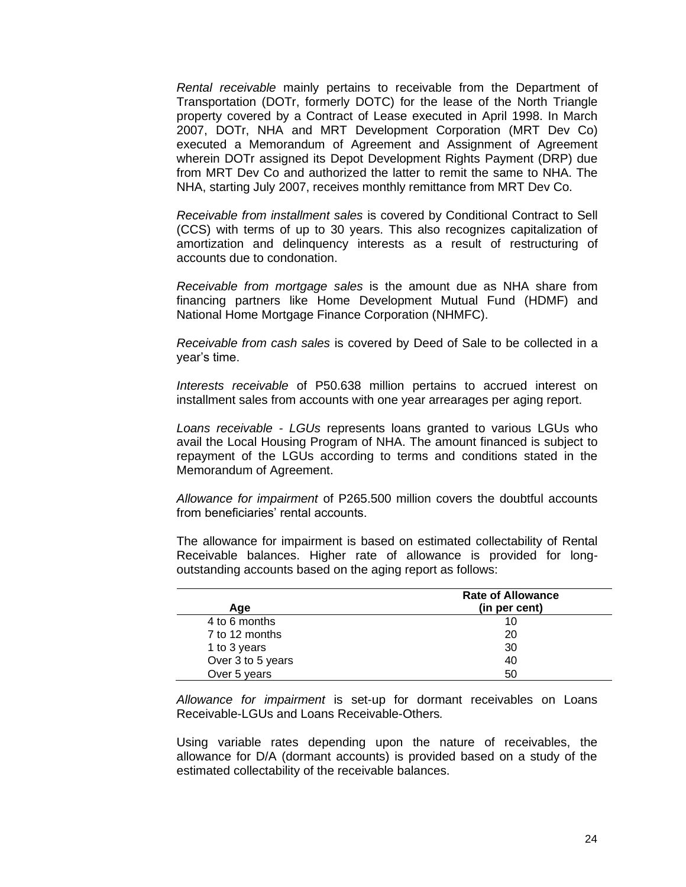*Rental receivable* mainly pertains to receivable from the Department of Transportation (DOTr, formerly DOTC) for the lease of the North Triangle property covered by a Contract of Lease executed in April 1998. In March 2007, DOTr, NHA and MRT Development Corporation (MRT Dev Co) executed a Memorandum of Agreement and Assignment of Agreement wherein DOTr assigned its Depot Development Rights Payment (DRP) due from MRT Dev Co and authorized the latter to remit the same to NHA. The NHA, starting July 2007, receives monthly remittance from MRT Dev Co.

*Receivable from installment sales* is covered by Conditional Contract to Sell (CCS) with terms of up to 30 years. This also recognizes capitalization of amortization and delinquency interests as a result of restructuring of accounts due to condonation.

*Receivable from mortgage sales* is the amount due as NHA share from financing partners like Home Development Mutual Fund (HDMF) and National Home Mortgage Finance Corporation (NHMFC).

*Receivable from cash sales* is covered by Deed of Sale to be collected in a year's time.

*Interests receivable* of P50.638 million pertains to accrued interest on installment sales from accounts with one year arrearages per aging report.

*Loans receivable - LGUs* represents loans granted to various LGUs who avail the Local Housing Program of NHA. The amount financed is subject to repayment of the LGUs according to terms and conditions stated in the Memorandum of Agreement.

*Allowance for impairment* of P265.500 million covers the doubtful accounts from beneficiaries' rental accounts.

The allowance for impairment is based on estimated collectability of Rental Receivable balances. Higher rate of allowance is provided for long-outstanding accounts based on the aging report as follows:

| Age | Rate of Allowance (in per cent) |
|---|---|
| 4 to 6 months | 10 |
| 7 to 12 months | 20 |
| 1 to 3 years | 30 |
| Over 3 to 5 years | 40 |
| Over 5 years | 50 |

*Allowance for impairment* is set-up for dormant receivables on Loans Receivable-LGUs and Loans Receivable-Others.

Using variable rates depending upon the nature of receivables, the allowance for D/A (dormant accounts) is provided based on a study of the estimated collectability of the receivable balances.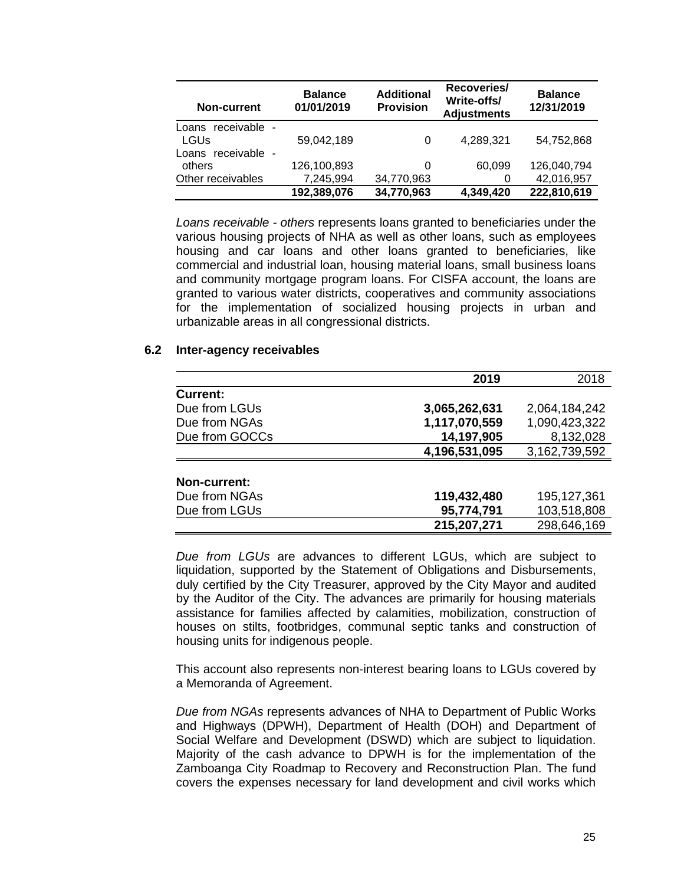| Non-current | Balance 01/01/2019 | Additional Provision | Recoveries/ Write-offs/ Adjustments | Balance 12/31/2019 |
|---|---|---|---|---|
| Loans receivable - LGUs | 59,042,189 | 0 | 4,289,321 | 54,752,868 |
| Loans receivable - others | 126,100,893 | 0 | 60,099 | 126,040,794 |
| Other receivables | 7,245,994 | 34,770,963 | 0 | 42,016,957 |
| | **192,389,076** | **34,770,963** | **4,349,420** | **222,810,619** |

*Loans receivable - others* represents loans granted to beneficiaries under the various housing projects of NHA as well as other loans, such as employees housing and car loans and other loans granted to beneficiaries, like commercial and industrial loan, housing material loans, small business loans and community mortgage program loans. For CISFA account, the loans are granted to various water districts, cooperatives and community associations for the implementation of socialized housing projects in urban and urbanizable areas in all congressional districts.

### 6.2 Inter-agency receivables

| | **2019** | 2018 |
|---|---|---|
| **Current:** | | |
| Due from LGUs | **3,065,262,631** | 2,064,184,242 |
| Due from NGAs | **1,117,070,559** | 1,090,423,322 |
| Due from GOCCs | **14,197,905** | 8,132,028 |
| | **4,196,531,095** | 3,162,739,592 |
| | | |
| **Non-current:** | | |
| Due from NGAs | **119,432,480** | 195,127,361 |
| Due from LGUs | **95,774,791** | 103,518,808 |
| | **215,207,271** | 298,646,169 |

*Due from LGUs* are advances to different LGUs, which are subject to liquidation, supported by the Statement of Obligations and Disbursements, duly certified by the City Treasurer, approved by the City Mayor and audited by the Auditor of the City. The advances are primarily for housing materials assistance for families affected by calamities, mobilization, construction of houses on stilts, footbridges, communal septic tanks and construction of housing units for indigenous people.

This account also represents non-interest bearing loans to LGUs covered by a Memoranda of Agreement.

*Due from NGAs* represents advances of NHA to Department of Public Works and Highways (DPWH), Department of Health (DOH) and Department of Social Welfare and Development (DSWD) which are subject to liquidation. Majority of the cash advance to DPWH is for the implementation of the Zamboanga City Roadmap to Recovery and Reconstruction Plan. The fund covers the expenses necessary for land development and civil works which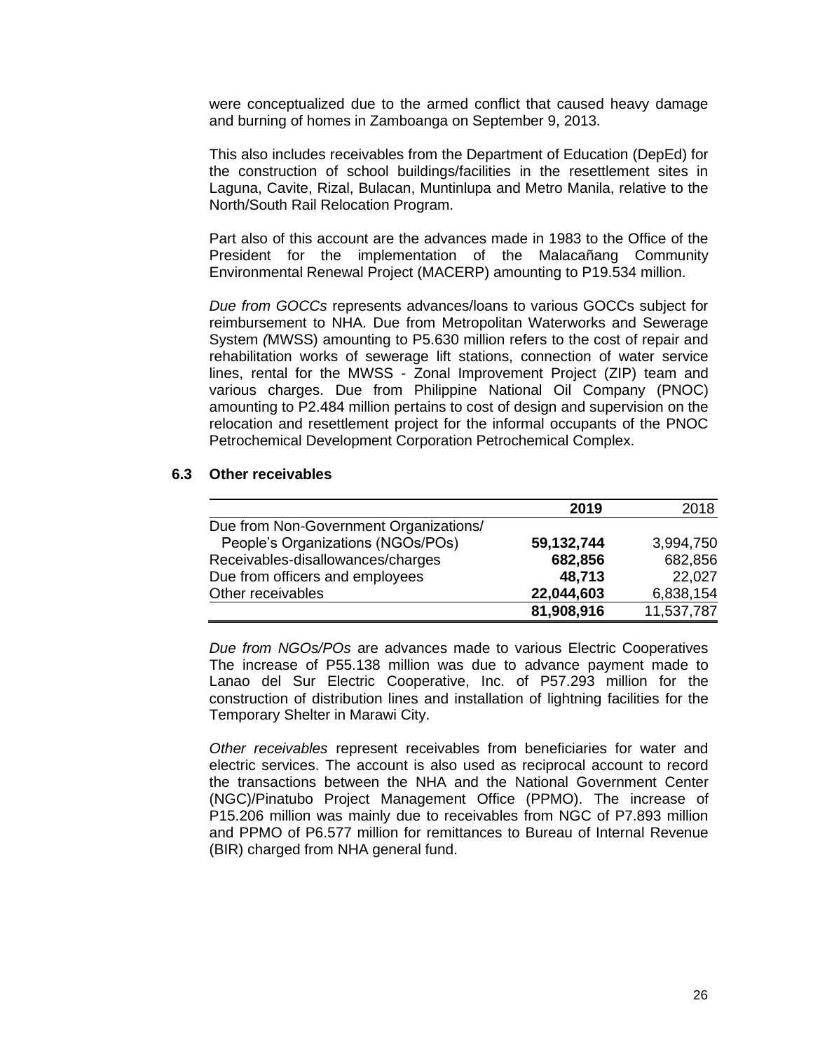were conceptualized due to the armed conflict that caused heavy damage and burning of homes in Zamboanga on September 9, 2013.

This also includes receivables from the Department of Education (DepEd) for the construction of school buildings/facilities in the resettlement sites in Laguna, Cavite, Rizal, Bulacan, Muntinlupa and Metro Manila, relative to the North/South Rail Relocation Program.

Part also of this account are the advances made in 1983 to the Office of the President for the implementation of the Malacañang Community Environmental Renewal Project (MACERP) amounting to P19.534 million.

*Due from GOCCs* represents advances/loans to various GOCCs subject for reimbursement to NHA. Due from Metropolitan Waterworks and Sewerage System *(*MWSS) amounting to P5.630 million refers to the cost of repair and rehabilitation works of sewerage lift stations, connection of water service lines, rental for the MWSS - Zonal Improvement Project (ZIP) team and various charges. Due from Philippine National Oil Company (PNOC) amounting to P2.484 million pertains to cost of design and supervision on the relocation and resettlement project for the informal occupants of the PNOC Petrochemical Development Corporation Petrochemical Complex.

### 6.3 Other receivables

| | **2019** | 2018 |
|---|---:|---:|
| Due from Non-Government Organizations/ People's Organizations (NGOs/POs) | **59,132,744** | 3,994,750 |
| Receivables-disallowances/charges | **682,856** | 682,856 |
| Due from officers and employees | **48,713** | 22,027 |
| Other receivables | **22,044,603** | 6,838,154 |
| | **81,908,916** | 11,537,787 |

*Due from NGOs/POs* are advances made to various Electric Cooperatives The increase of P55.138 million was due to advance payment made to Lanao del Sur Electric Cooperative, Inc. of P57.293 million for the construction of distribution lines and installation of lightning facilities for the Temporary Shelter in Marawi City.

*Other receivables* represent receivables from beneficiaries for water and electric services. The account is also used as reciprocal account to record the transactions between the NHA and the National Government Center (NGC)/Pinatubo Project Management Office (PPMO). The increase of P15.206 million was mainly due to receivables from NGC of P7.893 million and PPMO of P6.577 million for remittances to Bureau of Internal Revenue (BIR) charged from NHA general fund.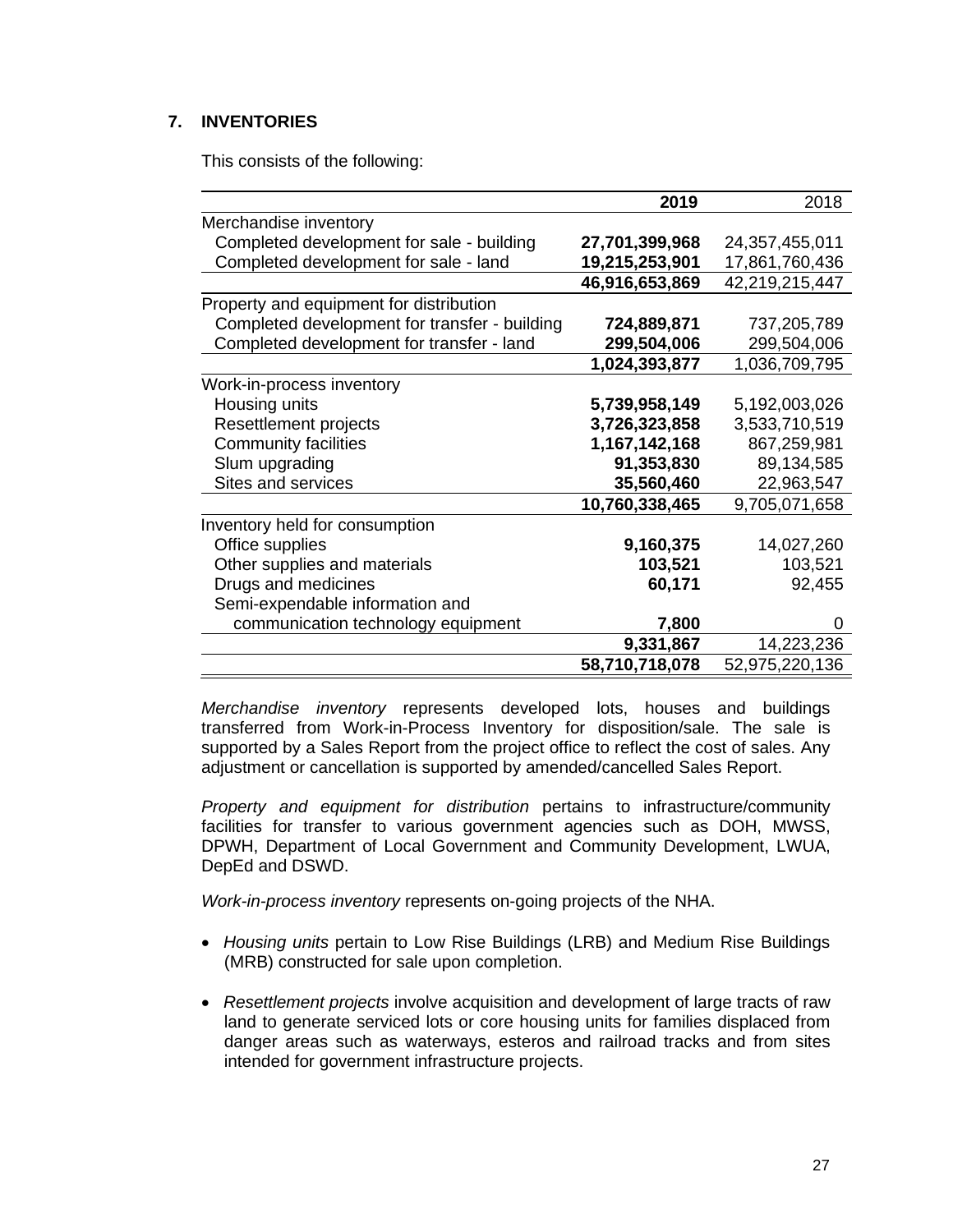## 7. INVENTORIES

This consists of the following:

| | 2019 | 2018 |
|---|---|---|
| Merchandise inventory | | |
| Completed development for sale - building | **27,701,399,968** | 24,357,455,011 |
| Completed development for sale - land | **19,215,253,901** | 17,861,760,436 |
| | **46,916,653,869** | 42,219,215,447 |
| Property and equipment for distribution | | |
| Completed development for transfer - building | **724,889,871** | 737,205,789 |
| Completed development for transfer - land | **299,504,006** | 299,504,006 |
| | **1,024,393,877** | 1,036,709,795 |
| Work-in-process inventory | | |
| Housing units | **5,739,958,149** | 5,192,003,026 |
| Resettlement projects | **3,726,323,858** | 3,533,710,519 |
| Community facilities | **1,167,142,168** | 867,259,981 |
| Slum upgrading | **91,353,830** | 89,134,585 |
| Sites and services | **35,560,460** | 22,963,547 |
| | **10,760,338,465** | 9,705,071,658 |
| Inventory held for consumption | | |
| Office supplies | **9,160,375** | 14,027,260 |
| Other supplies and materials | **103,521** | 103,521 |
| Drugs and medicines | **60,171** | 92,455 |
| Semi-expendable information and communication technology equipment | **7,800** | 0 |
| | **9,331,867** | 14,223,236 |
| | **58,710,718,078** | 52,975,220,136 |

*Merchandise inventory* represents developed lots, houses and buildings transferred from Work-in-Process Inventory for disposition/sale. The sale is supported by a Sales Report from the project office to reflect the cost of sales. Any adjustment or cancellation is supported by amended/cancelled Sales Report.

*Property and equipment for distribution* pertains to infrastructure/community facilities for transfer to various government agencies such as DOH, MWSS, DPWH, Department of Local Government and Community Development, LWUA, DepEd and DSWD.

*Work-in-process inventory* represents on-going projects of the NHA.

- *Housing units* pertain to Low Rise Buildings (LRB) and Medium Rise Buildings (MRB) constructed for sale upon completion.
- *Resettlement projects* involve acquisition and development of large tracts of raw land to generate serviced lots or core housing units for families displaced from danger areas such as waterways, esteros and railroad tracks and from sites intended for government infrastructure projects.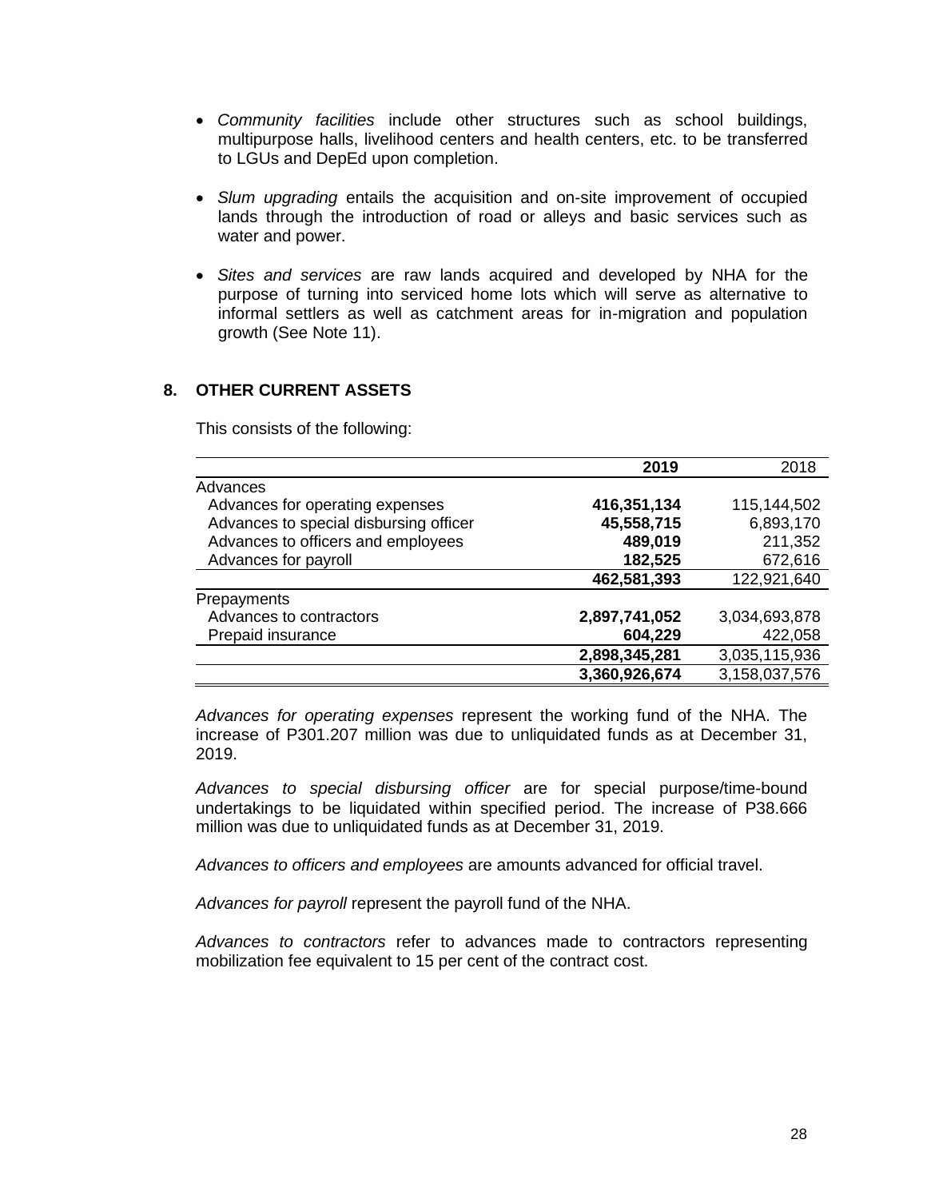- *Community facilities* include other structures such as school buildings, multipurpose halls, livelihood centers and health centers, etc. to be transferred to LGUs and DepEd upon completion.

- *Slum upgrading* entails the acquisition and on-site improvement of occupied lands through the introduction of road or alleys and basic services such as water and power.

- *Sites and services* are raw lands acquired and developed by NHA for the purpose of turning into serviced home lots which will serve as alternative to informal settlers as well as catchment areas for in-migration and population growth (See Note 11).

## 8. OTHER CURRENT ASSETS

This consists of the following:

| | **2019** | 2018 |
|---|---|---|
| Advances | | |
| Advances for operating expenses | **416,351,134** | 115,144,502 |
| Advances to special disbursing officer | **45,558,715** | 6,893,170 |
| Advances to officers and employees | **489,019** | 211,352 |
| Advances for payroll | **182,525** | 672,616 |
| | **462,581,393** | 122,921,640 |
| Prepayments | | |
| Advances to contractors | **2,897,741,052** | 3,034,693,878 |
| Prepaid insurance | **604,229** | 422,058 |
| | **2,898,345,281** | 3,035,115,936 |
| | **3,360,926,674** | 3,158,037,576 |

*Advances for operating expenses* represent the working fund of the NHA. The increase of P301.207 million was due to unliquidated funds as at December 31, 2019.

*Advances to special disbursing officer* are for special purpose/time-bound undertakings to be liquidated within specified period. The increase of P38.666 million was due to unliquidated funds as at December 31, 2019.

*Advances to officers and employees* are amounts advanced for official travel.

*Advances for payroll* represent the payroll fund of the NHA.

*Advances to contractors* refer to advances made to contractors representing mobilization fee equivalent to 15 per cent of the contract cost.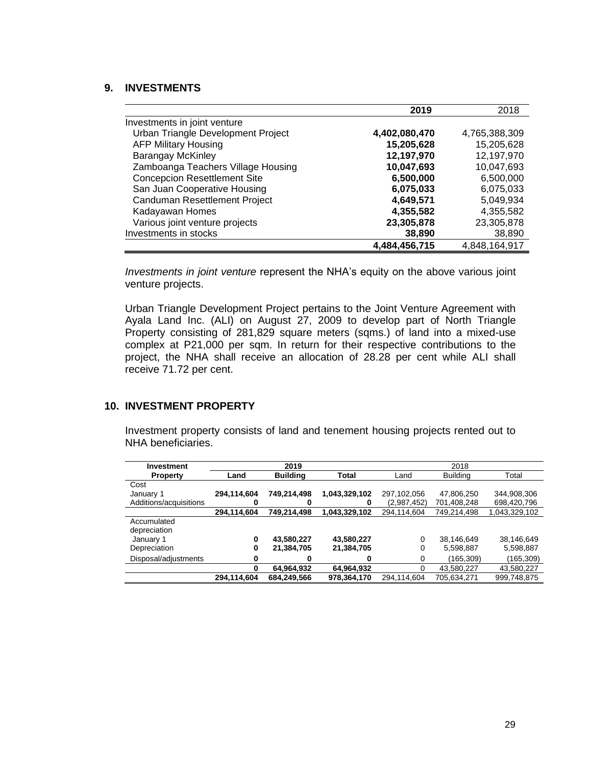## 9. INVESTMENTS

| | **2019** | 2018 |
|---|---|---|
| Investments in joint venture | | |
| Urban Triangle Development Project | **4,402,080,470** | 4,765,388,309 |
| AFP Military Housing | **15,205,628** | 15,205,628 |
| Barangay McKinley | **12,197,970** | 12,197,970 |
| Zamboanga Teachers Village Housing | **10,047,693** | 10,047,693 |
| Concepcion Resettlement Site | **6,500,000** | 6,500,000 |
| San Juan Cooperative Housing | **6,075,033** | 6,075,033 |
| Canduman Resettlement Project | **4,649,571** | 5,049,934 |
| Kadayawan Homes | **4,355,582** | 4,355,582 |
| Various joint venture projects | **23,305,878** | 23,305,878 |
| Investments in stocks | **38,890** | 38,890 |
| | **4,484,456,715** | 4,848,164,917 |

*Investments in joint venture* represent the NHA's equity on the above various joint venture projects.

Urban Triangle Development Project pertains to the Joint Venture Agreement with Ayala Land Inc. (ALI) on August 27, 2009 to develop part of North Triangle Property consisting of 281,829 square meters (sqms.) of land into a mixed-use complex at P21,000 per sqm. In return for their respective contributions to the project, the NHA shall receive an allocation of 28.28 per cent while ALI shall receive 71.72 per cent.

## 10. INVESTMENT PROPERTY

Investment property consists of land and tenement housing projects rented out to NHA beneficiaries.

| **Investment** | | **2019** | | | 2018 | |
|---|---|---|---|---|---|---|
| **Property** | **Land** | **Building** | **Total** | Land | Building | Total |
| Cost | | | | | | |
| January 1 | **294,114,604** | **749,214,498** | **1,043,329,102** | 297,102,056 | 47,806,250 | 344,908,306 |
| Additions/acquisitions | **0** | **0** | **0** | (2,987,452) | 701,408,248 | 698,420,796 |
| | **294,114,604** | **749,214,498** | **1,043,329,102** | 294,114,604 | 749,214,498 | 1,043,329,102 |
| Accumulated depreciation | | | | | | |
| January 1 | **0** | **43,580,227** | **43,580,227** | 0 | 38,146,649 | 38,146,649 |
| Depreciation | **0** | **21,384,705** | **21,384,705** | 0 | 5,598,887 | 5,598,887 |
| Disposal/adjustments | **0** | **0** | **0** | 0 | (165,309) | (165,309) |
| | **0** | **64,964,932** | **64,964,932** | 0 | 43,580,227 | 43,580,227 |
| | **294,114,604** | **684,249,566** | **978,364,170** | 294,114,604 | 705,634,271 | 999,748,875 |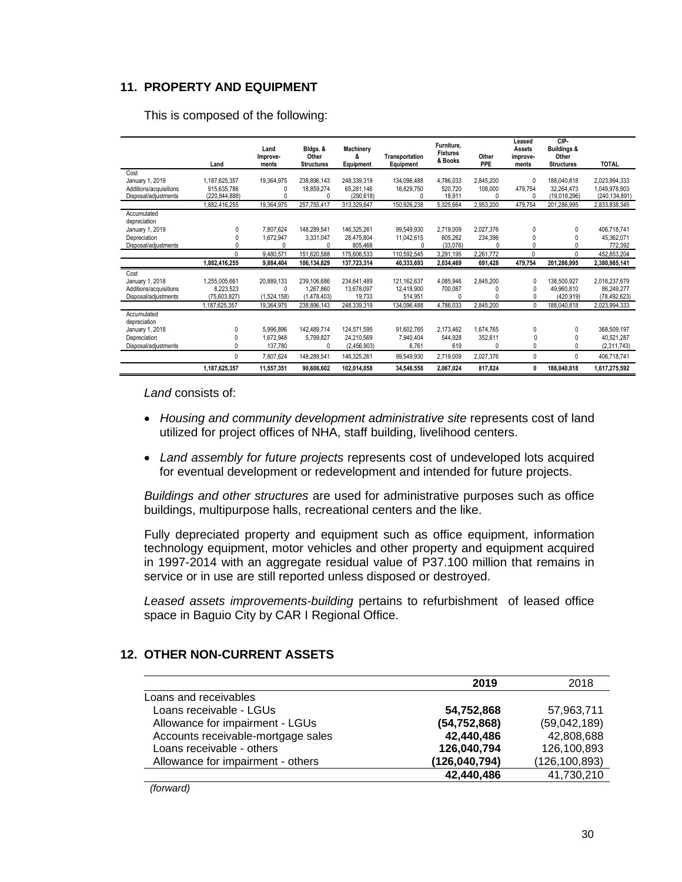## 11. PROPERTY AND EQUIPMENT

This is composed of the following:

| | Land | Land Improve-ments | Bldgs. & Other Structures | Machinery & Equipment | Transportation Equipment | Furniture, Fixtures & Books | Other PPE | Leased Assets improve-ments | CIP-Buildings & Other Structures | TOTAL |
|---|---|---|---|---|---|---|---|---|---|---|
| Cost | | | | | | | | | | |
| January 1, 2019 | 1,187,625,357 | 19,364,975 | 238,896,143 | 248,339,319 | 134,096,488 | 4,786,033 | 2,845,200 | 0 | 188,040,818 | 2,023,994,333 |
| Additions/acquisitions | 915,635,786 | 0 | 18,859,274 | 65,281,146 | 16,829,750 | 520,720 | 108,000 | 479,754 | 32,264,473 | 1,049,978,903 |
| Disposal/adjustments | (220,844,888) | 0 | 0 | (290,618) | 0 | 18,911 | 0 | 0 | (19,018,296) | (240,134,891) |
| | 1,882,416,255 | 19,364,975 | 257,755,417 | 313,329,847 | 150,926,238 | 5,325,664 | 2,953,200 | 479,754 | 201,286,995 | 2,833,838,345 |
| Accumulated depreciation | | | | | | | | | | |
| January 1, 2019 | 0 | 7,807,624 | 148,289,541 | 146,325,261 | 99,549,930 | 2,719,009 | 2,027,376 | 0 | 0 | 406,718,741 |
| Depreciation | 0 | 1,672,947 | 3,331,047 | 28,475,804 | 11,042,615 | 605,262 | 234,396 | 0 | 0 | 45,362,071 |
| Disposal/adjustments | 0 | 0 | 0 | 805,468 | 0 | (33,076) | 0 | 0 | 0 | 772,392 |
| | 0 | 9,480,571 | 151,620,588 | 175,606,533 | 110,592,545 | 3,291,195 | 2,261,772 | 0 | 0 | 452,853,204 |
| | **1,882,416,255** | **9,884,404** | **106,134,829** | **137,723,314** | **40,333,693** | **2,034,469** | **691,428** | **479,754** | **201,286,995** | **2,380,985,141** |
| Cost | | | | | | | | | | |
| January 1, 2018 | 1,255,005,661 | 20,889,133 | 239,106,686 | 234,641,489 | 121,162,637 | 4,085,946 | 2,845,200 | 0 | 138,500,927 | 2,016,237,679 |
| Additions/acquisitions | 8,223,523 | 0 | 1,267,860 | 13,678,097 | 12,418,900 | 700,087 | 0 | 0 | 49,960,810 | 86,249,277 |
| Disposal/adjustments | (75,603,827) | (1,524,158) | (1,478,403) | 19,733 | 514,951 | 0 | 0 | 0 | (420,919) | (78,492,623) |
| | 1,187,625,357 | 19,364,975 | 238,896,143 | 248,339,319 | 134,096,488 | 4,786,033 | 2,845,200 | 0 | 188,040,818 | 2,023,994,333 |
| Accumulated depreciation | | | | | | | | | | |
| January 1, 2018 | 0 | 5,996,896 | 142,489,714 | 124,571,595 | 91,602,765 | 2,173,462 | 1,674,765 | 0 | 0 | 368,509,197 |
| Depreciation | 0 | 1,672,948 | 5,799,827 | 24,210,569 | 7,940,404 | 544,928 | 352,611 | 0 | 0 | 40,521,287 |
| Disposal/adjustments | 0 | 137,780 | 0 | (2,456,903) | 6,761 | 619 | 0 | 0 | 0 | (2,311,743) |
| | 0 | 7,807,624 | 148,289,541 | 146,325,261 | 99,549,930 | 2,719,009 | 2,027,376 | 0 | 0 | 406,718,741 |
| | **1,187,625,357** | **11,557,351** | **90,606,602** | **102,014,058** | **34,546,558** | **2,067,024** | **817,824** | **0** | **188,040,818** | **1,617,275,592** |

*Land* consists of:

- *Housing and community development administrative site* represents cost of land utilized for project offices of NHA, staff building, livelihood centers.
- *Land assembly for future projects* represents cost of undeveloped lots acquired for eventual development or redevelopment and intended for future projects.

*Buildings and other structures* are used for administrative purposes such as office buildings, multipurpose halls, recreational centers and the like.

Fully depreciated property and equipment such as office equipment, information technology equipment, motor vehicles and other property and equipment acquired in 1997-2014 with an aggregate residual value of P37.100 million that remains in service or in use are still reported unless disposed or destroyed.

*Leased assets improvements-building* pertains to refurbishment of leased office space in Baguio City by CAR I Regional Office.

## 12. OTHER NON-CURRENT ASSETS

| | 2019 | 2018 |
|---|---|---|
| Loans and receivables | | |
| Loans receivable - LGUs | **54,752,868** | 57,963,711 |
| Allowance for impairment - LGUs | **(54,752,868)** | (59,042,189) |
| Accounts receivable-mortgage sales | **42,440,486** | 42,808,688 |
| Loans receivable - others | **126,040,794** | 126,100,893 |
| Allowance for impairment - others | **(126,040,794)** | (126,100,893) |
| | **42,440,486** | 41,730,210 |

*(forward)*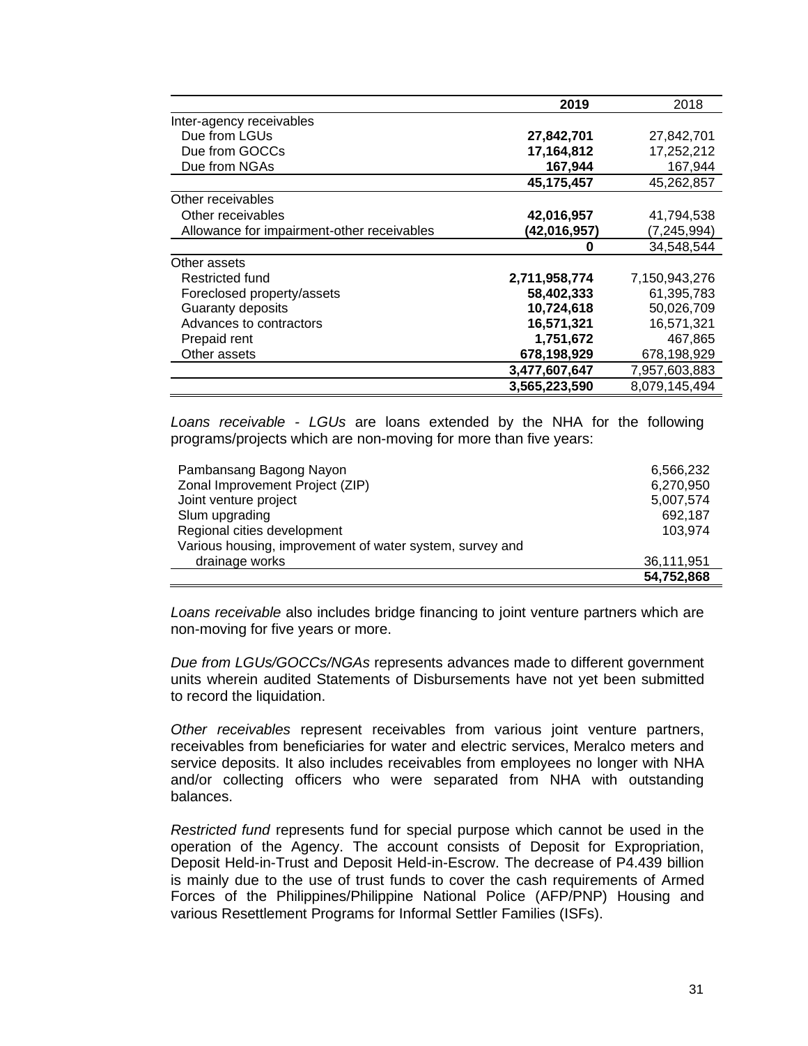| | 2019 | 2018 |
|---|---:|---:|
| Inter-agency receivables | | |
| Due from LGUs | **27,842,701** | 27,842,701 |
| Due from GOCCs | **17,164,812** | 17,252,212 |
| Due from NGAs | **167,944** | 167,944 |
| | **45,175,457** | 45,262,857 |
| Other receivables | | |
| Other receivables | **42,016,957** | 41,794,538 |
| Allowance for impairment-other receivables | **(42,016,957)** | (7,245,994) |
| | **0** | 34,548,544 |
| Other assets | | |
| Restricted fund | **2,711,958,774** | 7,150,943,276 |
| Foreclosed property/assets | **58,402,333** | 61,395,783 |
| Guaranty deposits | **10,724,618** | 50,026,709 |
| Advances to contractors | **16,571,321** | 16,571,321 |
| Prepaid rent | **1,751,672** | 467,865 |
| Other assets | **678,198,929** | 678,198,929 |
| | **3,477,607,647** | 7,957,603,883 |
| | **3,565,223,590** | 8,079,145,494 |

*Loans receivable - LGUs* are loans extended by the NHA for the following programs/projects which are non-moving for more than five years:

| | |
|---|---:|
| Pambansang Bagong Nayon | 6,566,232 |
| Zonal Improvement Project (ZIP) | 6,270,950 |
| Joint venture project | 5,007,574 |
| Slum upgrading | 692,187 |
| Regional cities development | 103,974 |
| Various housing, improvement of water system, survey and drainage works | 36,111,951 |
| | **54,752,868** |

*Loans receivable* also includes bridge financing to joint venture partners which are non-moving for five years or more.

*Due from LGUs/GOCCs/NGAs* represents advances made to different government units wherein audited Statements of Disbursements have not yet been submitted to record the liquidation.

*Other receivables* represent receivables from various joint venture partners, receivables from beneficiaries for water and electric services, Meralco meters and service deposits. It also includes receivables from employees no longer with NHA and/or collecting officers who were separated from NHA with outstanding balances.

*Restricted fund* represents fund for special purpose which cannot be used in the operation of the Agency. The account consists of Deposit for Expropriation, Deposit Held-in-Trust and Deposit Held-in-Escrow. The decrease of P4.439 billion is mainly due to the use of trust funds to cover the cash requirements of Armed Forces of the Philippines/Philippine National Police (AFP/PNP) Housing and various Resettlement Programs for Informal Settler Families (ISFs).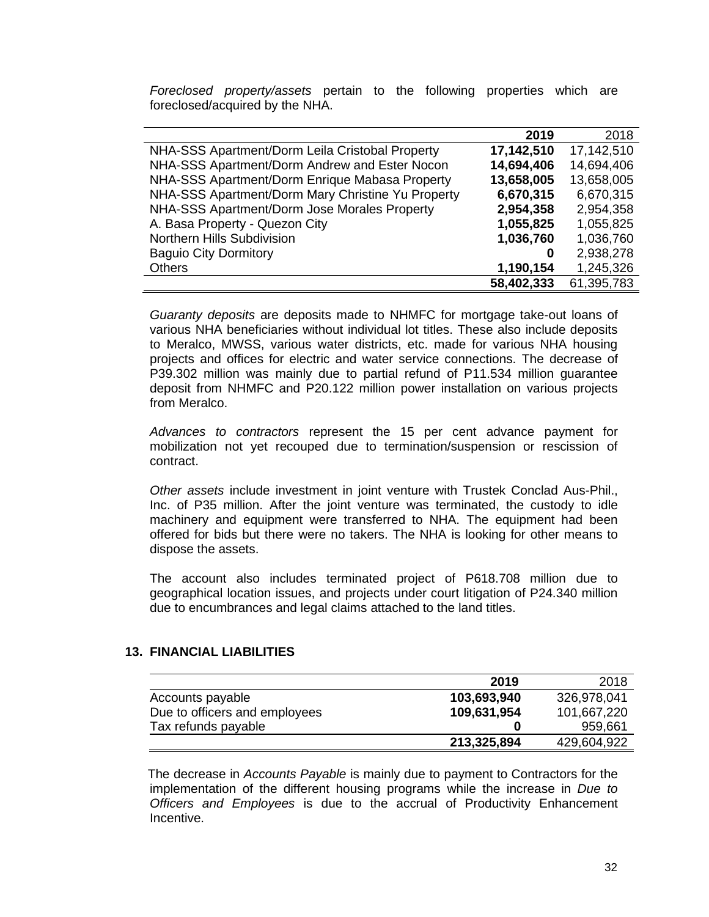*Foreclosed property/assets* pertain to the following properties which are foreclosed/acquired by the NHA.

| | **2019** | 2018 |
|---|---|---|
| NHA-SSS Apartment/Dorm Leila Cristobal Property | **17,142,510** | 17,142,510 |
| NHA-SSS Apartment/Dorm Andrew and Ester Nocon | **14,694,406** | 14,694,406 |
| NHA-SSS Apartment/Dorm Enrique Mabasa Property | **13,658,005** | 13,658,005 |
| NHA-SSS Apartment/Dorm Mary Christine Yu Property | **6,670,315** | 6,670,315 |
| NHA-SSS Apartment/Dorm Jose Morales Property | **2,954,358** | 2,954,358 |
| A. Basa Property - Quezon City | **1,055,825** | 1,055,825 |
| Northern Hills Subdivision | **1,036,760** | 1,036,760 |
| Baguio City Dormitory | **0** | 2,938,278 |
| Others | **1,190,154** | 1,245,326 |
| | **58,402,333** | 61,395,783 |

*Guaranty deposits* are deposits made to NHMFC for mortgage take-out loans of various NHA beneficiaries without individual lot titles. These also include deposits to Meralco, MWSS, various water districts, etc. made for various NHA housing projects and offices for electric and water service connections. The decrease of P39.302 million was mainly due to partial refund of P11.534 million guarantee deposit from NHMFC and P20.122 million power installation on various projects from Meralco.

*Advances to contractors* represent the 15 per cent advance payment for mobilization not yet recouped due to termination/suspension or rescission of contract.

*Other assets* include investment in joint venture with Trustek Conclad Aus-Phil., Inc. of P35 million. After the joint venture was terminated, the custody to idle machinery and equipment were transferred to NHA. The equipment had been offered for bids but there were no takers. The NHA is looking for other means to dispose the assets.

The account also includes terminated project of P618.708 million due to geographical location issues, and projects under court litigation of P24.340 million due to encumbrances and legal claims attached to the land titles.

## 13. FINANCIAL LIABILITIES

| | **2019** | 2018 |
|---|---|---|
| Accounts payable | **103,693,940** | 326,978,041 |
| Due to officers and employees | **109,631,954** | 101,667,220 |
| Tax refunds payable | **0** | 959,661 |
| | **213,325,894** | 429,604,922 |

The decrease in *Accounts Payable* is mainly due to payment to Contractors for the implementation of the different housing programs while the increase in *Due to Officers and Employees* is due to the accrual of Productivity Enhancement Incentive.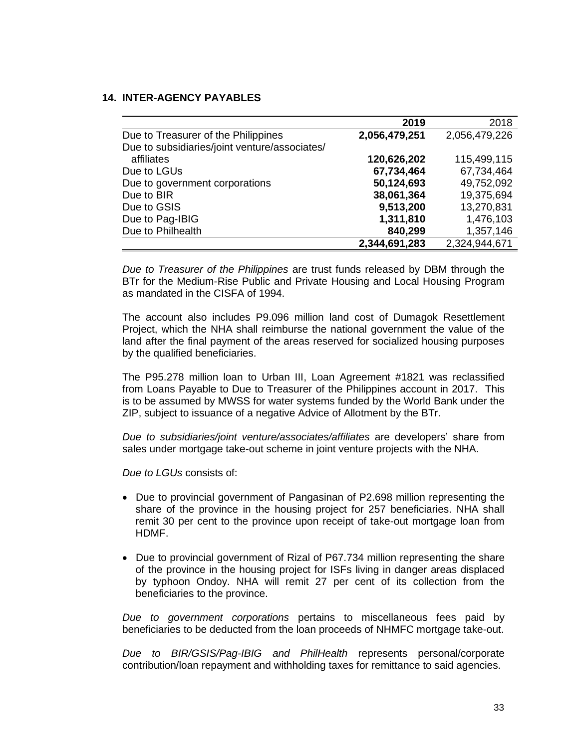## 14. INTER-AGENCY PAYABLES

| | **2019** | 2018 |
|---|---|---|
| Due to Treasurer of the Philippines | **2,056,479,251** | 2,056,479,226 |
| Due to subsidiaries/joint venture/associates/ affiliates | **120,626,202** | 115,499,115 |
| Due to LGUs | **67,734,464** | 67,734,464 |
| Due to government corporations | **50,124,693** | 49,752,092 |
| Due to BIR | **38,061,364** | 19,375,694 |
| Due to GSIS | **9,513,200** | 13,270,831 |
| Due to Pag-IBIG | **1,311,810** | 1,476,103 |
| Due to Philhealth | **840,299** | 1,357,146 |
| | **2,344,691,283** | 2,324,944,671 |

*Due to Treasurer of the Philippines* are trust funds released by DBM through the BTr for the Medium-Rise Public and Private Housing and Local Housing Program as mandated in the CISFA of 1994.

The account also includes P9.096 million land cost of Dumagok Resettlement Project, which the NHA shall reimburse the national government the value of the land after the final payment of the areas reserved for socialized housing purposes by the qualified beneficiaries.

The P95.278 million loan to Urban III, Loan Agreement #1821 was reclassified from Loans Payable to Due to Treasurer of the Philippines account in 2017. This is to be assumed by MWSS for water systems funded by the World Bank under the ZIP, subject to issuance of a negative Advice of Allotment by the BTr.

*Due to subsidiaries/joint venture/associates/affiliates* are developers' share from sales under mortgage take-out scheme in joint venture projects with the NHA.

*Due to LGUs* consists of:

- Due to provincial government of Pangasinan of P2.698 million representing the share of the province in the housing project for 257 beneficiaries. NHA shall remit 30 per cent to the province upon receipt of take-out mortgage loan from HDMF.

- Due to provincial government of Rizal of P67.734 million representing the share of the province in the housing project for ISFs living in danger areas displaced by typhoon Ondoy. NHA will remit 27 per cent of its collection from the beneficiaries to the province.

*Due to government corporations* pertains to miscellaneous fees paid by beneficiaries to be deducted from the loan proceeds of NHMFC mortgage take-out.

*Due to BIR/GSIS/Pag-IBIG and PhilHealth* represents personal/corporate contribution/loan repayment and withholding taxes for remittance to said agencies.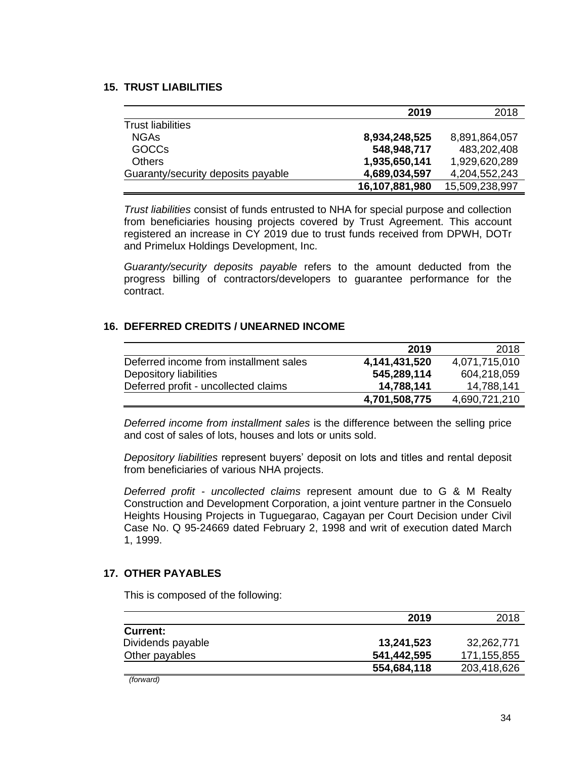## 15. TRUST LIABILITIES

| | **2019** | 2018 |
|---|---|---|
| Trust liabilities | | |
| NGAs | **8,934,248,525** | 8,891,864,057 |
| GOCCs | **548,948,717** | 483,202,408 |
| Others | **1,935,650,141** | 1,929,620,289 |
| Guaranty/security deposits payable | **4,689,034,597** | 4,204,552,243 |
| | **16,107,881,980** | 15,509,238,997 |

*Trust liabilities* consist of funds entrusted to NHA for special purpose and collection from beneficiaries housing projects covered by Trust Agreement. This account registered an increase in CY 2019 due to trust funds received from DPWH, DOTr and Primelux Holdings Development, Inc.

*Guaranty/security deposits payable* refers to the amount deducted from the progress billing of contractors/developers to guarantee performance for the contract.

## 16. DEFERRED CREDITS / UNEARNED INCOME

| | **2019** | 2018 |
|---|---|---|
| Deferred income from installment sales | **4,141,431,520** | 4,071,715,010 |
| Depository liabilities | **545,289,114** | 604,218,059 |
| Deferred profit - uncollected claims | **14,788,141** | 14,788,141 |
| | **4,701,508,775** | 4,690,721,210 |

*Deferred income from installment sales* is the difference between the selling price and cost of sales of lots, houses and lots or units sold.

*Depository liabilities* represent buyers' deposit on lots and titles and rental deposit from beneficiaries of various NHA projects.

*Deferred profit - uncollected claims* represent amount due to G & M Realty Construction and Development Corporation, a joint venture partner in the Consuelo Heights Housing Projects in Tuguegarao, Cagayan per Court Decision under Civil Case No. Q 95-24669 dated February 2, 1998 and writ of execution dated March 1, 1999.

## 17. OTHER PAYABLES

This is composed of the following:

| | **2019** | 2018 |
|---|---|---|
| **Current:** | | |
| Dividends payable | **13,241,523** | 32,262,771 |
| Other payables | **541,442,595** | 171,155,855 |
| | **554,684,118** | 203,418,626 |

*(forward)*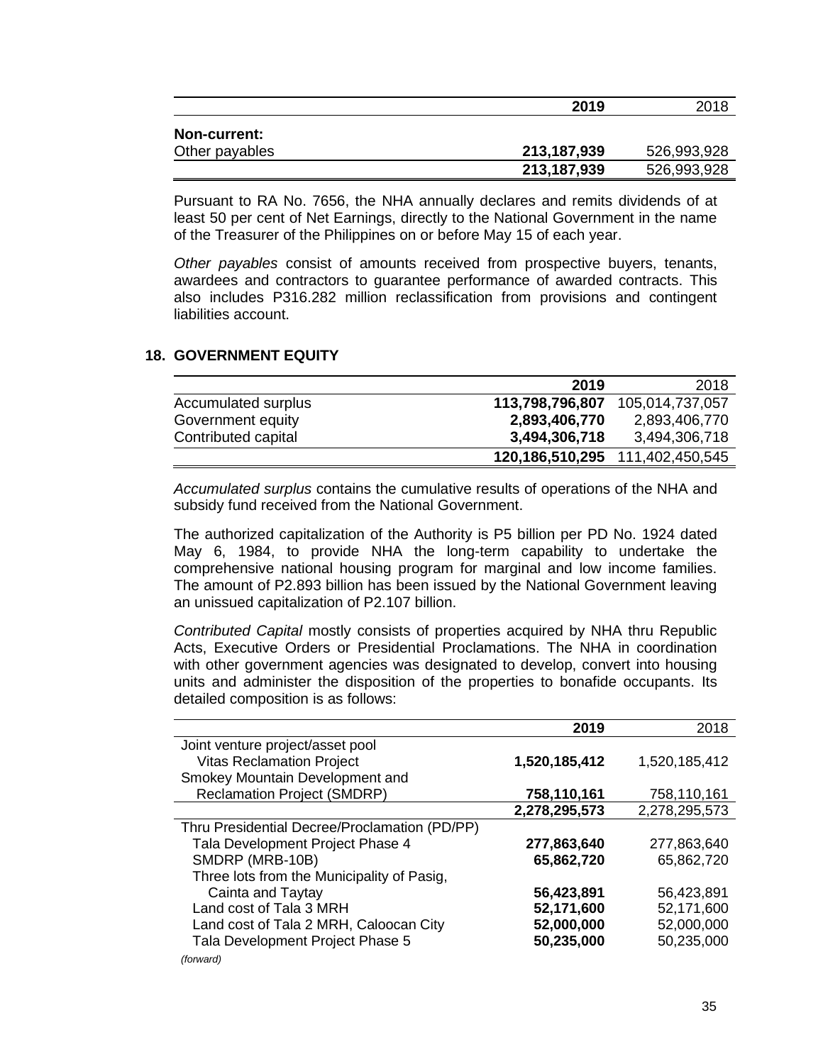| | 2019 | 2018 |
|---|---|---|
| **Non-current:** | | |
| Other payables | **213,187,939** | 526,993,928 |
| | **213,187,939** | 526,993,928 |

Pursuant to RA No. 7656, the NHA annually declares and remits dividends of at least 50 per cent of Net Earnings, directly to the National Government in the name of the Treasurer of the Philippines on or before May 15 of each year.

*Other payables* consist of amounts received from prospective buyers, tenants, awardees and contractors to guarantee performance of awarded contracts. This also includes P316.282 million reclassification from provisions and contingent liabilities account.

## 18. GOVERNMENT EQUITY

| | 2019 | 2018 |
|---|---|---|
| Accumulated surplus | **113,798,796,807** | 105,014,737,057 |
| Government equity | **2,893,406,770** | 2,893,406,770 |
| Contributed capital | **3,494,306,718** | 3,494,306,718 |
| | **120,186,510,295** | 111,402,450,545 |

*Accumulated surplus* contains the cumulative results of operations of the NHA and subsidy fund received from the National Government.

The authorized capitalization of the Authority is P5 billion per PD No. 1924 dated May 6, 1984, to provide NHA the long-term capability to undertake the comprehensive national housing program for marginal and low income families. The amount of P2.893 billion has been issued by the National Government leaving an unissued capitalization of P2.107 billion.

*Contributed Capital* mostly consists of properties acquired by NHA thru Republic Acts, Executive Orders or Presidential Proclamations. The NHA in coordination with other government agencies was designated to develop, convert into housing units and administer the disposition of the properties to bonafide occupants. Its detailed composition is as follows:

| | 2019 | 2018 |
|---|---|---|
| Joint venture project/asset pool | | |
| Vitas Reclamation Project | **1,520,185,412** | 1,520,185,412 |
| Smokey Mountain Development and Reclamation Project (SMDRP) | **758,110,161** | 758,110,161 |
| | **2,278,295,573** | 2,278,295,573 |
| Thru Presidential Decree/Proclamation (PD/PP) | | |
| Tala Development Project Phase 4 | **277,863,640** | 277,863,640 |
| SMDRP (MRB-10B) | **65,862,720** | 65,862,720 |
| Three lots from the Municipality of Pasig, Cainta and Taytay | **56,423,891** | 56,423,891 |
| Land cost of Tala 3 MRH | **52,171,600** | 52,171,600 |
| Land cost of Tala 2 MRH, Caloocan City | **52,000,000** | 52,000,000 |
| Tala Development Project Phase 5 | **50,235,000** | 50,235,000 |

*(forward)*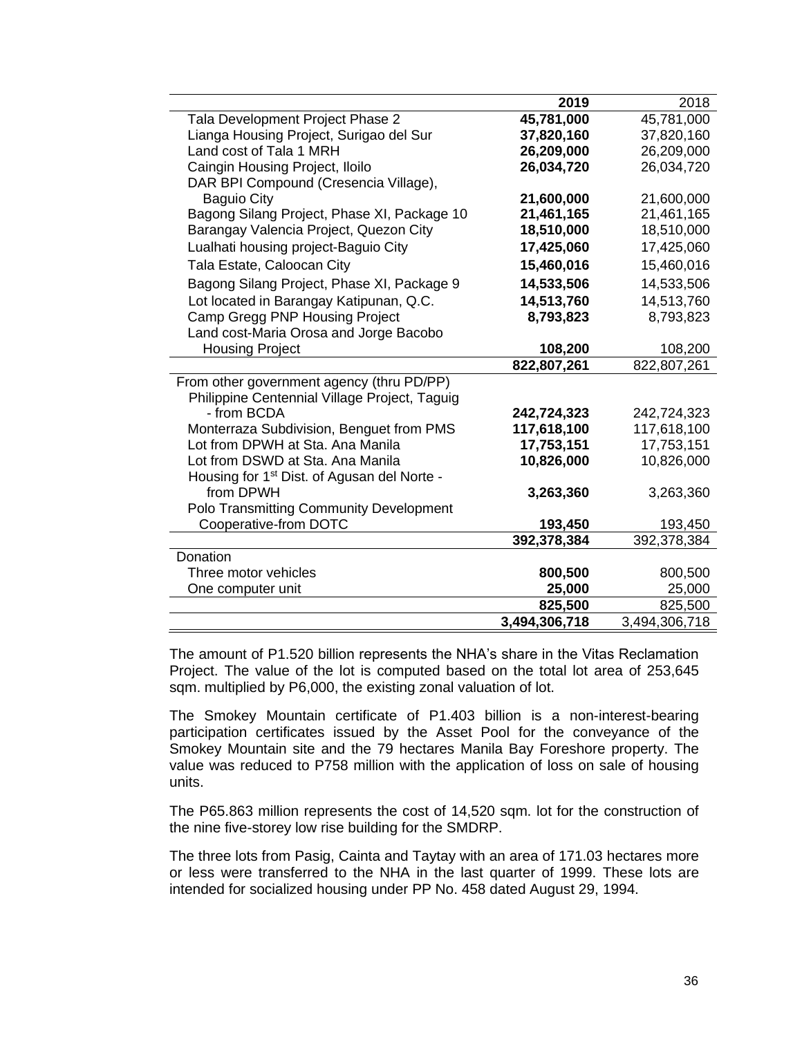| | 2019 | 2018 |
|---|---|---|
| Tala Development Project Phase 2 | **45,781,000** | 45,781,000 |
| Lianga Housing Project, Surigao del Sur | **37,820,160** | 37,820,160 |
| Land cost of Tala 1 MRH | **26,209,000** | 26,209,000 |
| Caingin Housing Project, Iloilo | **26,034,720** | 26,034,720 |
| DAR BPI Compound (Cresencia Village), Baguio City | **21,600,000** | 21,600,000 |
| Bagong Silang Project, Phase XI, Package 10 | **21,461,165** | 21,461,165 |
| Barangay Valencia Project, Quezon City | **18,510,000** | 18,510,000 |
| Lualhati housing project-Baguio City | **17,425,060** | 17,425,060 |
| Tala Estate, Caloocan City | **15,460,016** | 15,460,016 |
| Bagong Silang Project, Phase XI, Package 9 | **14,533,506** | 14,533,506 |
| Lot located in Barangay Katipunan, Q.C. | **14,513,760** | 14,513,760 |
| Camp Gregg PNP Housing Project | **8,793,823** | 8,793,823 |
| Land cost-Maria Orosa and Jorge Bacobo Housing Project | **108,200** | 108,200 |
| | **822,807,261** | 822,807,261 |
| From other government agency (thru PD/PP) | | |
| Philippine Centennial Village Project, Taguig - from BCDA | **242,724,323** | 242,724,323 |
| Monterraza Subdivision, Benguet from PMS | **117,618,100** | 117,618,100 |
| Lot from DPWH at Sta. Ana Manila | **17,753,151** | 17,753,151 |
| Lot from DSWD at Sta. Ana Manila | **10,826,000** | 10,826,000 |
| Housing for 1st Dist. of Agusan del Norte - from DPWH | **3,263,360** | 3,263,360 |
| Polo Transmitting Community Development Cooperative-from DOTC | **193,450** | 193,450 |
| | **392,378,384** | 392,378,384 |
| Donation | | |
| Three motor vehicles | **800,500** | 800,500 |
| One computer unit | **25,000** | 25,000 |
| | **825,500** | 825,500 |
| | **3,494,306,718** | 3,494,306,718 |

The amount of P1.520 billion represents the NHA's share in the Vitas Reclamation Project. The value of the lot is computed based on the total lot area of 253,645 sqm. multiplied by P6,000, the existing zonal valuation of lot.

The Smokey Mountain certificate of P1.403 billion is a non-interest-bearing participation certificates issued by the Asset Pool for the conveyance of the Smokey Mountain site and the 79 hectares Manila Bay Foreshore property. The value was reduced to P758 million with the application of loss on sale of housing units.

The P65.863 million represents the cost of 14,520 sqm. lot for the construction of the nine five-storey low rise building for the SMDRP.

The three lots from Pasig, Cainta and Taytay with an area of 171.03 hectares more or less were transferred to the NHA in the last quarter of 1999. These lots are intended for socialized housing under PP No. 458 dated August 29, 1994.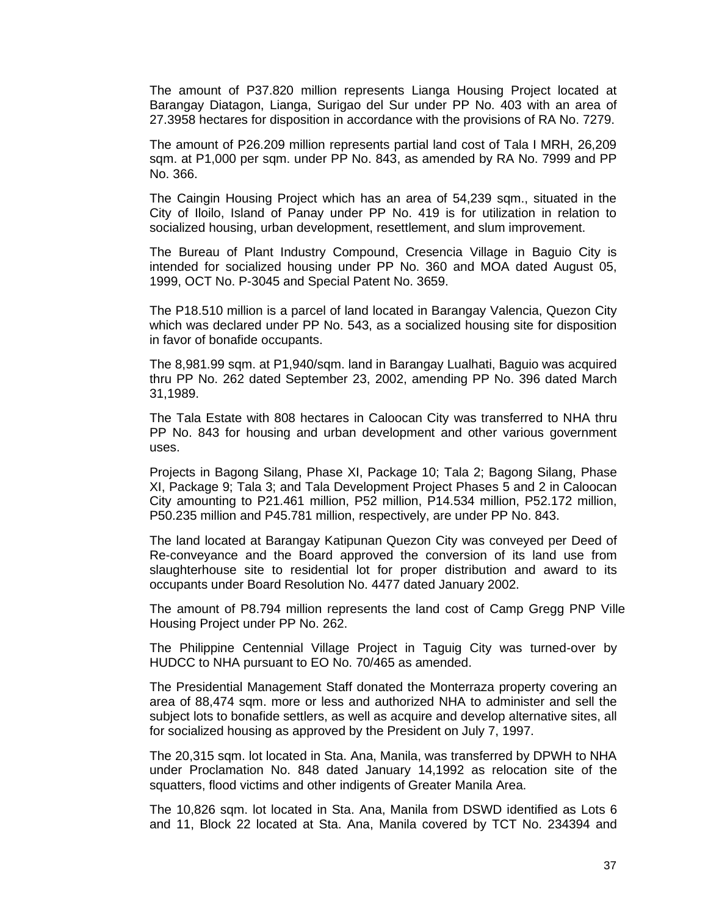The amount of P37.820 million represents Lianga Housing Project located at Barangay Diatagon, Lianga, Surigao del Sur under PP No. 403 with an area of 27.3958 hectares for disposition in accordance with the provisions of RA No. 7279.

The amount of P26.209 million represents partial land cost of Tala I MRH, 26,209 sqm. at P1,000 per sqm. under PP No. 843, as amended by RA No. 7999 and PP No. 366.

The Caingin Housing Project which has an area of 54,239 sqm., situated in the City of Iloilo, Island of Panay under PP No. 419 is for utilization in relation to socialized housing, urban development, resettlement, and slum improvement.

The Bureau of Plant Industry Compound, Cresencia Village in Baguio City is intended for socialized housing under PP No. 360 and MOA dated August 05, 1999, OCT No. P-3045 and Special Patent No. 3659.

The P18.510 million is a parcel of land located in Barangay Valencia, Quezon City which was declared under PP No. 543, as a socialized housing site for disposition in favor of bonafide occupants.

The 8,981.99 sqm. at P1,940/sqm. land in Barangay Lualhati, Baguio was acquired thru PP No. 262 dated September 23, 2002, amending PP No. 396 dated March 31,1989.

The Tala Estate with 808 hectares in Caloocan City was transferred to NHA thru PP No. 843 for housing and urban development and other various government uses.

Projects in Bagong Silang, Phase XI, Package 10; Tala 2; Bagong Silang, Phase XI, Package 9; Tala 3; and Tala Development Project Phases 5 and 2 in Caloocan City amounting to P21.461 million, P52 million, P14.534 million, P52.172 million, P50.235 million and P45.781 million, respectively, are under PP No. 843.

The land located at Barangay Katipunan Quezon City was conveyed per Deed of Re-conveyance and the Board approved the conversion of its land use from slaughterhouse site to residential lot for proper distribution and award to its occupants under Board Resolution No. 4477 dated January 2002.

The amount of P8.794 million represents the land cost of Camp Gregg PNP Ville Housing Project under PP No. 262.

The Philippine Centennial Village Project in Taguig City was turned-over by HUDCC to NHA pursuant to EO No. 70/465 as amended.

The Presidential Management Staff donated the Monterraza property covering an area of 88,474 sqm. more or less and authorized NHA to administer and sell the subject lots to bonafide settlers, as well as acquire and develop alternative sites, all for socialized housing as approved by the President on July 7, 1997.

The 20,315 sqm. lot located in Sta. Ana, Manila, was transferred by DPWH to NHA under Proclamation No. 848 dated January 14,1992 as relocation site of the squatters, flood victims and other indigents of Greater Manila Area.

The 10,826 sqm. lot located in Sta. Ana, Manila from DSWD identified as Lots 6 and 11, Block 22 located at Sta. Ana, Manila covered by TCT No. 234394 and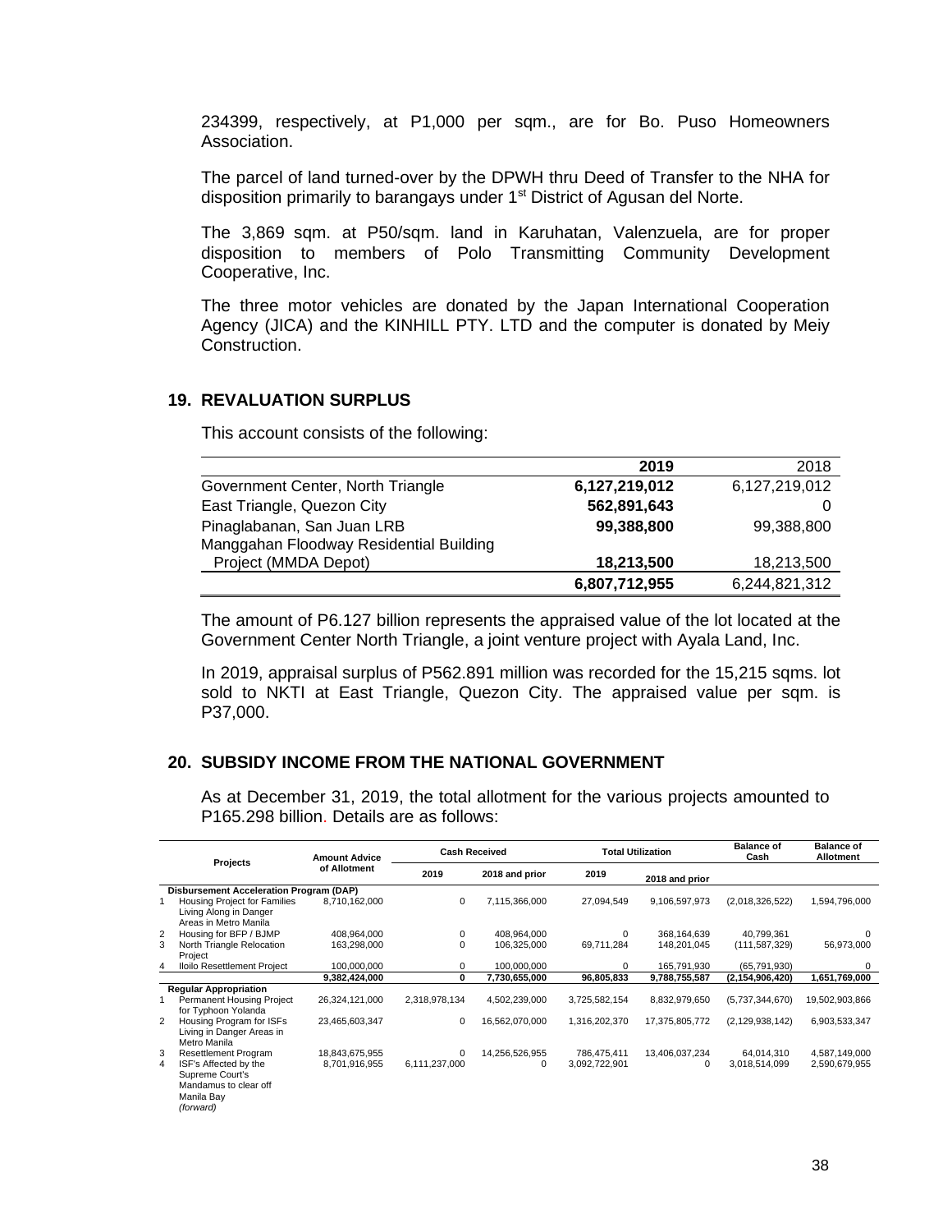234399, respectively, at P1,000 per sqm., are for Bo. Puso Homeowners Association.

The parcel of land turned-over by the DPWH thru Deed of Transfer to the NHA for disposition primarily to barangays under 1st District of Agusan del Norte.

The 3,869 sqm. at P50/sqm. land in Karuhatan, Valenzuela, are for proper disposition to members of Polo Transmitting Community Development Cooperative, Inc.

The three motor vehicles are donated by the Japan International Cooperation Agency (JICA) and the KINHILL PTY. LTD and the computer is donated by Meiy Construction.

## 19. REVALUATION SURPLUS

This account consists of the following:

| | 2019 | 2018 |
|---|---|---|
| Government Center, North Triangle | **6,127,219,012** | 6,127,219,012 |
| East Triangle, Quezon City | **562,891,643** | 0 |
| Pinaglabanan, San Juan LRB | **99,388,800** | 99,388,800 |
| Manggahan Floodway Residential Building Project (MMDA Depot) | **18,213,500** | 18,213,500 |
| | **6,807,712,955** | 6,244,821,312 |

The amount of P6.127 billion represents the appraised value of the lot located at the Government Center North Triangle, a joint venture project with Ayala Land, Inc.

In 2019, appraisal surplus of P562.891 million was recorded for the 15,215 sqms. lot sold to NKTI at East Triangle, Quezon City. The appraised value per sqm. is P37,000.

## 20. SUBSIDY INCOME FROM THE NATIONAL GOVERNMENT

As at December 31, 2019, the total allotment for the various projects amounted to P165.298 billion. Details are as follows:

| | Projects | Amount Advice of Allotment | Cash Received | | Total Utilization | | Balance of Cash | Balance of Allotment |
|---|---|---|---|---|---|---|---|---|
| | | | 2019 | 2018 and prior | 2019 | 2018 and prior | | |
| | **Disbursement Acceleration Program (DAP)** | | | | | | | |
| 1 | Housing Project for Families Living Along in Danger Areas in Metro Manila | 8,710,162,000 | 0 | 7,115,366,000 | 27,094,549 | 9,106,597,973 | (2,018,326,522) | 1,594,796,000 |
| 2 | Housing for BFP / BJMP | 408,964,000 | 0 | 408,964,000 | 0 | 368,164,639 | 40,799,361 | 0 |
| 3 | North Triangle Relocation Project | 163,298,000 | 0 | 106,325,000 | 69,711,284 | 148,201,045 | (111,587,329) | 56,973,000 |
| 4 | Iloilo Resettlement Project | 100,000,000 | 0 | 100,000,000 | 0 | 165,791,930 | (65,791,930) | 0 |
| | | **9,382,424,000** | **0** | **7,730,655,000** | **96,805,833** | **9,788,755,587** | **(2,154,906,420)** | **1,651,769,000** |
| | **Regular Appropriation** | | | | | | | |
| 1 | Permanent Housing Project for Typhoon Yolanda | 26,324,121,000 | 2,318,978,134 | 4,502,239,000 | 3,725,582,154 | 8,832,979,650 | (5,737,344,670) | 19,502,903,866 |
| 2 | Housing Program for ISFs Living in Danger Areas in Metro Manila | 23,465,603,347 | 0 | 16,562,070,000 | 1,316,202,370 | 17,375,805,772 | (2,129,938,142) | 6,903,533,347 |
| 3 | Resettlement Program | 18,843,675,955 | 0 | 14,256,526,955 | 786,475,411 | 13,406,037,234 | 64,014,310 | 4,587,149,000 |
| 4 | ISF's Affected by the Supreme Court's Mandamus to clear off Manila Bay | 8,701,916,955 | 6,111,237,000 | 0 | 3,092,722,901 | 0 | 3,018,514,099 | 2,590,679,955 |
| | *(forward)* | | | | | | | |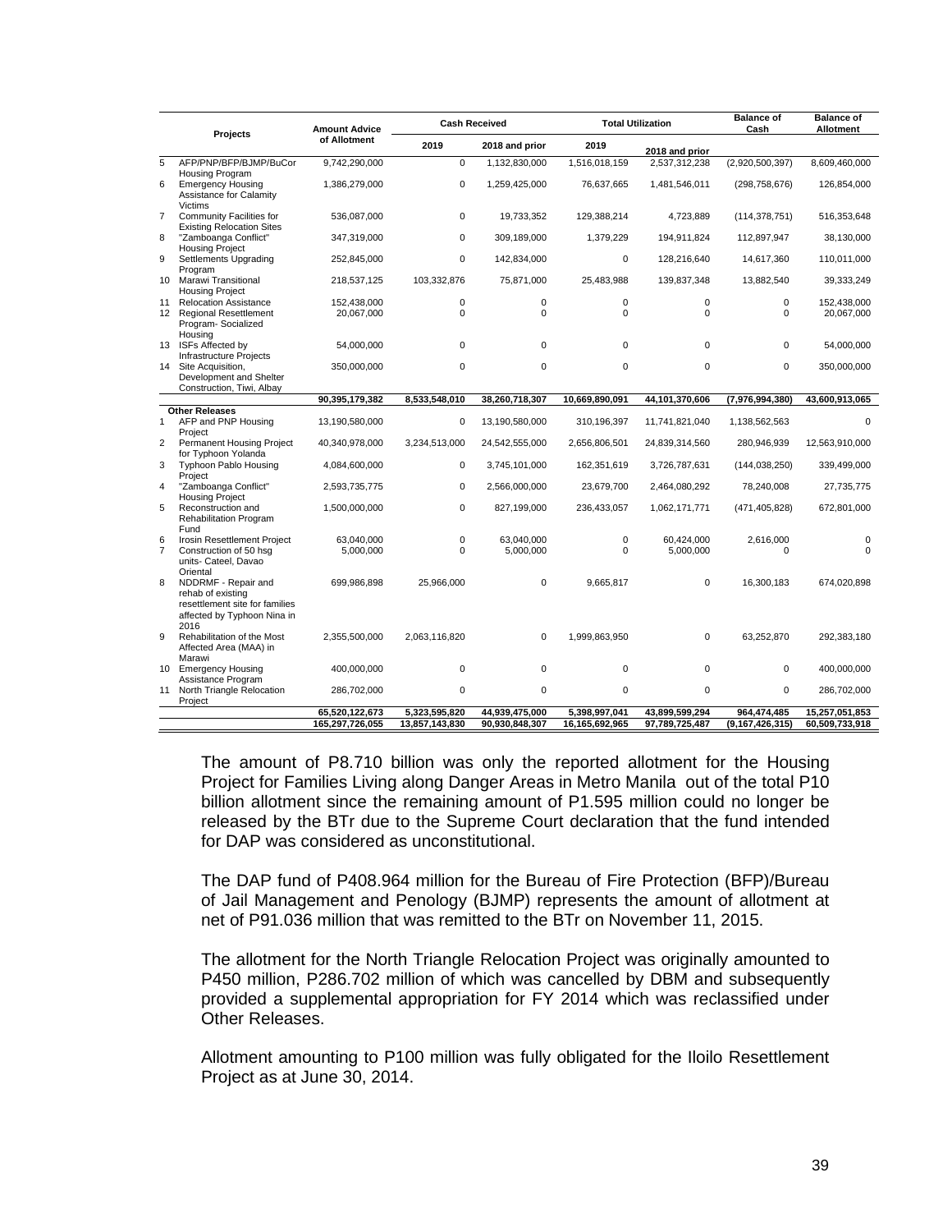| | Projects | Amount Advice of Allotment | Cash Received | | Total Utilization | | Balance of Cash | Balance of Allotment |
|---|---|---|---|---|---|---|---|---|
| | | | 2019 | 2018 and prior | 2019 | 2018 and prior | | |
| 5 | AFP/PNP/BFP/BJMP/BuCor Housing Program | 9,742,290,000 | 0 | 1,132,830,000 | 1,516,018,159 | 2,537,312,238 | (2,920,500,397) | 8,609,460,000 |
| 6 | Emergency Housing Assistance for Calamity Victims | 1,386,279,000 | 0 | 1,259,425,000 | 76,637,665 | 1,481,546,011 | (298,758,676) | 126,854,000 |
| 7 | Community Facilities for Existing Relocation Sites | 536,087,000 | 0 | 19,733,352 | 129,388,214 | 4,723,889 | (114,378,751) | 516,353,648 |
| 8 | "Zamboanga Conflict" Housing Project | 347,319,000 | 0 | 309,189,000 | 1,379,229 | 194,911,824 | 112,897,947 | 38,130,000 |
| 9 | Settlements Upgrading Program | 252,845,000 | 0 | 142,834,000 | 0 | 128,216,640 | 14,617,360 | 110,011,000 |
| 10 | Marawi Transitional Housing Project | 218,537,125 | 103,332,876 | 75,871,000 | 25,483,988 | 139,837,348 | 13,882,540 | 39,333,249 |
| 11 | Relocation Assistance | 152,438,000 | 0 | 0 | 0 | 0 | 0 | 152,438,000 |
| 12 | Regional Resettlement Program- Socialized Housing | 20,067,000 | 0 | 0 | 0 | 0 | 0 | 20,067,000 |
| 13 | ISFs Affected by Infrastructure Projects | 54,000,000 | 0 | 0 | 0 | 0 | 0 | 54,000,000 |
| 14 | Site Acquisition, Development and Shelter Construction, Tiwi, Albay | 350,000,000 | 0 | 0 | 0 | 0 | 0 | 350,000,000 |
| | | **90,395,179,382** | **8,533,548,010** | **38,260,718,307** | **10,669,890,091** | **44,101,370,606** | **(7,976,994,380)** | **43,600,913,065** |
| | **Other Releases** | | | | | | | |
| 1 | AFP and PNP Housing Project | 13,190,580,000 | 0 | 13,190,580,000 | 310,196,397 | 11,741,821,040 | 1,138,562,563 | 0 |
| 2 | Permanent Housing Project for Typhoon Yolanda | 40,340,978,000 | 3,234,513,000 | 24,542,555,000 | 2,656,806,501 | 24,839,314,560 | 280,946,939 | 12,563,910,000 |
| 3 | Typhoon Pablo Housing Project | 4,084,600,000 | 0 | 3,745,101,000 | 162,351,619 | 3,726,787,631 | (144,038,250) | 339,499,000 |
| 4 | "Zamboanga Conflict" Housing Project | 2,593,735,775 | 0 | 2,566,000,000 | 23,679,700 | 2,464,080,292 | 78,240,008 | 27,735,775 |
| 5 | Reconstruction and Rehabilitation Program Fund | 1,500,000,000 | 0 | 827,199,000 | 236,433,057 | 1,062,171,771 | (471,405,828) | 672,801,000 |
| 6 | Irosin Resettlement Project | 63,040,000 | 0 | 63,040,000 | 0 | 60,424,000 | 2,616,000 | 0 |
| 7 | Construction of 50 hsg units- Cateel, Davao Oriental | 5,000,000 | 0 | 5,000,000 | 0 | 5,000,000 | 0 | 0 |
| 8 | NDDRMF - Repair and rehab of existing resettlement site for families affected by Typhoon Nina in 2016 | 699,986,898 | 25,966,000 | 0 | 9,665,817 | 0 | 16,300,183 | 674,020,898 |
| 9 | Rehabilitation of the Most Affected Area (MAA) in Marawi | 2,355,500,000 | 2,063,116,820 | 0 | 1,999,863,950 | 0 | 63,252,870 | 292,383,180 |
| 10 | Emergency Housing Assistance Program | 400,000,000 | 0 | 0 | 0 | 0 | 0 | 400,000,000 |
| 11 | North Triangle Relocation Project | 286,702,000 | 0 | 0 | 0 | 0 | 0 | 286,702,000 |
| | | **65,520,122,673** | **5,323,595,820** | **44,939,475,000** | **5,398,997,041** | **43,899,599,294** | **964,474,485** | **15,257,051,853** |
| | | **165,297,726,055** | **13,857,143,830** | **90,930,848,307** | **16,165,692,965** | **97,789,725,487** | **(9,167,426,315)** | **60,509,733,918** |

The amount of P8.710 billion was only the reported allotment for the Housing Project for Families Living along Danger Areas in Metro Manila out of the total P10 billion allotment since the remaining amount of P1.595 million could no longer be released by the BTr due to the Supreme Court declaration that the fund intended for DAP was considered as unconstitutional.

The DAP fund of P408.964 million for the Bureau of Fire Protection (BFP)/Bureau of Jail Management and Penology (BJMP) represents the amount of allotment at net of P91.036 million that was remitted to the BTr on November 11, 2015.

The allotment for the North Triangle Relocation Project was originally amounted to P450 million, P286.702 million of which was cancelled by DBM and subsequently provided a supplemental appropriation for FY 2014 which was reclassified under Other Releases.

Allotment amounting to P100 million was fully obligated for the Iloilo Resettlement Project as at June 30, 2014.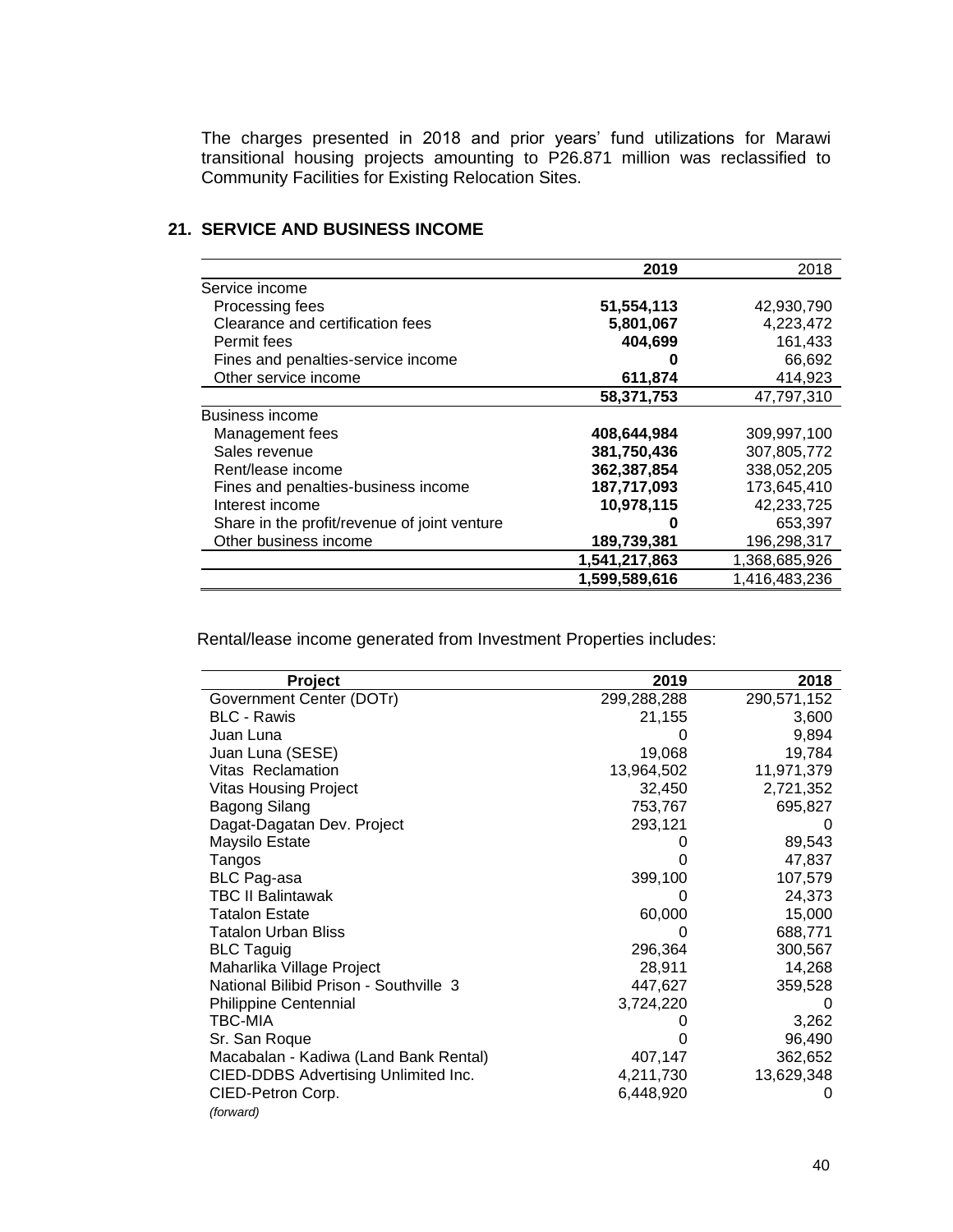The charges presented in 2018 and prior years' fund utilizations for Marawi transitional housing projects amounting to P26.871 million was reclassified to Community Facilities for Existing Relocation Sites.

## 21. SERVICE AND BUSINESS INCOME

| | 2019 | 2018 |
|---|---|---|
| Service income | | |
| Processing fees | **51,554,113** | 42,930,790 |
| Clearance and certification fees | **5,801,067** | 4,223,472 |
| Permit fees | **404,699** | 161,433 |
| Fines and penalties-service income | **0** | 66,692 |
| Other service income | **611,874** | 414,923 |
| | **58,371,753** | 47,797,310 |
| Business income | | |
| Management fees | **408,644,984** | 309,997,100 |
| Sales revenue | **381,750,436** | 307,805,772 |
| Rent/lease income | **362,387,854** | 338,052,205 |
| Fines and penalties-business income | **187,717,093** | 173,645,410 |
| Interest income | **10,978,115** | 42,233,725 |
| Share in the profit/revenue of joint venture | **0** | 653,397 |
| Other business income | **189,739,381** | 196,298,317 |
| | **1,541,217,863** | 1,368,685,926 |
| | **1,599,589,616** | 1,416,483,236 |

Rental/lease income generated from Investment Properties includes:

| Project | 2019 | 2018 |
|---|---|---|
| Government Center (DOTr) | 299,288,288 | 290,571,152 |
| BLC - Rawis | 21,155 | 3,600 |
| Juan Luna | 0 | 9,894 |
| Juan Luna (SESE) | 19,068 | 19,784 |
| Vitas Reclamation | 13,964,502 | 11,971,379 |
| Vitas Housing Project | 32,450 | 2,721,352 |
| Bagong Silang | 753,767 | 695,827 |
| Dagat-Dagatan Dev. Project | 293,121 | 0 |
| Maysilo Estate | 0 | 89,543 |
| Tangos | 0 | 47,837 |
| BLC Pag-asa | 399,100 | 107,579 |
| TBC II Balintawak | 0 | 24,373 |
| Tatalon Estate | 60,000 | 15,000 |
| Tatalon Urban Bliss | 0 | 688,771 |
| BLC Taguig | 296,364 | 300,567 |
| Maharlika Village Project | 28,911 | 14,268 |
| National Bilibid Prison - Southville 3 | 447,627 | 359,528 |
| Philippine Centennial | 3,724,220 | 0 |
| TBC-MIA | 0 | 3,262 |
| Sr. San Roque | 0 | 96,490 |
| Macabalan - Kadiwa (Land Bank Rental) | 407,147 | 362,652 |
| CIED-DDBS Advertising Unlimited Inc. | 4,211,730 | 13,629,348 |
| CIED-Petron Corp. | 6,448,920 | 0 |

*(forward)*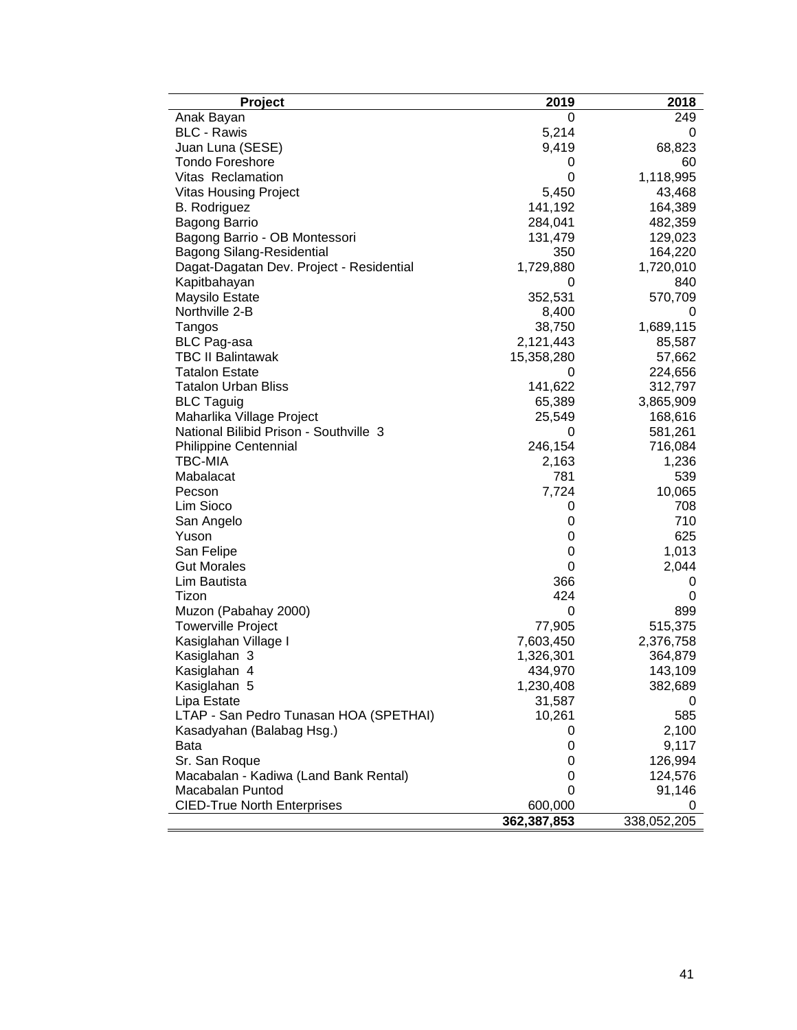| Project | 2019 | 2018 |
|---|---|---|
| Anak Bayan | 0 | 249 |
| BLC - Rawis | 5,214 | 0 |
| Juan Luna (SESE) | 9,419 | 68,823 |
| Tondo Foreshore | 0 | 60 |
| Vitas Reclamation | 0 | 1,118,995 |
| Vitas Housing Project | 5,450 | 43,468 |
| B. Rodriguez | 141,192 | 164,389 |
| Bagong Barrio | 284,041 | 482,359 |
| Bagong Barrio - OB Montessori | 131,479 | 129,023 |
| Bagong Silang-Residential | 350 | 164,220 |
| Dagat-Dagatan Dev. Project - Residential | 1,729,880 | 1,720,010 |
| Kapitbahayan | 0 | 840 |
| Maysilo Estate | 352,531 | 570,709 |
| Northville 2-B | 8,400 | 0 |
| Tangos | 38,750 | 1,689,115 |
| BLC Pag-asa | 2,121,443 | 85,587 |
| TBC II Balintawak | 15,358,280 | 57,662 |
| Tatalon Estate | 0 | 224,656 |
| Tatalon Urban Bliss | 141,622 | 312,797 |
| BLC Taguig | 65,389 | 3,865,909 |
| Maharlika Village Project | 25,549 | 168,616 |
| National Bilibid Prison - Southville 3 | 0 | 581,261 |
| Philippine Centennial | 246,154 | 716,084 |
| TBC-MIA | 2,163 | 1,236 |
| Mabalacat | 781 | 539 |
| Pecson | 7,724 | 10,065 |
| Lim Sioco | 0 | 708 |
| San Angelo | 0 | 710 |
| Yuson | 0 | 625 |
| San Felipe | 0 | 1,013 |
| Gut Morales | 0 | 2,044 |
| Lim Bautista | 366 | 0 |
| Tizon | 424 | 0 |
| Muzon (Pabahay 2000) | 0 | 899 |
| Towerville Project | 77,905 | 515,375 |
| Kasiglahan Village I | 7,603,450 | 2,376,758 |
| Kasiglahan 3 | 1,326,301 | 364,879 |
| Kasiglahan 4 | 434,970 | 143,109 |
| Kasiglahan 5 | 1,230,408 | 382,689 |
| Lipa Estate | 31,587 | 0 |
| LTAP - San Pedro Tunasan HOA (SPETHAI) | 10,261 | 585 |
| Kasadyahan (Balabag Hsg.) | 0 | 2,100 |
| Bata | 0 | 9,117 |
| Sr. San Roque | 0 | 126,994 |
| Macabalan - Kadiwa (Land Bank Rental) | 0 | 124,576 |
| Macabalan Puntod | 0 | 91,146 |
| CIED-True North Enterprises | 600,000 | 0 |
| | **362,387,853** | 338,052,205 |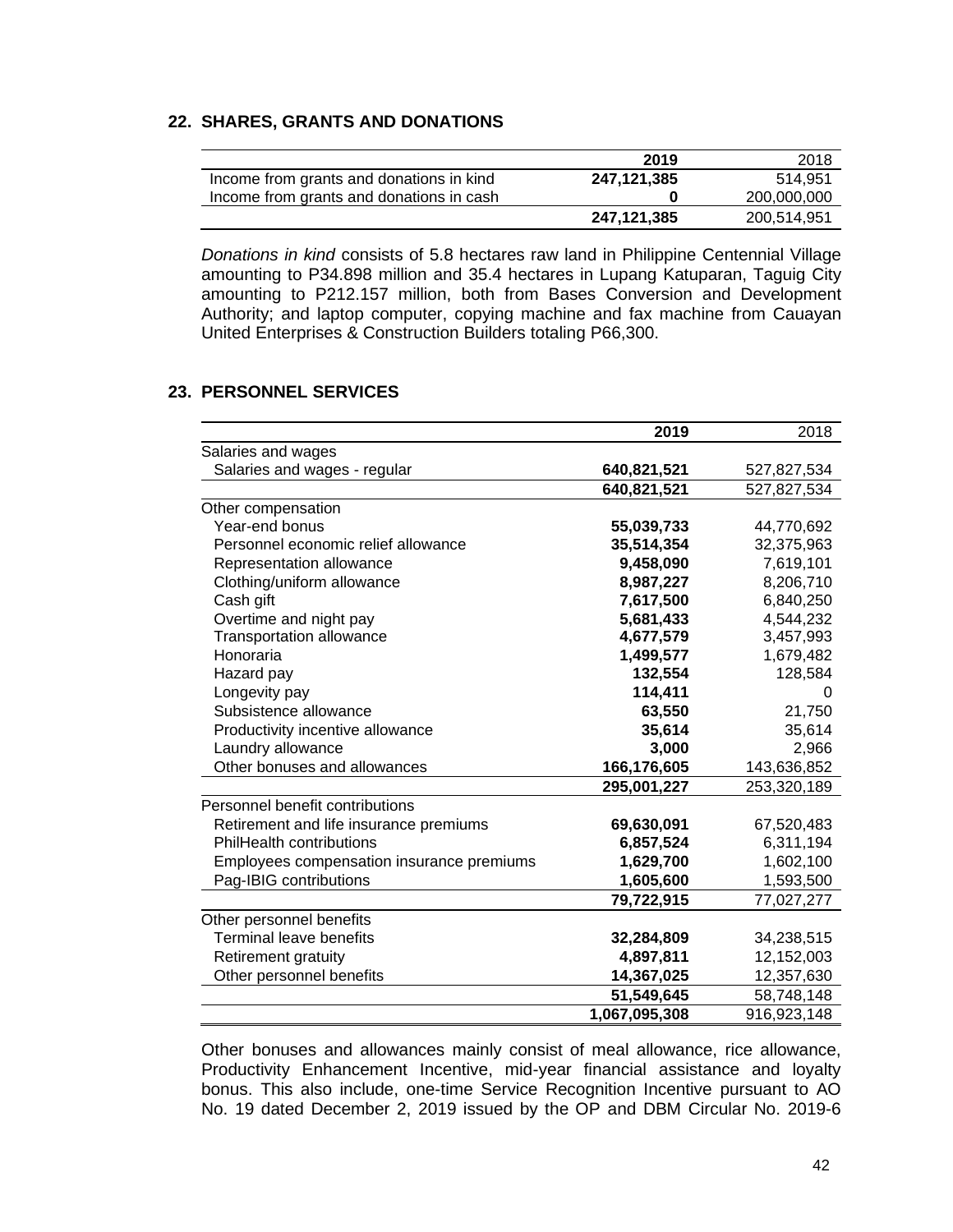## 22. SHARES, GRANTS AND DONATIONS

| | 2019 | 2018 |
|---|---|---|
| Income from grants and donations in kind | **247,121,385** | 514,951 |
| Income from grants and donations in cash | **0** | 200,000,000 |
| | **247,121,385** | 200,514,951 |

*Donations in kind* consists of 5.8 hectares raw land in Philippine Centennial Village amounting to P34.898 million and 35.4 hectares in Lupang Katuparan, Taguig City amounting to P212.157 million, both from Bases Conversion and Development Authority; and laptop computer, copying machine and fax machine from Cauayan United Enterprises & Construction Builders totaling P66,300.

## 23. PERSONNEL SERVICES

| | 2019 | 2018 |
|---|---|---|
| Salaries and wages | | |
| Salaries and wages - regular | **640,821,521** | 527,827,534 |
| | **640,821,521** | 527,827,534 |
| Other compensation | | |
| Year-end bonus | **55,039,733** | 44,770,692 |
| Personnel economic relief allowance | **35,514,354** | 32,375,963 |
| Representation allowance | **9,458,090** | 7,619,101 |
| Clothing/uniform allowance | **8,987,227** | 8,206,710 |
| Cash gift | **7,617,500** | 6,840,250 |
| Overtime and night pay | **5,681,433** | 4,544,232 |
| Transportation allowance | **4,677,579** | 3,457,993 |
| Honoraria | **1,499,577** | 1,679,482 |
| Hazard pay | **132,554** | 128,584 |
| Longevity pay | **114,411** | 0 |
| Subsistence allowance | **63,550** | 21,750 |
| Productivity incentive allowance | **35,614** | 35,614 |
| Laundry allowance | **3,000** | 2,966 |
| Other bonuses and allowances | **166,176,605** | 143,636,852 |
| | **295,001,227** | 253,320,189 |
| Personnel benefit contributions | | |
| Retirement and life insurance premiums | **69,630,091** | 67,520,483 |
| PhilHealth contributions | **6,857,524** | 6,311,194 |
| Employees compensation insurance premiums | **1,629,700** | 1,602,100 |
| Pag-IBIG contributions | **1,605,600** | 1,593,500 |
| | **79,722,915** | 77,027,277 |
| Other personnel benefits | | |
| Terminal leave benefits | **32,284,809** | 34,238,515 |
| Retirement gratuity | **4,897,811** | 12,152,003 |
| Other personnel benefits | **14,367,025** | 12,357,630 |
| | **51,549,645** | 58,748,148 |
| | **1,067,095,308** | 916,923,148 |

Other bonuses and allowances mainly consist of meal allowance, rice allowance, Productivity Enhancement Incentive, mid-year financial assistance and loyalty bonus. This also include, one-time Service Recognition Incentive pursuant to AO No. 19 dated December 2, 2019 issued by the OP and DBM Circular No. 2019-6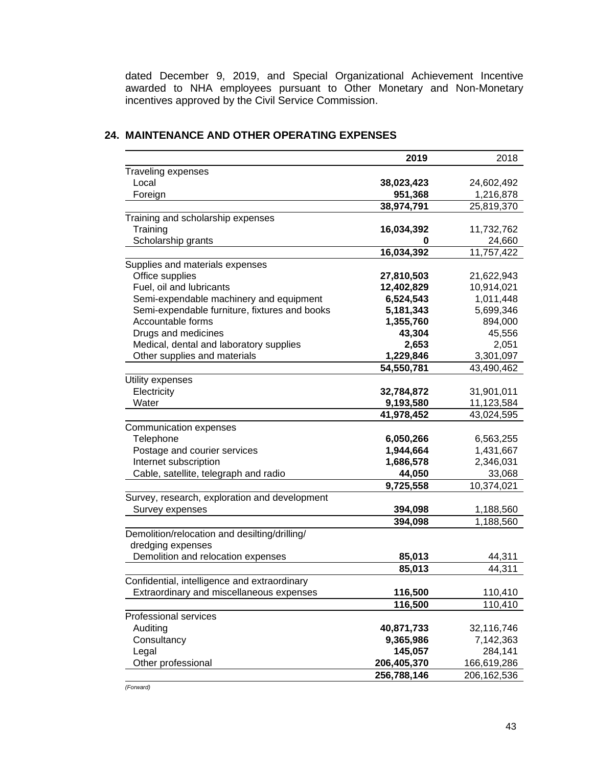dated December 9, 2019, and Special Organizational Achievement Incentive awarded to NHA employees pursuant to Other Monetary and Non-Monetary incentives approved by the Civil Service Commission.

## 24. MAINTENANCE AND OTHER OPERATING EXPENSES

| | **2019** | 2018 |
|---|---|---|
| Traveling expenses | | |
| Local | **38,023,423** | 24,602,492 |
| Foreign | **951,368** | 1,216,878 |
| | **38,974,791** | 25,819,370 |
| Training and scholarship expenses | | |
| Training | **16,034,392** | 11,732,762 |
| Scholarship grants | **0** | 24,660 |
| | **16,034,392** | 11,757,422 |
| Supplies and materials expenses | | |
| Office supplies | **27,810,503** | 21,622,943 |
| Fuel, oil and lubricants | **12,402,829** | 10,914,021 |
| Semi-expendable machinery and equipment | **6,524,543** | 1,011,448 |
| Semi-expendable furniture, fixtures and books | **5,181,343** | 5,699,346 |
| Accountable forms | **1,355,760** | 894,000 |
| Drugs and medicines | **43,304** | 45,556 |
| Medical, dental and laboratory supplies | **2,653** | 2,051 |
| Other supplies and materials | **1,229,846** | 3,301,097 |
| | **54,550,781** | 43,490,462 |
| Utility expenses | | |
| Electricity | **32,784,872** | 31,901,011 |
| Water | **9,193,580** | 11,123,584 |
| | **41,978,452** | 43,024,595 |
| Communication expenses | | |
| Telephone | **6,050,266** | 6,563,255 |
| Postage and courier services | **1,944,664** | 1,431,667 |
| Internet subscription | **1,686,578** | 2,346,031 |
| Cable, satellite, telegraph and radio | **44,050** | 33,068 |
| | **9,725,558** | 10,374,021 |
| Survey, research, exploration and development | | |
| Survey expenses | **394,098** | 1,188,560 |
| | **394,098** | 1,188,560 |
| Demolition/relocation and desilting/drilling/ dredging expenses | | |
| Demolition and relocation expenses | **85,013** | 44,311 |
| | **85,013** | 44,311 |
| Confidential, intelligence and extraordinary | | |
| Extraordinary and miscellaneous expenses | **116,500** | 110,410 |
| | **116,500** | 110,410 |
| Professional services | | |
| Auditing | **40,871,733** | 32,116,746 |
| Consultancy | **9,365,986** | 7,142,363 |
| Legal | **145,057** | 284,141 |
| Other professional | **206,405,370** | 166,619,286 |
| | **256,788,146** | 206,162,536 |

*(Forward)*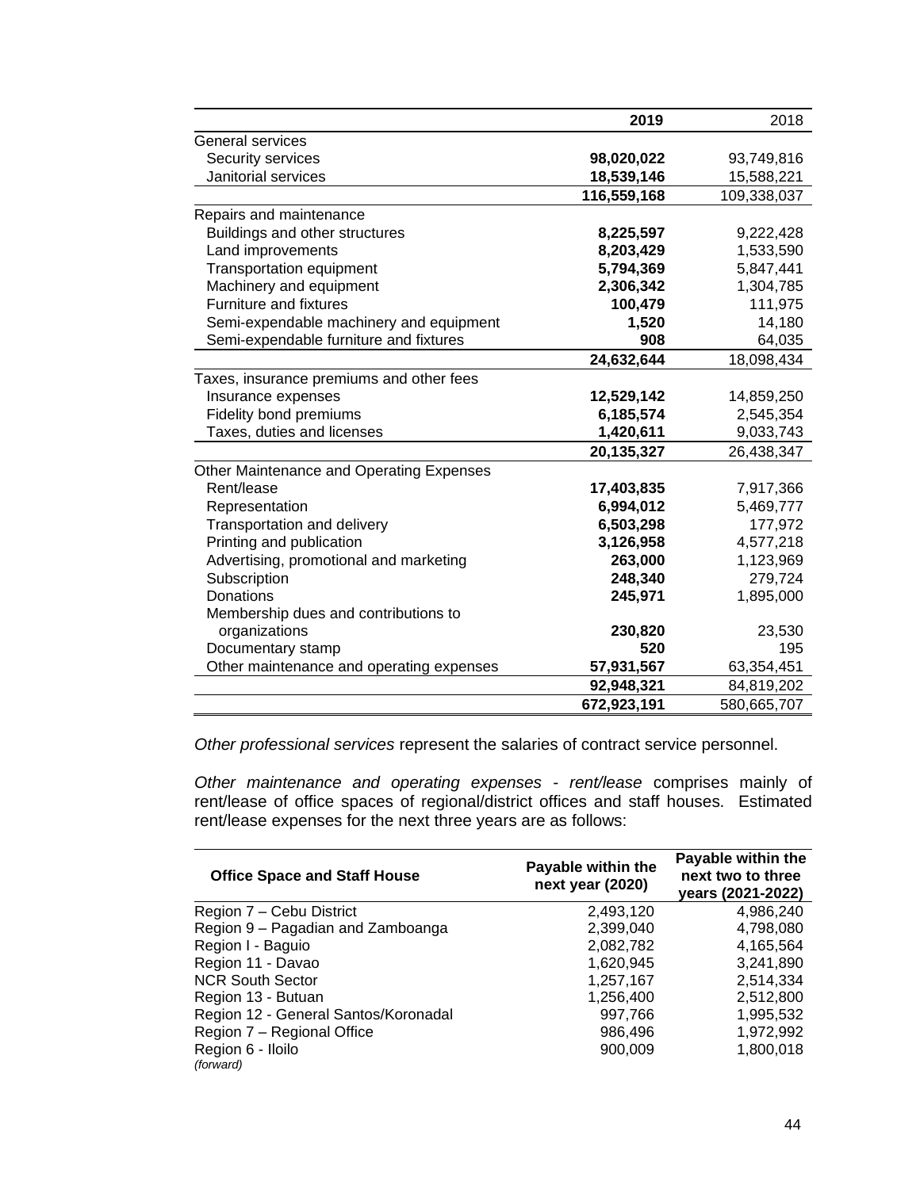| | 2019 | 2018 |
|---|---|---|
| General services | | |
| Security services | **98,020,022** | 93,749,816 |
| Janitorial services | **18,539,146** | 15,588,221 |
| | **116,559,168** | 109,338,037 |
| Repairs and maintenance | | |
| Buildings and other structures | **8,225,597** | 9,222,428 |
| Land improvements | **8,203,429** | 1,533,590 |
| Transportation equipment | **5,794,369** | 5,847,441 |
| Machinery and equipment | **2,306,342** | 1,304,785 |
| Furniture and fixtures | **100,479** | 111,975 |
| Semi-expendable machinery and equipment | **1,520** | 14,180 |
| Semi-expendable furniture and fixtures | **908** | 64,035 |
| | **24,632,644** | 18,098,434 |
| Taxes, insurance premiums and other fees | | |
| Insurance expenses | **12,529,142** | 14,859,250 |
| Fidelity bond premiums | **6,185,574** | 2,545,354 |
| Taxes, duties and licenses | **1,420,611** | 9,033,743 |
| | **20,135,327** | 26,438,347 |
| Other Maintenance and Operating Expenses | | |
| Rent/lease | **17,403,835** | 7,917,366 |
| Representation | **6,994,012** | 5,469,777 |
| Transportation and delivery | **6,503,298** | 177,972 |
| Printing and publication | **3,126,958** | 4,577,218 |
| Advertising, promotional and marketing | **263,000** | 1,123,969 |
| Subscription | **248,340** | 279,724 |
| Donations | **245,971** | 1,895,000 |
| Membership dues and contributions to organizations | **230,820** | 23,530 |
| Documentary stamp | **520** | 195 |
| Other maintenance and operating expenses | **57,931,567** | 63,354,451 |
| | **92,948,321** | 84,819,202 |
| | **672,923,191** | 580,665,707 |

*Other professional services* represent the salaries of contract service personnel.

*Other maintenance and operating expenses - rent/lease* comprises mainly of rent/lease of office spaces of regional/district offices and staff houses. Estimated rent/lease expenses for the next three years are as follows:

| Office Space and Staff House | Payable within the next year (2020) | Payable within the next two to three years (2021-2022) |
|---|---|---|
| Region 7 – Cebu District | 2,493,120 | 4,986,240 |
| Region 9 – Pagadian and Zamboanga | 2,399,040 | 4,798,080 |
| Region I - Baguio | 2,082,782 | 4,165,564 |
| Region 11 - Davao | 1,620,945 | 3,241,890 |
| NCR South Sector | 1,257,167 | 2,514,334 |
| Region 13 - Butuan | 1,256,400 | 2,512,800 |
| Region 12 - General Santos/Koronadal | 997,766 | 1,995,532 |
| Region 7 – Regional Office | 986,496 | 1,972,992 |
| Region 6 - Iloilo | 900,009 | 1,800,018 |

*(forward)*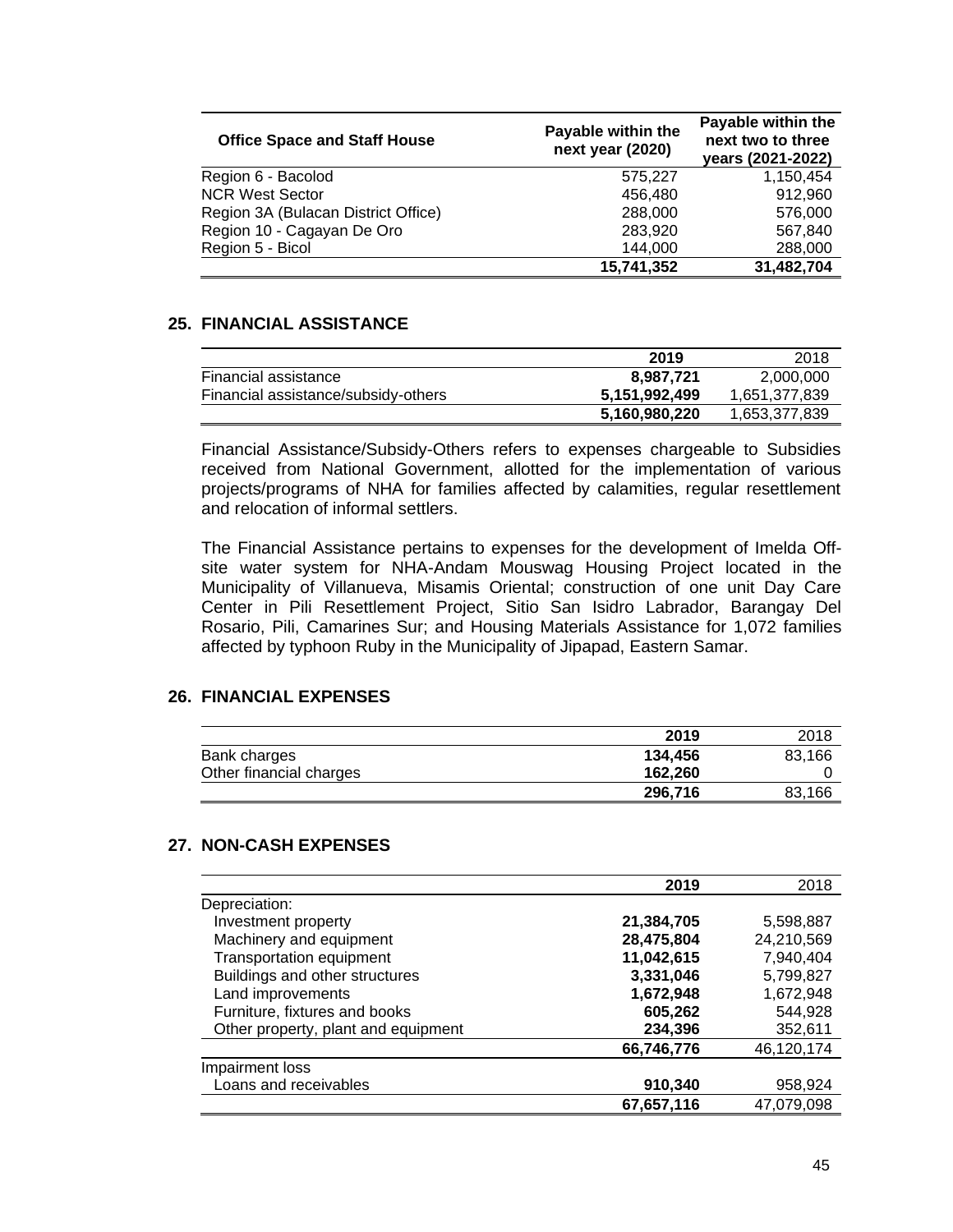| Office Space and Staff House | Payable within the next year (2020) | Payable within the next two to three years (2021-2022) |
|---|---|---|
| Region 6 - Bacolod | 575,227 | 1,150,454 |
| NCR West Sector | 456,480 | 912,960 |
| Region 3A (Bulacan District Office) | 288,000 | 576,000 |
| Region 10 - Cagayan De Oro | 283,920 | 567,840 |
| Region 5 - Bicol | 144,000 | 288,000 |
| | **15,741,352** | **31,482,704** |

## 25. FINANCIAL ASSISTANCE

| | 2019 | 2018 |
|---|---|---|
| Financial assistance | **8,987,721** | 2,000,000 |
| Financial assistance/subsidy-others | **5,151,992,499** | 1,651,377,839 |
| | **5,160,980,220** | 1,653,377,839 |

Financial Assistance/Subsidy-Others refers to expenses chargeable to Subsidies received from National Government, allotted for the implementation of various projects/programs of NHA for families affected by calamities, regular resettlement and relocation of informal settlers.

The Financial Assistance pertains to expenses for the development of Imelda Off-site water system for NHA-Andam Mouswag Housing Project located in the Municipality of Villanueva, Misamis Oriental; construction of one unit Day Care Center in Pili Resettlement Project, Sitio San Isidro Labrador, Barangay Del Rosario, Pili, Camarines Sur; and Housing Materials Assistance for 1,072 families affected by typhoon Ruby in the Municipality of Jipapad, Eastern Samar.

## 26. FINANCIAL EXPENSES

| | 2019 | 2018 |
|---|---|---|
| Bank charges | **134,456** | 83,166 |
| Other financial charges | **162,260** | 0 |
| | **296,716** | 83,166 |

## 27. NON-CASH EXPENSES

| | 2019 | 2018 |
|---|---|---|
| Depreciation: | | |
| Investment property | **21,384,705** | 5,598,887 |
| Machinery and equipment | **28,475,804** | 24,210,569 |
| Transportation equipment | **11,042,615** | 7,940,404 |
| Buildings and other structures | **3,331,046** | 5,799,827 |
| Land improvements | **1,672,948** | 1,672,948 |
| Furniture, fixtures and books | **605,262** | 544,928 |
| Other property, plant and equipment | **234,396** | 352,611 |
| | **66,746,776** | 46,120,174 |
| Impairment loss | | |
| Loans and receivables | **910,340** | 958,924 |
| | **67,657,116** | 47,079,098 |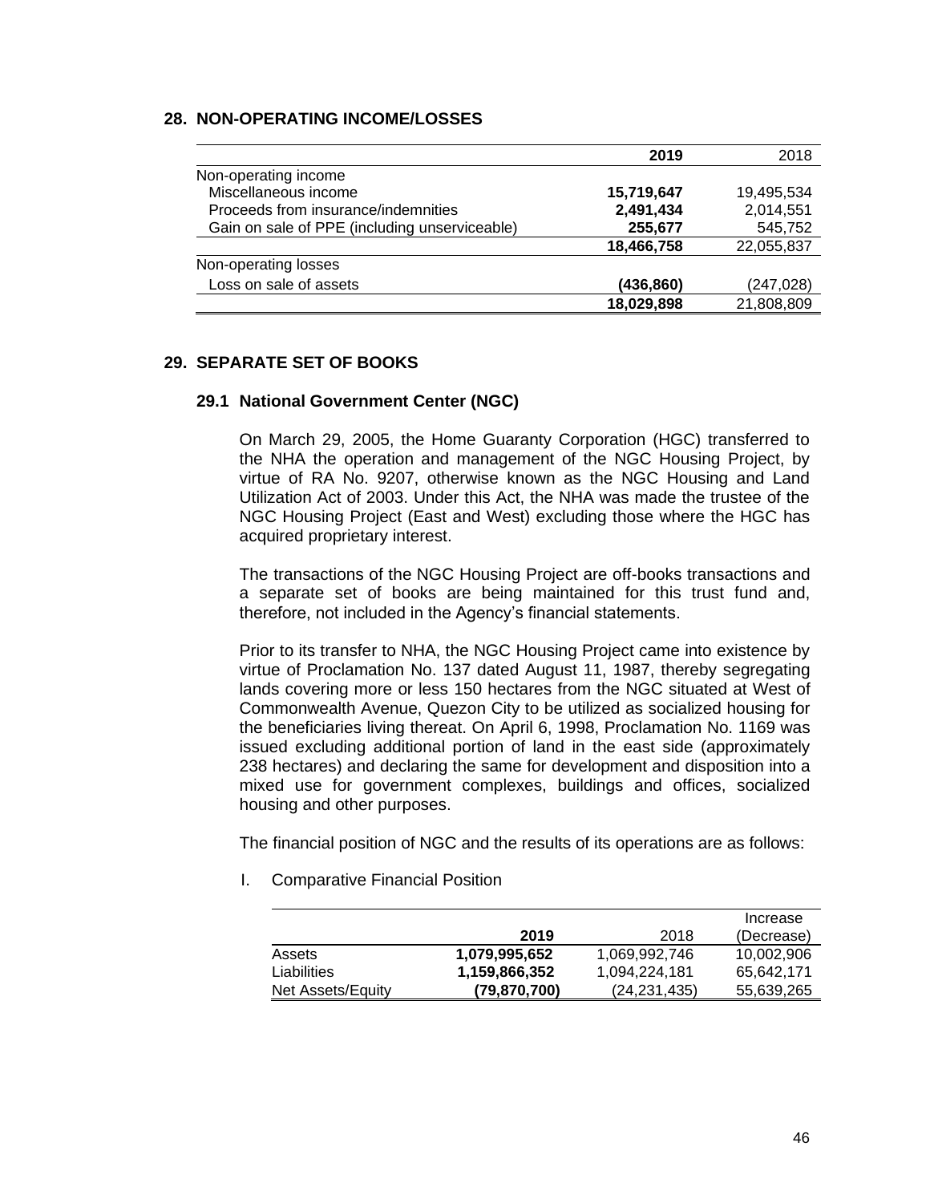## 28. NON-OPERATING INCOME/LOSSES

| | 2019 | 2018 |
|---|---|---|
| Non-operating income | | |
| Miscellaneous income | **15,719,647** | 19,495,534 |
| Proceeds from insurance/indemnities | **2,491,434** | 2,014,551 |
| Gain on sale of PPE (including unserviceable) | **255,677** | 545,752 |
| | **18,466,758** | 22,055,837 |
| Non-operating losses | | |
| Loss on sale of assets | **(436,860)** | (247,028) |
| | **18,029,898** | 21,808,809 |

## 29. SEPARATE SET OF BOOKS

### 29.1 National Government Center (NGC)

On March 29, 2005, the Home Guaranty Corporation (HGC) transferred to the NHA the operation and management of the NGC Housing Project, by virtue of RA No. 9207, otherwise known as the NGC Housing and Land Utilization Act of 2003. Under this Act, the NHA was made the trustee of the NGC Housing Project (East and West) excluding those where the HGC has acquired proprietary interest.

The transactions of the NGC Housing Project are off-books transactions and a separate set of books are being maintained for this trust fund and, therefore, not included in the Agency's financial statements.

Prior to its transfer to NHA, the NGC Housing Project came into existence by virtue of Proclamation No. 137 dated August 11, 1987, thereby segregating lands covering more or less 150 hectares from the NGC situated at West of Commonwealth Avenue, Quezon City to be utilized as socialized housing for the beneficiaries living thereat. On April 6, 1998, Proclamation No. 1169 was issued excluding additional portion of land in the east side (approximately 238 hectares) and declaring the same for development and disposition into a mixed use for government complexes, buildings and offices, socialized housing and other purposes.

The financial position of NGC and the results of its operations are as follows:

I. Comparative Financial Position

| | 2019 | 2018 | Increase (Decrease) |
|---|---|---|---|
| Assets | **1,079,995,652** | 1,069,992,746 | 10,002,906 |
| Liabilities | **1,159,866,352** | 1,094,224,181 | 65,642,171 |
| Net Assets/Equity | **(79,870,700)** | (24,231,435) | 55,639,265 |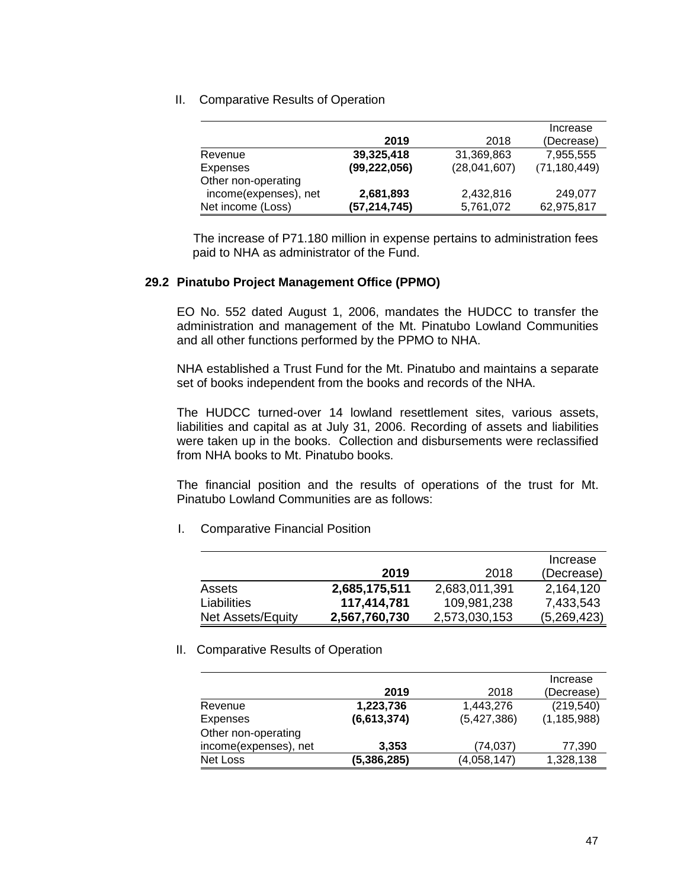II. Comparative Results of Operation

| | **2019** | 2018 | Increase (Decrease) |
|---|---|---|---|
| Revenue | **39,325,418** | 31,369,863 | 7,955,555 |
| Expenses | **(99,222,056)** | (28,041,607) | (71,180,449) |
| Other non-operating income(expenses), net | **2,681,893** | 2,432,816 | 249,077 |
| Net income (Loss) | **(57,214,745)** | 5,761,072 | 62,975,817 |

The increase of P71.180 million in expense pertains to administration fees paid to NHA as administrator of the Fund.

### 29.2 Pinatubo Project Management Office (PPMO)

EO No. 552 dated August 1, 2006, mandates the HUDCC to transfer the administration and management of the Mt. Pinatubo Lowland Communities and all other functions performed by the PPMO to NHA.

NHA established a Trust Fund for the Mt. Pinatubo and maintains a separate set of books independent from the books and records of the NHA.

The HUDCC turned-over 14 lowland resettlement sites, various assets, liabilities and capital as at July 31, 2006. Recording of assets and liabilities were taken up in the books. Collection and disbursements were reclassified from NHA books to Mt. Pinatubo books.

The financial position and the results of operations of the trust for Mt. Pinatubo Lowland Communities are as follows:

I. Comparative Financial Position

| | **2019** | 2018 | Increase (Decrease) |
|---|---|---|---|
| Assets | **2,685,175,511** | 2,683,011,391 | 2,164,120 |
| Liabilities | **117,414,781** | 109,981,238 | 7,433,543 |
| Net Assets/Equity | **2,567,760,730** | 2,573,030,153 | (5,269,423) |

II. Comparative Results of Operation

| | **2019** | 2018 | Increase (Decrease) |
|---|---|---|---|
| Revenue | **1,223,736** | 1,443,276 | (219,540) |
| Expenses | **(6,613,374)** | (5,427,386) | (1,185,988) |
| Other non-operating income(expenses), net | **3,353** | (74,037) | 77,390 |
| Net Loss | **(5,386,285)** | (4,058,147) | 1,328,138 |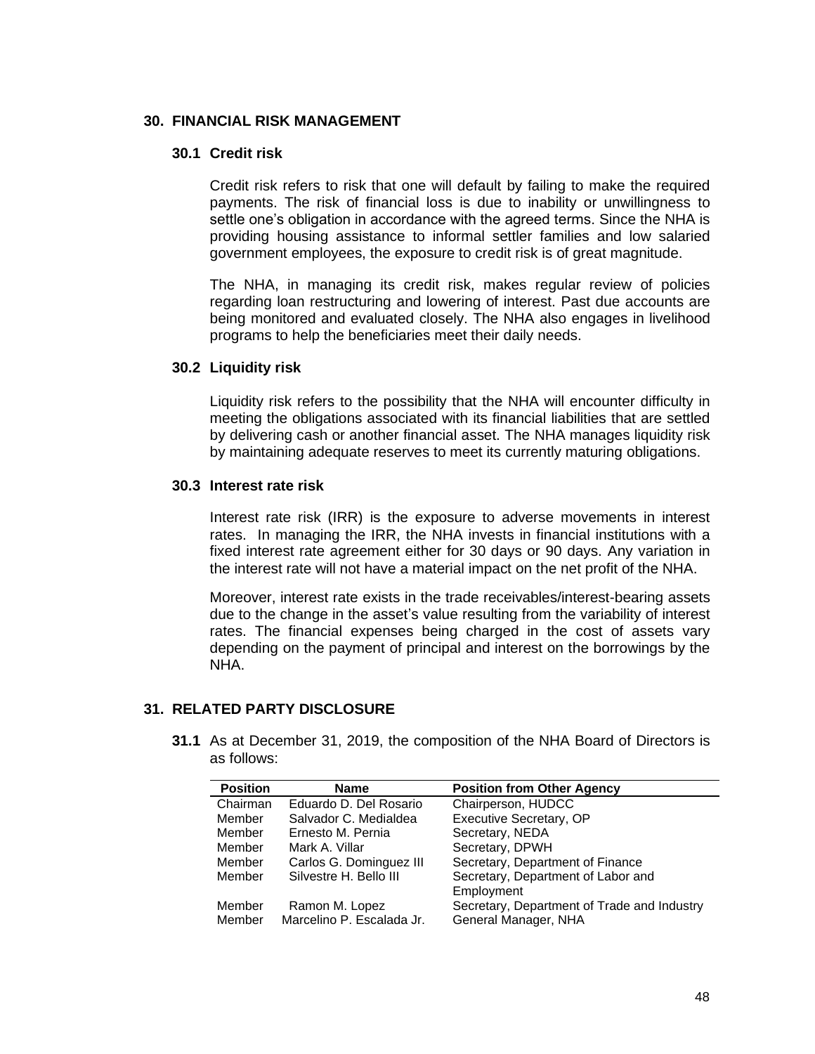## 30. FINANCIAL RISK MANAGEMENT

### 30.1 Credit risk

Credit risk refers to risk that one will default by failing to make the required payments. The risk of financial loss is due to inability or unwillingness to settle one's obligation in accordance with the agreed terms. Since the NHA is providing housing assistance to informal settler families and low salaried government employees, the exposure to credit risk is of great magnitude.

The NHA, in managing its credit risk, makes regular review of policies regarding loan restructuring and lowering of interest. Past due accounts are being monitored and evaluated closely. The NHA also engages in livelihood programs to help the beneficiaries meet their daily needs.

### 30.2 Liquidity risk

Liquidity risk refers to the possibility that the NHA will encounter difficulty in meeting the obligations associated with its financial liabilities that are settled by delivering cash or another financial asset. The NHA manages liquidity risk by maintaining adequate reserves to meet its currently maturing obligations.

### 30.3 Interest rate risk

Interest rate risk (IRR) is the exposure to adverse movements in interest rates. In managing the IRR, the NHA invests in financial institutions with a fixed interest rate agreement either for 30 days or 90 days. Any variation in the interest rate will not have a material impact on the net profit of the NHA.

Moreover, interest rate exists in the trade receivables/interest-bearing assets due to the change in the asset's value resulting from the variability of interest rates. The financial expenses being charged in the cost of assets vary depending on the payment of principal and interest on the borrowings by the NHA.

## 31. RELATED PARTY DISCLOSURE

**31.1** As at December 31, 2019, the composition of the NHA Board of Directors is as follows:

| Position | Name | Position from Other Agency |
|---|---|---|
| Chairman | Eduardo D. Del Rosario | Chairperson, HUDCC |
| Member | Salvador C. Medialdea | Executive Secretary, OP |
| Member | Ernesto M. Pernia | Secretary, NEDA |
| Member | Mark A. Villar | Secretary, DPWH |
| Member | Carlos G. Dominguez III | Secretary, Department of Finance |
| Member | Silvestre H. Bello III | Secretary, Department of Labor and Employment |
| Member | Ramon M. Lopez | Secretary, Department of Trade and Industry |
| Member | Marcelino P. Escalada Jr. | General Manager, NHA |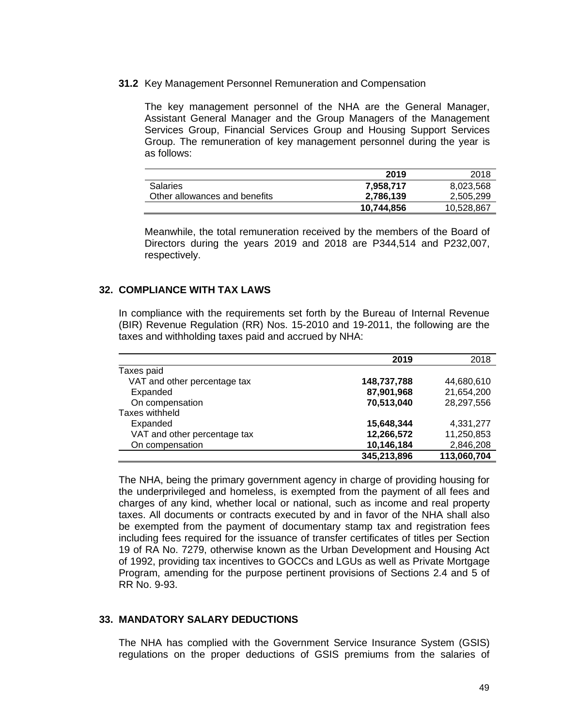**31.2** Key Management Personnel Remuneration and Compensation

The key management personnel of the NHA are the General Manager, Assistant General Manager and the Group Managers of the Management Services Group, Financial Services Group and Housing Support Services Group. The remuneration of key management personnel during the year is as follows:

| | **2019** | 2018 |
|---|---|---|
| Salaries | **7,958,717** | 8,023,568 |
| Other allowances and benefits | **2,786,139** | 2,505,299 |
| | **10,744,856** | 10,528,867 |

Meanwhile, the total remuneration received by the members of the Board of Directors during the years 2019 and 2018 are P344,514 and P232,007, respectively.

## 32. COMPLIANCE WITH TAX LAWS

In compliance with the requirements set forth by the Bureau of Internal Revenue (BIR) Revenue Regulation (RR) Nos. 15-2010 and 19-2011, the following are the taxes and withholding taxes paid and accrued by NHA:

| | **2019** | 2018 |
|---|---|---|
| Taxes paid | | |
| VAT and other percentage tax | **148,737,788** | 44,680,610 |
| Expanded | **87,901,968** | 21,654,200 |
| On compensation | **70,513,040** | 28,297,556 |
| Taxes withheld | | |
| Expanded | **15,648,344** | 4,331,277 |
| VAT and other percentage tax | **12,266,572** | 11,250,853 |
| On compensation | **10,146,184** | 2,846,208 |
| | **345,213,896** | **113,060,704** |

The NHA, being the primary government agency in charge of providing housing for the underprivileged and homeless, is exempted from the payment of all fees and charges of any kind, whether local or national, such as income and real property taxes. All documents or contracts executed by and in favor of the NHA shall also be exempted from the payment of documentary stamp tax and registration fees including fees required for the issuance of transfer certificates of titles per Section 19 of RA No. 7279, otherwise known as the Urban Development and Housing Act of 1992, providing tax incentives to GOCCs and LGUs as well as Private Mortgage Program, amending for the purpose pertinent provisions of Sections 2.4 and 5 of RR No. 9-93.

## 33. MANDATORY SALARY DEDUCTIONS

The NHA has complied with the Government Service Insurance System (GSIS) regulations on the proper deductions of GSIS premiums from the salaries of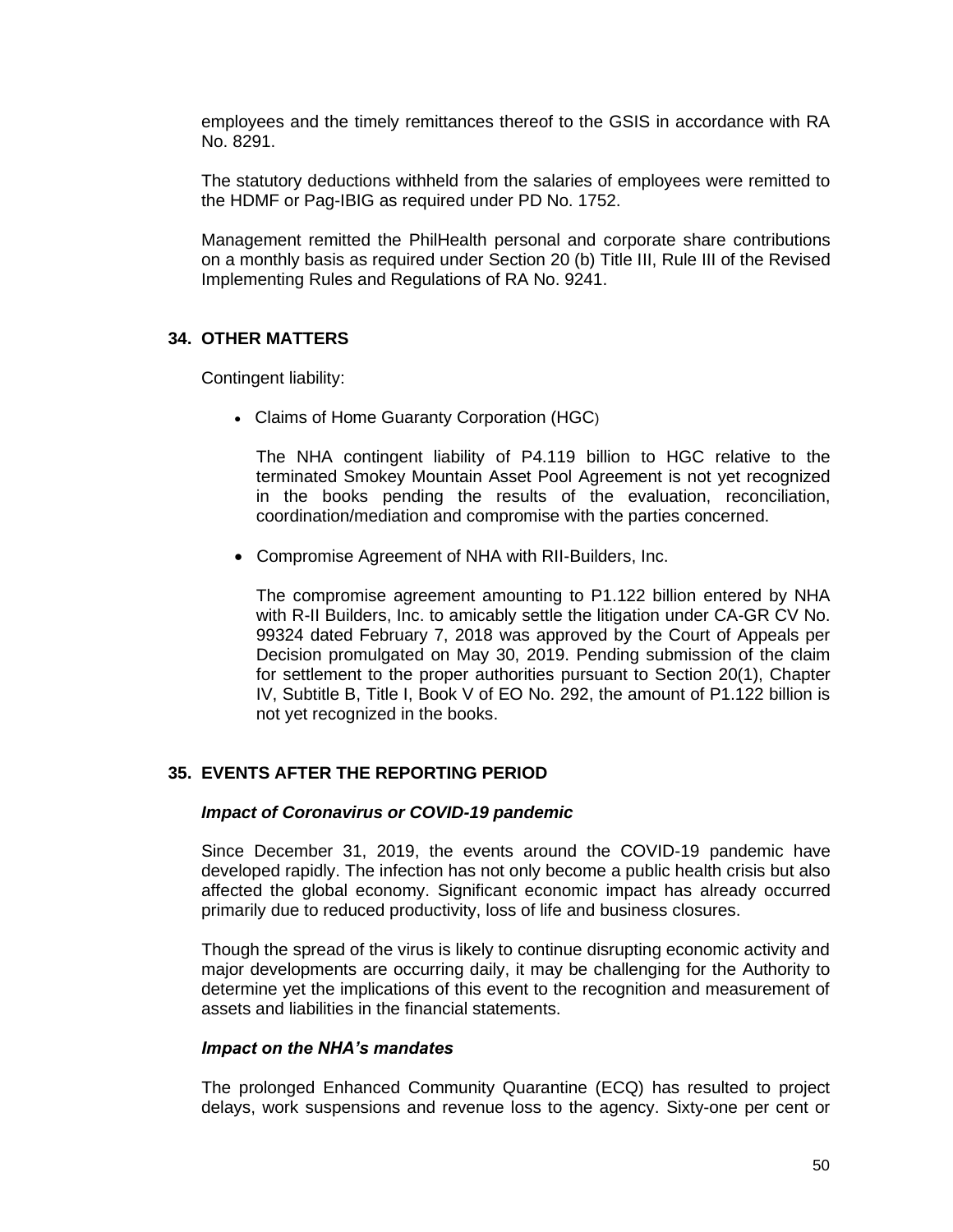employees and the timely remittances thereof to the GSIS in accordance with RA No. 8291.

The statutory deductions withheld from the salaries of employees were remitted to the HDMF or Pag-IBIG as required under PD No. 1752.

Management remitted the PhilHealth personal and corporate share contributions on a monthly basis as required under Section 20 (b) Title III, Rule III of the Revised Implementing Rules and Regulations of RA No. 9241.

## 34. OTHER MATTERS

Contingent liability:

- Claims of Home Guaranty Corporation (HGC)

  The NHA contingent liability of P4.119 billion to HGC relative to the terminated Smokey Mountain Asset Pool Agreement is not yet recognized in the books pending the results of the evaluation, reconciliation, coordination/mediation and compromise with the parties concerned.

- Compromise Agreement of NHA with RII-Builders, Inc.

  The compromise agreement amounting to P1.122 billion entered by NHA with R-II Builders, Inc. to amicably settle the litigation under CA-GR CV No. 99324 dated February 7, 2018 was approved by the Court of Appeals per Decision promulgated on May 30, 2019. Pending submission of the claim for settlement to the proper authorities pursuant to Section 20(1), Chapter IV, Subtitle B, Title I, Book V of EO No. 292, the amount of P1.122 billion is not yet recognized in the books.

## 35. EVENTS AFTER THE REPORTING PERIOD

### *Impact of Coronavirus or COVID-19 pandemic*

Since December 31, 2019, the events around the COVID-19 pandemic have developed rapidly. The infection has not only become a public health crisis but also affected the global economy. Significant economic impact has already occurred primarily due to reduced productivity, loss of life and business closures.

Though the spread of the virus is likely to continue disrupting economic activity and major developments are occurring daily, it may be challenging for the Authority to determine yet the implications of this event to the recognition and measurement of assets and liabilities in the financial statements.

### *Impact on the NHA's mandates*

The prolonged Enhanced Community Quarantine (ECQ) has resulted to project delays, work suspensions and revenue loss to the agency. Sixty-one per cent or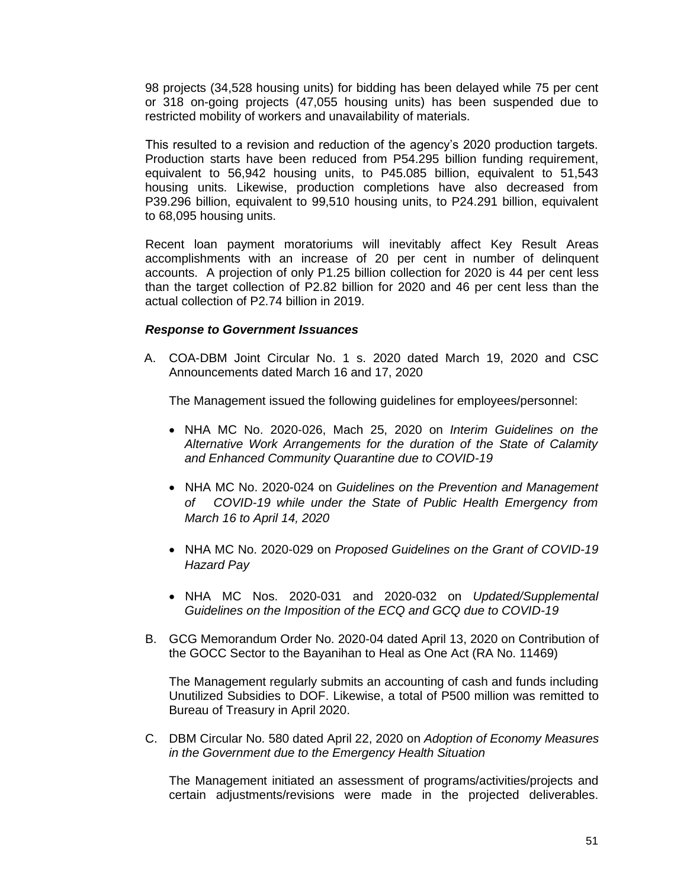98 projects (34,528 housing units) for bidding has been delayed while 75 per cent or 318 on-going projects (47,055 housing units) has been suspended due to restricted mobility of workers and unavailability of materials.

This resulted to a revision and reduction of the agency's 2020 production targets. Production starts have been reduced from P54.295 billion funding requirement, equivalent to 56,942 housing units, to P45.085 billion, equivalent to 51,543 housing units. Likewise, production completions have also decreased from P39.296 billion, equivalent to 99,510 housing units, to P24.291 billion, equivalent to 68,095 housing units.

Recent loan payment moratoriums will inevitably affect Key Result Areas accomplishments with an increase of 20 per cent in number of delinquent accounts. A projection of only P1.25 billion collection for 2020 is 44 per cent less than the target collection of P2.82 billion for 2020 and 46 per cent less than the actual collection of P2.74 billion in 2019.

***Response to Government Issuances***

A. COA-DBM Joint Circular No. 1 s. 2020 dated March 19, 2020 and CSC Announcements dated March 16 and 17, 2020

   The Management issued the following guidelines for employees/personnel:

   - NHA MC No. 2020-026, Mach 25, 2020 on *Interim Guidelines on the Alternative Work Arrangements for the duration of the State of Calamity and Enhanced Community Quarantine due to COVID-19*
   - NHA MC No. 2020-024 on *Guidelines on the Prevention and Management of COVID-19 while under the State of Public Health Emergency from March 16 to April 14, 2020*
   - NHA MC No. 2020-029 on *Proposed Guidelines on the Grant of COVID-19 Hazard Pay*
   - NHA MC Nos. 2020-031 and 2020-032 on *Updated/Supplemental Guidelines on the Imposition of the ECQ and GCQ due to COVID-19*

B. GCG Memorandum Order No. 2020-04 dated April 13, 2020 on Contribution of the GOCC Sector to the Bayanihan to Heal as One Act (RA No. 11469)

   The Management regularly submits an accounting of cash and funds including Unutilized Subsidies to DOF. Likewise, a total of P500 million was remitted to Bureau of Treasury in April 2020.

C. DBM Circular No. 580 dated April 22, 2020 on *Adoption of Economy Measures in the Government due to the Emergency Health Situation*

   The Management initiated an assessment of programs/activities/projects and certain adjustments/revisions were made in the projected deliverables.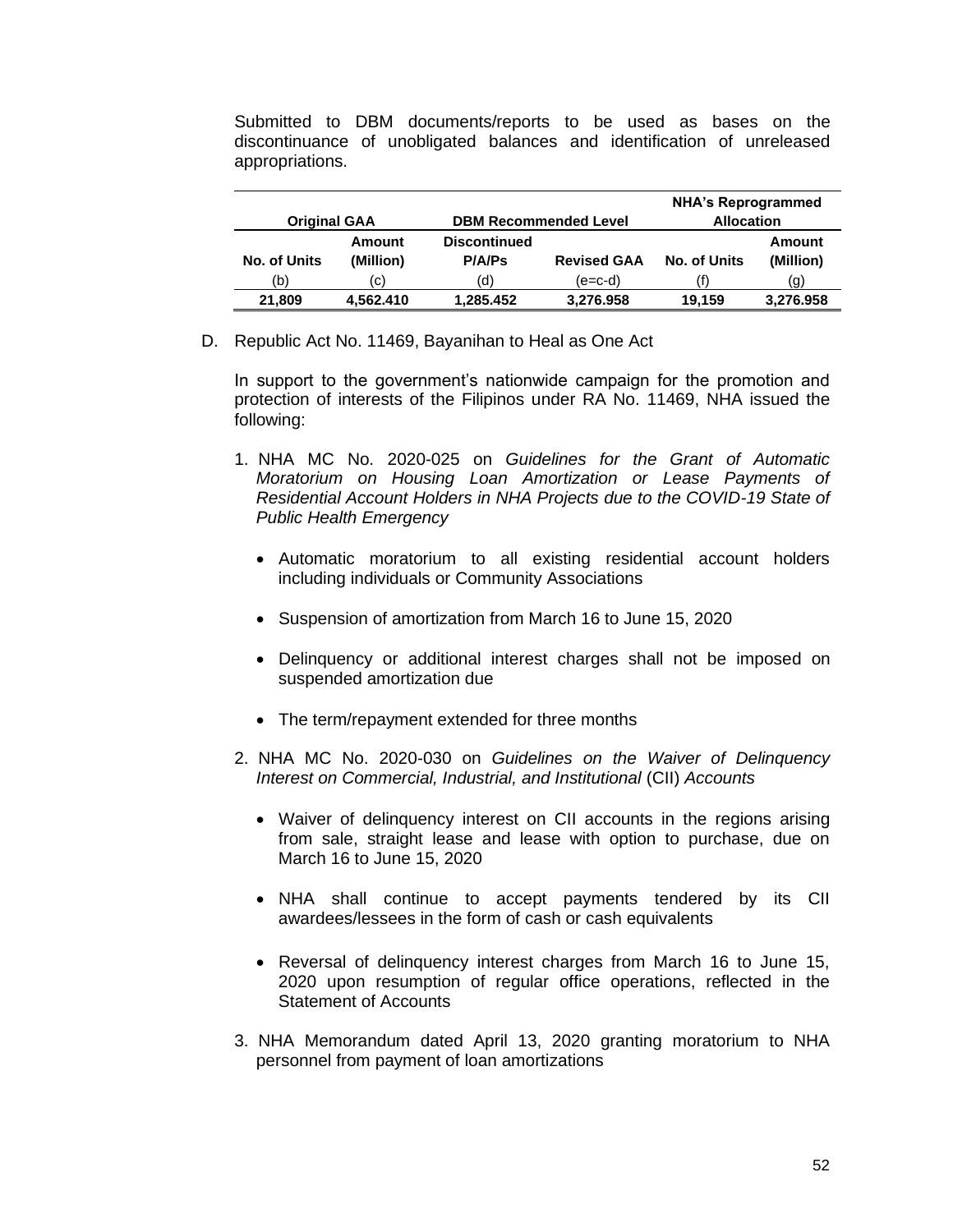Submitted to DBM documents/reports to be used as bases on the discontinuance of unobligated balances and identification of unreleased appropriations.

| Original GAA | | DBM Recommended Level | | NHA's Reprogrammed Allocation | |
|---|---|---|---|---|---|
| No. of Units | Amount (Million) | Discontinued P/A/Ps | Revised GAA | No. of Units | Amount (Million) |
| (b) | (c) | (d) | (e=c-d) | (f) | (g) |
| **21,809** | **4,562.410** | **1,285.452** | **3,276.958** | **19,159** | **3,276.958** |

D. Republic Act No. 11469, Bayanihan to Heal as One Act

In support to the government's nationwide campaign for the promotion and protection of interests of the Filipinos under RA No. 11469, NHA issued the following:

1. NHA MC No. 2020-025 on *Guidelines for the Grant of Automatic Moratorium on Housing Loan Amortization or Lease Payments of Residential Account Holders in NHA Projects due to the COVID-19 State of Public Health Emergency*

   - Automatic moratorium to all existing residential account holders including individuals or Community Associations
   - Suspension of amortization from March 16 to June 15, 2020
   - Delinquency or additional interest charges shall not be imposed on suspended amortization due
   - The term/repayment extended for three months

2. NHA MC No. 2020-030 on *Guidelines on the Waiver of Delinquency Interest on Commercial, Industrial, and Institutional* (CII) *Accounts*

   - Waiver of delinquency interest on CII accounts in the regions arising from sale, straight lease and lease with option to purchase, due on March 16 to June 15, 2020
   - NHA shall continue to accept payments tendered by its CII awardees/lessees in the form of cash or cash equivalents
   - Reversal of delinquency interest charges from March 16 to June 15, 2020 upon resumption of regular office operations, reflected in the Statement of Accounts

3. NHA Memorandum dated April 13, 2020 granting moratorium to NHA personnel from payment of loan amortizations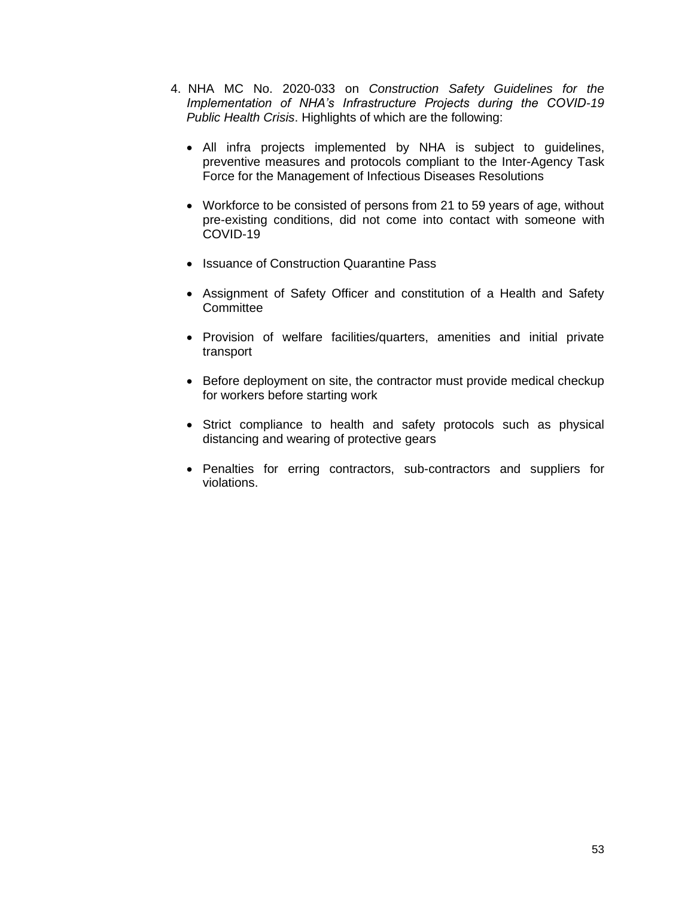4. NHA MC No. 2020-033 on *Construction Safety Guidelines for the Implementation of NHA's Infrastructure Projects during the COVID-19 Public Health Crisis*. Highlights of which are the following:

   - All infra projects implemented by NHA is subject to guidelines, preventive measures and protocols compliant to the Inter-Agency Task Force for the Management of Infectious Diseases Resolutions

   - Workforce to be consisted of persons from 21 to 59 years of age, without pre-existing conditions, did not come into contact with someone with COVID-19

   - Issuance of Construction Quarantine Pass

   - Assignment of Safety Officer and constitution of a Health and Safety Committee

   - Provision of welfare facilities/quarters, amenities and initial private transport

   - Before deployment on site, the contractor must provide medical checkup for workers before starting work

   - Strict compliance to health and safety protocols such as physical distancing and wearing of protective gears

   - Penalties for erring contractors, sub-contractors and suppliers for violations.